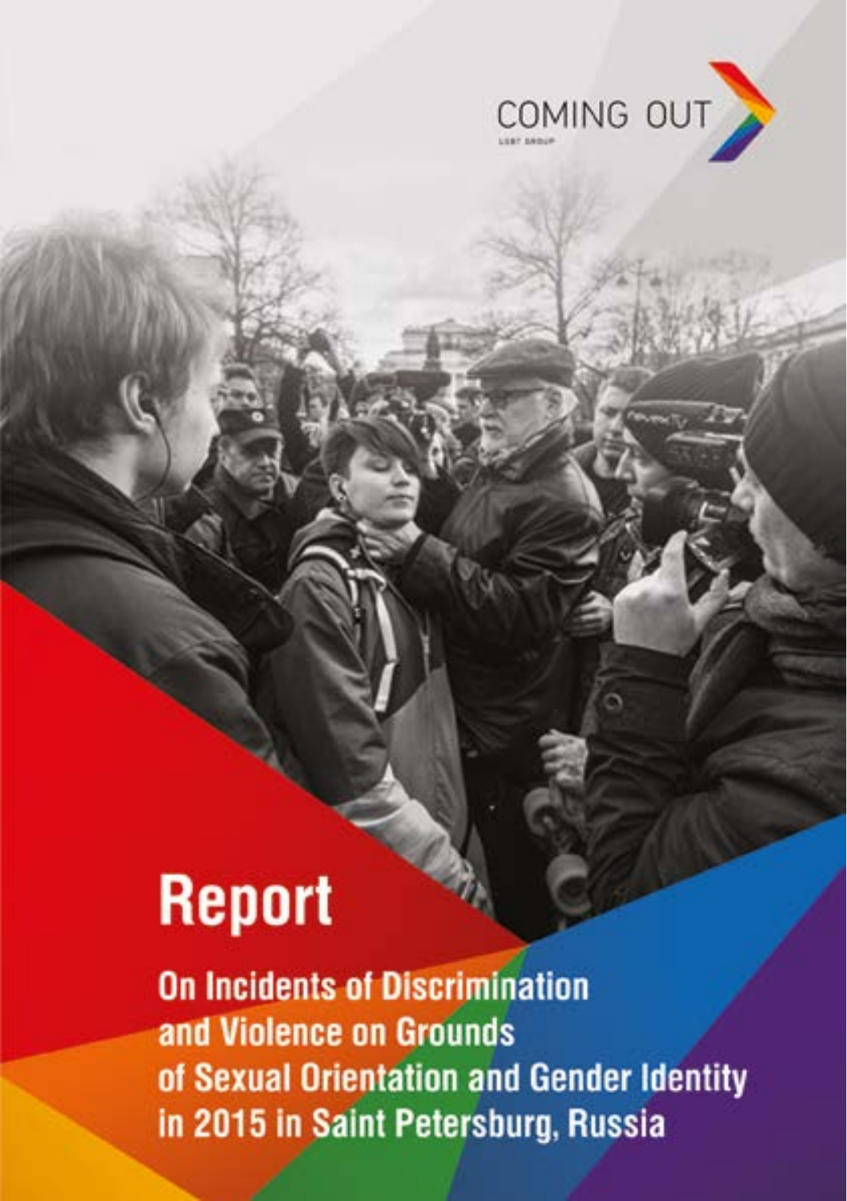COMING OUT

LGBT GROUP

# Report

## On Incidents of Discrimination and Violence on Grounds of Sexual Orientation and Gender Identity in 2015 in Saint Petersburg, Russia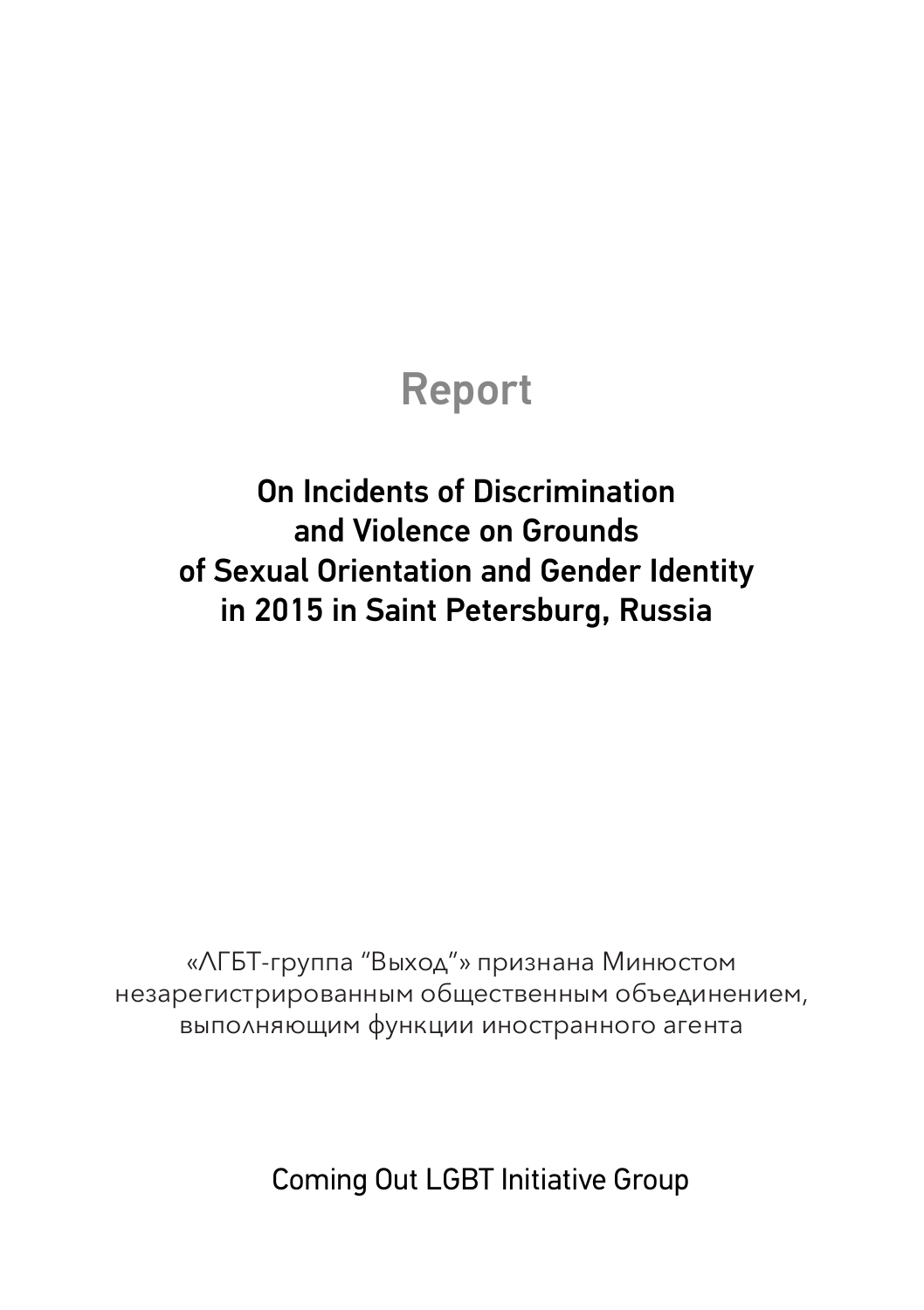# Report

## On Incidents of Discrimination and Violence on Grounds of Sexual Orientation and Gender Identity in 2015 in Saint Petersburg, Russia

«ЛГБТ-группа "Выход"» признана Минюстом незарегистрированным общественным объединением, выполняющим функции иностранного агента

Coming Out LGBT Initiative Group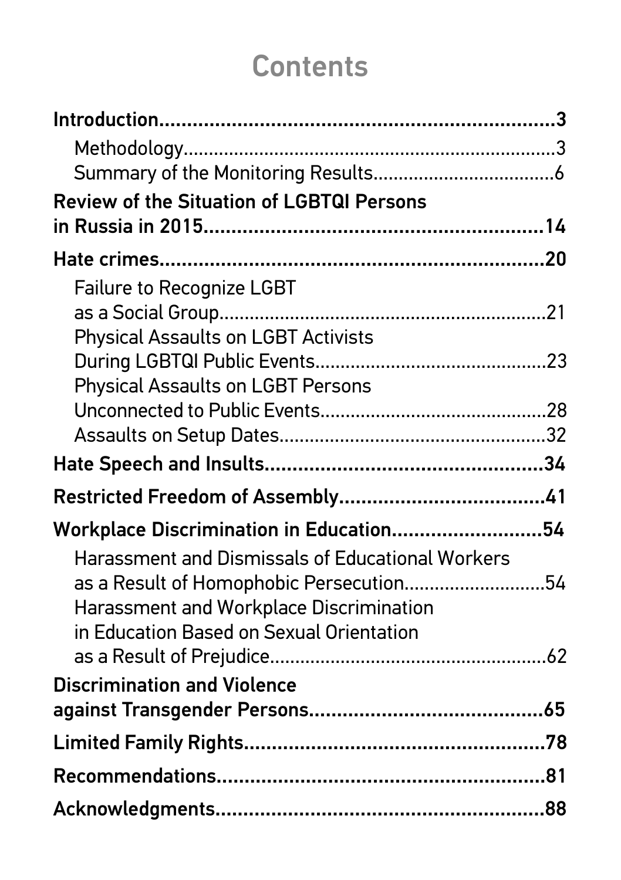# Contents

**Introduction....................................................................3**

- Methodology....................................................................3
- Summary of the Monitoring Results....................................6

**Review of the Situation of LGBTQI Persons in Russia in 2015....................................................................14**

**Hate crimes....................................................................20**

- Failure to Recognize LGBT as a Social Group....................................................................21
- Physical Assaults on LGBT Activists During LGBTQI Public Events....................................23
- Physical Assaults on LGBT Persons Unconnected to Public Events....................................28
- Assaults on Setup Dates....................................................................32

**Hate Speech and Insults....................................................................34**

**Restricted Freedom of Assembly....................................................................41**

**Workplace Discrimination in Education....................................................................54**

- Harassment and Dismissals of Educational Workers as a Result of Homophobic Persecution....................................54
- Harassment and Workplace Discrimination in Education Based on Sexual Orientation as a Result of Prejudice....................................................................62

**Discrimination and Violence against Transgender Persons....................................................................65**

**Limited Family Rights....................................................................78**

**Recommendations....................................................................81**

**Acknowledgments....................................................................88**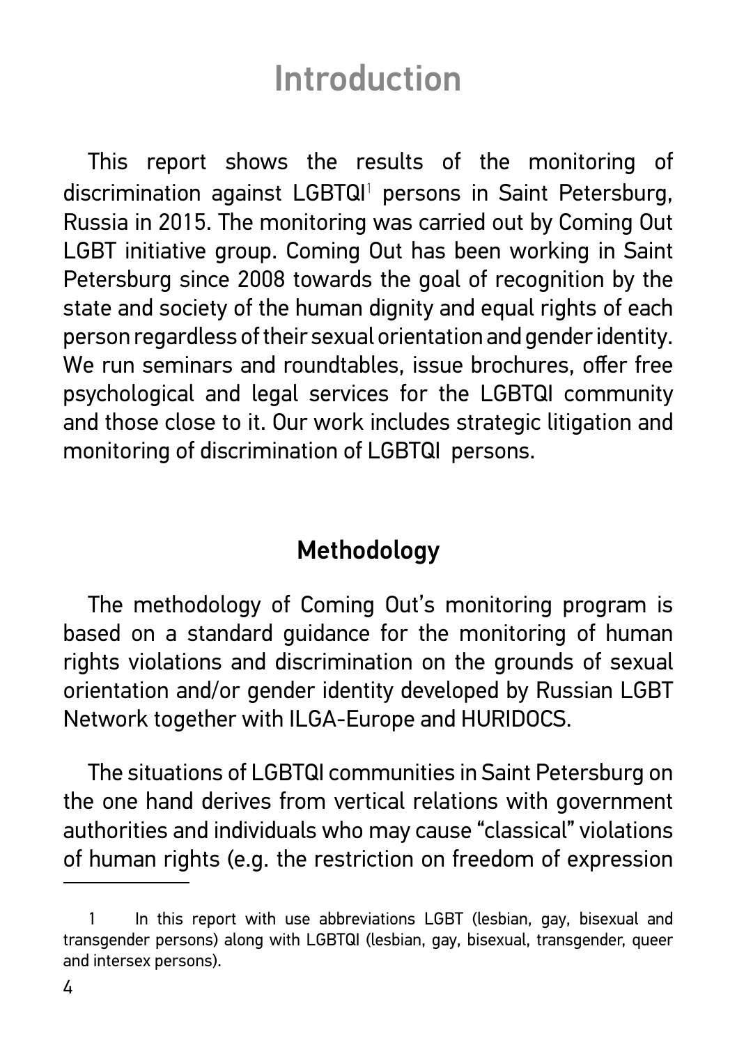# Introduction

This report shows the results of the monitoring of discrimination against LGBTQI[1] persons in Saint Petersburg, Russia in 2015. The monitoring was carried out by Coming Out LGBT initiative group. Coming Out has been working in Saint Petersburg since 2008 towards the goal of recognition by the state and society of the human dignity and equal rights of each person regardless of their sexual orientation and gender identity. We run seminars and roundtables, issue brochures, offer free psychological and legal services for the LGBTQI community and those close to it. Our work includes strategic litigation and monitoring of discrimination of LGBTQI persons.

## Methodology

The methodology of Coming Out's monitoring program is based on a standard guidance for the monitoring of human rights violations and discrimination on the grounds of sexual orientation and/or gender identity developed by Russian LGBT Network together with ILGA-Europe and HURIDOCS.

The situations of LGBTQI communities in Saint Petersburg on the one hand derives from vertical relations with government authorities and individuals who may cause "classical" violations of human rights (e.g. the restriction on freedom of expression

---

1 In this report with use abbreviations LGBT (lesbian, gay, bisexual and transgender persons) along with LGBTQI (lesbian, gay, bisexual, transgender, queer and intersex persons).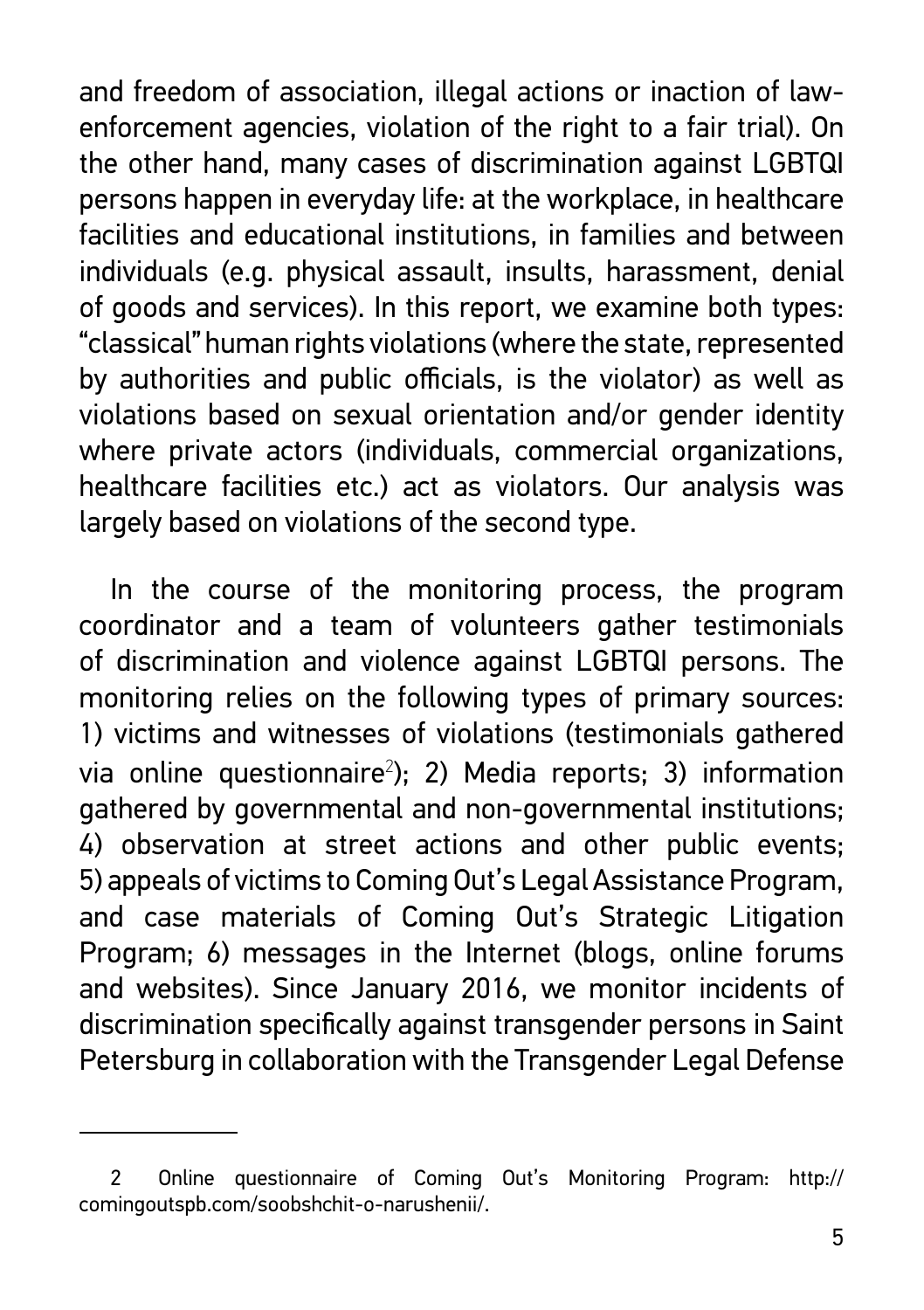and freedom of association, illegal actions or inaction of law-enforcement agencies, violation of the right to a fair trial). On the other hand, many cases of discrimination against LGBTQI persons happen in everyday life: at the workplace, in healthcare facilities and educational institutions, in families and between individuals (e.g. physical assault, insults, harassment, denial of goods and services). In this report, we examine both types: "classical" human rights violations (where the state, represented by authorities and public officials, is the violator) as well as violations based on sexual orientation and/or gender identity where private actors (individuals, commercial organizations, healthcare facilities etc.) act as violators. Our analysis was largely based on violations of the second type.

In the course of the monitoring process, the program coordinator and a team of volunteers gather testimonials of discrimination and violence against LGBTQI persons. The monitoring relies on the following types of primary sources: 1) victims and witnesses of violations (testimonials gathered via online questionnaire[2]); 2) Media reports; 3) information gathered by governmental and non-governmental institutions; 4) observation at street actions and other public events; 5) appeals of victims to Coming Out's Legal Assistance Program, and case materials of Coming Out's Strategic Litigation Program; 6) messages in the Internet (blogs, online forums and websites). Since January 2016, we monitor incidents of discrimination specifically against transgender persons in Saint Petersburg in collaboration with the Transgender Legal Defense

---

2 Online questionnaire of Coming Out's Monitoring Program: http://comingoutspb.com/soobshchit-o-narushenii/.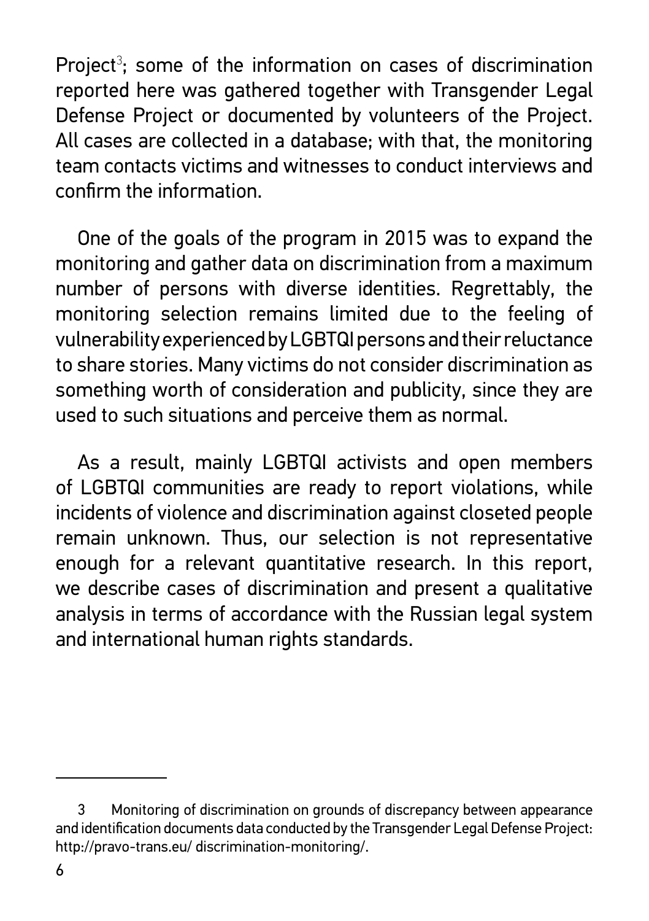Project[3]; some of the information on cases of discrimination reported here was gathered together with Transgender Legal Defense Project or documented by volunteers of the Project. All cases are collected in a database; with that, the monitoring team contacts victims and witnesses to conduct interviews and confirm the information.

One of the goals of the program in 2015 was to expand the monitoring and gather data on discrimination from a maximum number of persons with diverse identities. Regrettably, the monitoring selection remains limited due to the feeling of vulnerability experienced by LGBTQI persons and their reluctance to share stories. Many victims do not consider discrimination as something worth of consideration and publicity, since they are used to such situations and perceive them as normal.

As a result, mainly LGBTQI activists and open members of LGBTQI communities are ready to report violations, while incidents of violence and discrimination against closeted people remain unknown. Thus, our selection is not representative enough for a relevant quantitative research. In this report, we describe cases of discrimination and present a qualitative analysis in terms of accordance with the Russian legal system and international human rights standards.

---

3 Monitoring of discrimination on grounds of discrepancy between appearance and identification documents data conducted by the Transgender Legal Defense Project: http://pravo-trans.eu/ discrimination-monitoring/.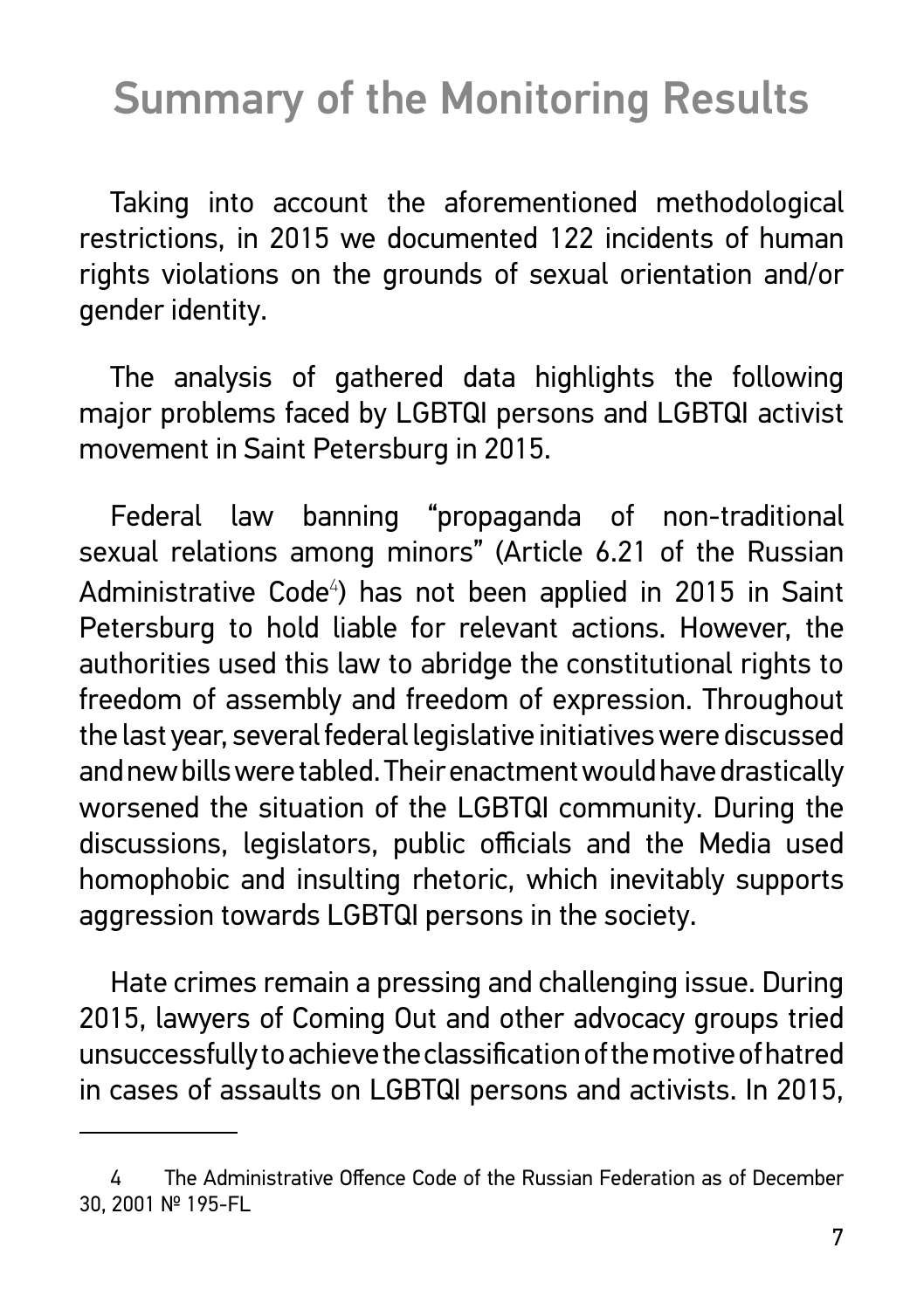# Summary of the Monitoring Results

Taking into account the aforementioned methodological restrictions, in 2015 we documented 122 incidents of human rights violations on the grounds of sexual orientation and/or gender identity.

The analysis of gathered data highlights the following major problems faced by LGBTQI persons and LGBTQI activist movement in Saint Petersburg in 2015.

Federal law banning "propaganda of non-traditional sexual relations among minors" (Article 6.21 of the Russian Administrative Code[4]) has not been applied in 2015 in Saint Petersburg to hold liable for relevant actions. However, the authorities used this law to abridge the constitutional rights to freedom of assembly and freedom of expression. Throughout the last year, several federal legislative initiatives were discussed and new bills were tabled. Their enactment would have drastically worsened the situation of the LGBTQI community. During the discussions, legislators, public officials and the Media used homophobic and insulting rhetoric, which inevitably supports aggression towards LGBTQI persons in the society.

Hate crimes remain a pressing and challenging issue. During 2015, lawyers of Coming Out and other advocacy groups tried unsuccessfully to achieve the classification of the motive of hatred in cases of assaults on LGBTQI persons and activists. In 2015,

---

4 The Administrative Offence Code of the Russian Federation as of December 30, 2001 № 195-FL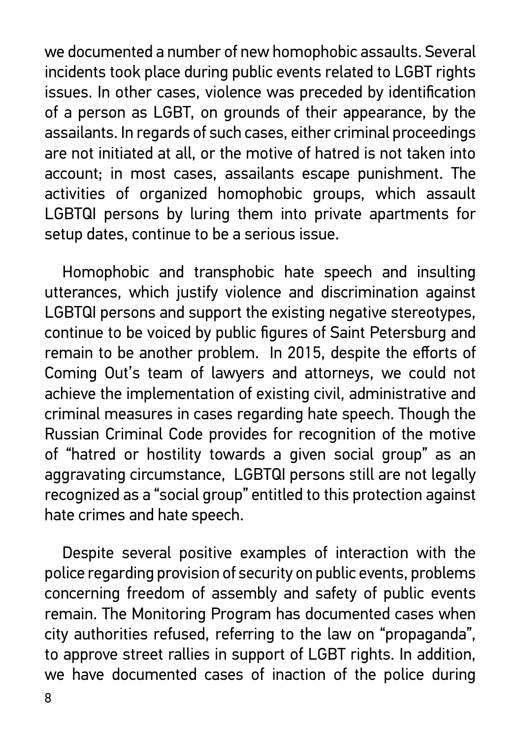we documented a number of new homophobic assaults. Several incidents took place during public events related to LGBT rights issues. In other cases, violence was preceded by identification of a person as LGBT, on grounds of their appearance, by the assailants. In regards of such cases, either criminal proceedings are not initiated at all, or the motive of hatred is not taken into account; in most cases, assailants escape punishment. The activities of organized homophobic groups, which assault LGBTQI persons by luring them into private apartments for setup dates, continue to be a serious issue.

Homophobic and transphobic hate speech and insulting utterances, which justify violence and discrimination against LGBTQI persons and support the existing negative stereotypes, continue to be voiced by public figures of Saint Petersburg and remain to be another problem. In 2015, despite the efforts of Coming Out's team of lawyers and attorneys, we could not achieve the implementation of existing civil, administrative and criminal measures in cases regarding hate speech. Though the Russian Criminal Code provides for recognition of the motive of "hatred or hostility towards a given social group" as an aggravating circumstance, LGBTQI persons still are not legally recognized as a "social group" entitled to this protection against hate crimes and hate speech.

Despite several positive examples of interaction with the police regarding provision of security on public events, problems concerning freedom of assembly and safety of public events remain. The Monitoring Program has documented cases when city authorities refused, referring to the law on "propaganda", to approve street rallies in support of LGBT rights. In addition, we have documented cases of inaction of the police during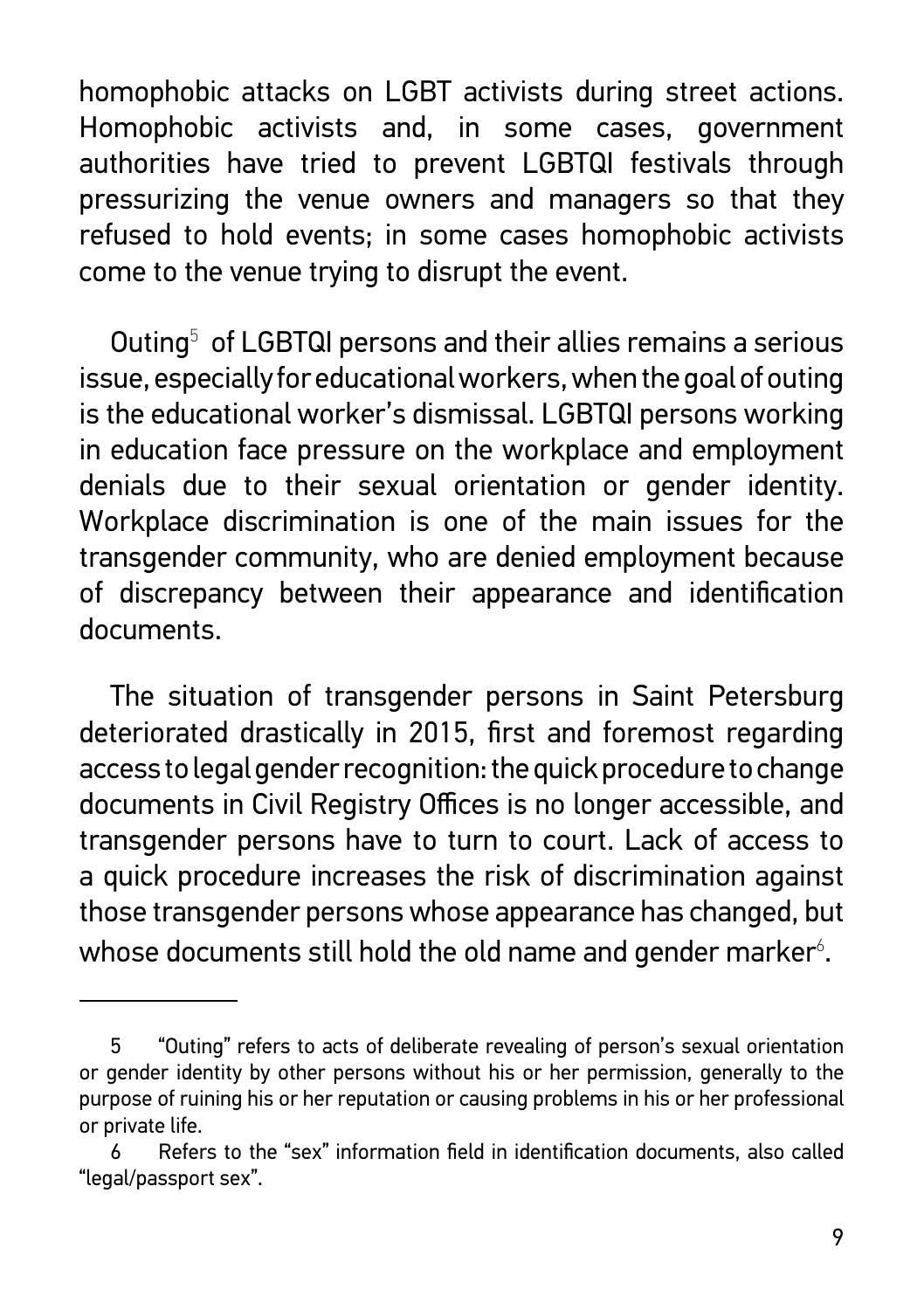homophobic attacks on LGBT activists during street actions. Homophobic activists and, in some cases, government authorities have tried to prevent LGBTQI festivals through pressurizing the venue owners and managers so that they refused to hold events; in some cases homophobic activists come to the venue trying to disrupt the event.

Outing[5] of LGBTQI persons and their allies remains a serious issue, especially for educational workers, when the goal of outing is the educational worker's dismissal. LGBTQI persons working in education face pressure on the workplace and employment denials due to their sexual orientation or gender identity. Workplace discrimination is one of the main issues for the transgender community, who are denied employment because of discrepancy between their appearance and identification documents.

The situation of transgender persons in Saint Petersburg deteriorated drastically in 2015, first and foremost regarding access to legal gender recognition: the quick procedure to change documents in Civil Registry Offices is no longer accessible, and transgender persons have to turn to court. Lack of access to a quick procedure increases the risk of discrimination against those transgender persons whose appearance has changed, but whose documents still hold the old name and gender marker[6].

---

5 "Outing" refers to acts of deliberate revealing of person's sexual orientation or gender identity by other persons without his or her permission, generally to the purpose of ruining his or her reputation or causing problems in his or her professional or private life.

6 Refers to the "sex" information field in identification documents, also called "legal/passport sex".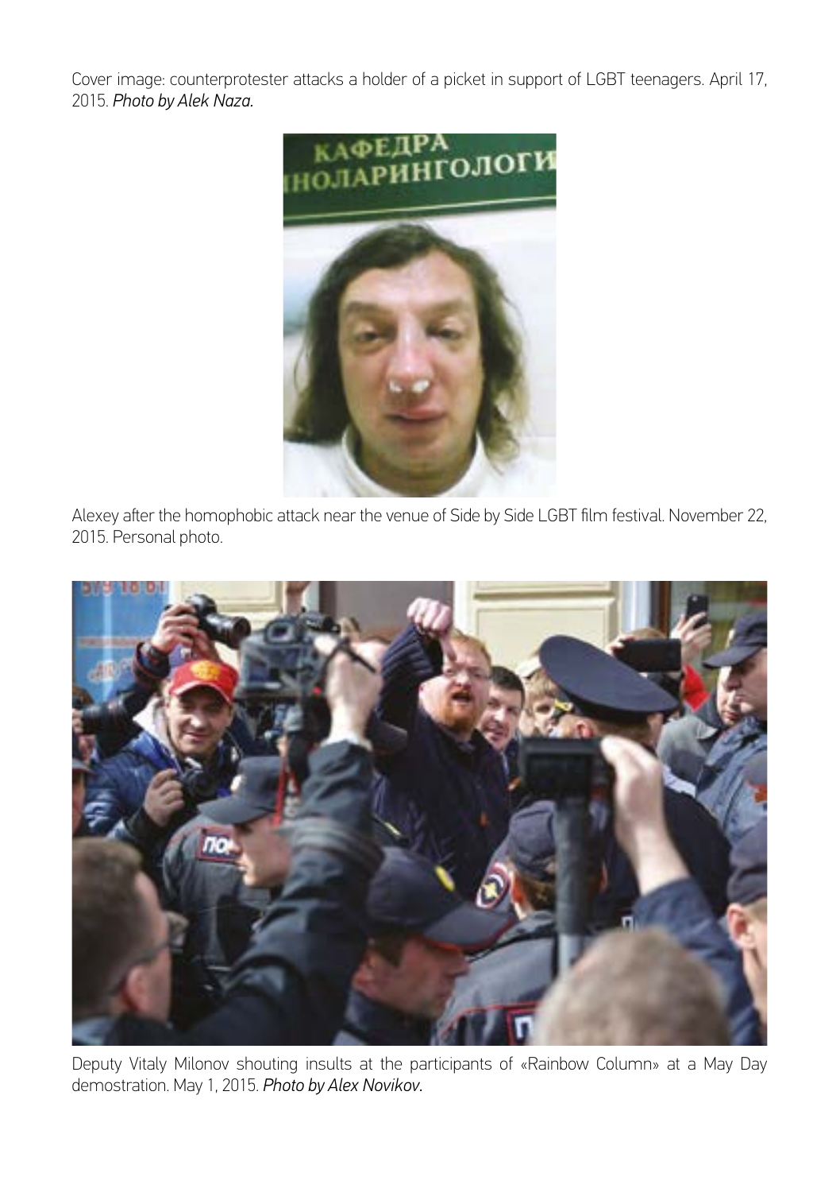Cover image: counterprotester attacks a holder of a picket in support of LGBT teenagers. April 17, 2015. *Photo by Alek Naza.*

Alexey after the homophobic attack near the venue of Side by Side LGBT film festival. November 22, 2015. Personal photo.

Deputy Vitaly Milonov shouting insults at the participants of «Rainbow Column» at a May Day demostration. May 1, 2015. *Photo by Alex Novikov.*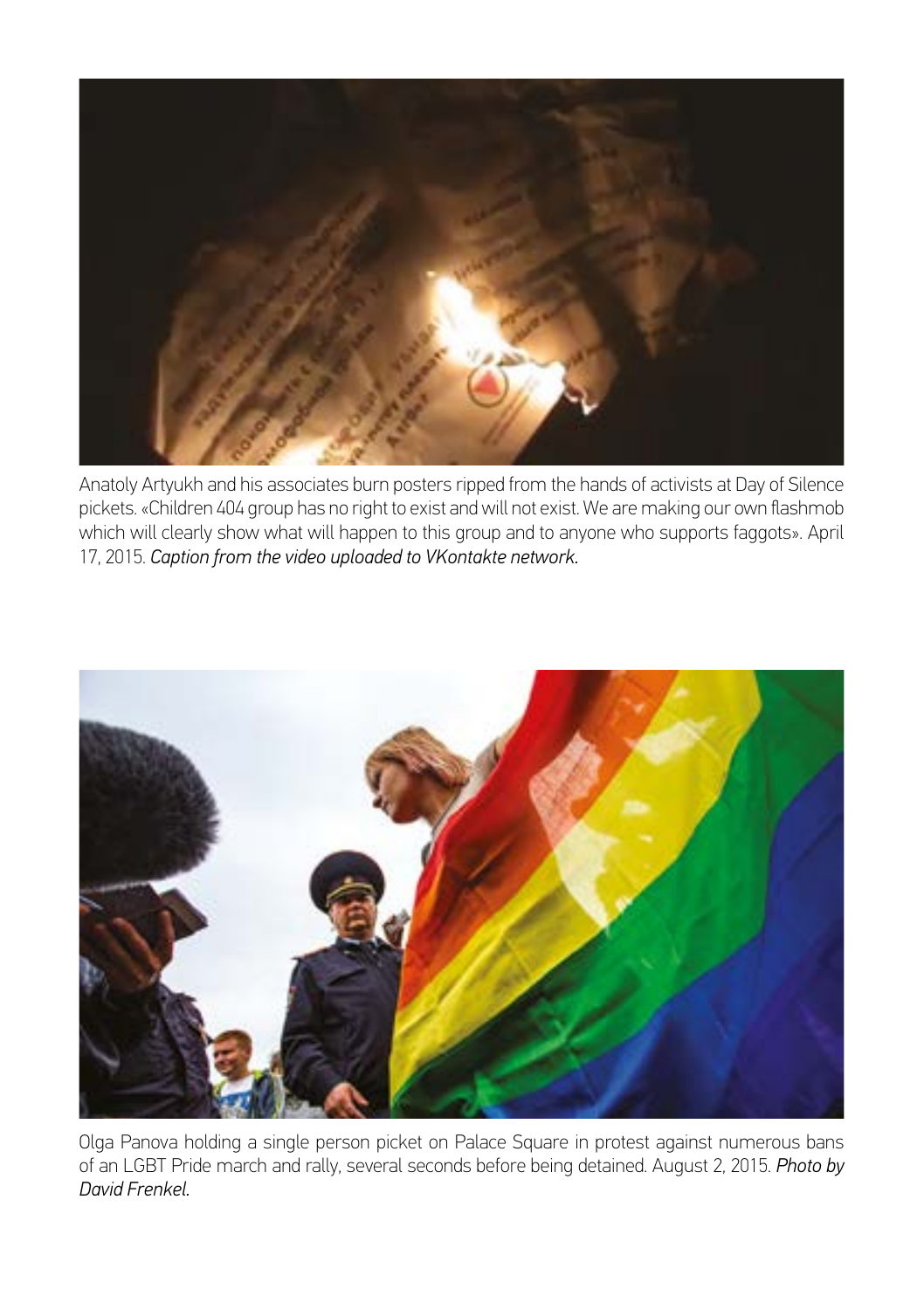Anatoly Artyukh and his associates burn posters ripped from the hands of activists at Day of Silence pickets. «Children 404 group has no right to exist and will not exist. We are making our own flashmob which will clearly show what will happen to this group and to anyone who supports faggots». April 17, 2015. *Caption from the video uploaded to VKontakte network.*

Olga Panova holding a single person picket on Palace Square in protest against numerous bans of an LGBT Pride march and rally, several seconds before being detained. August 2, 2015. *Photo by David Frenkel.*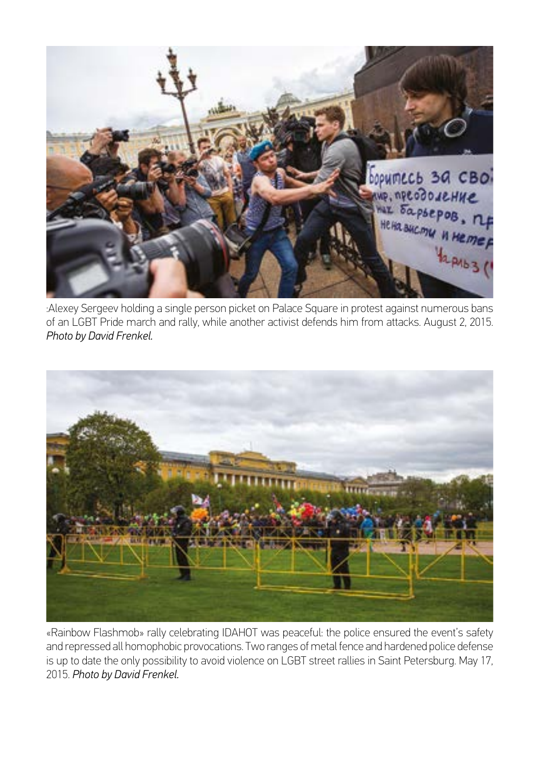:Alexey Sergeev holding a single person picket on Palace Square in protest against numerous bans of an LGBT Pride march and rally, while another activist defends him from attacks. August 2, 2015. *Photo by David Frenkel.*

«Rainbow Flashmob» rally celebrating IDAHOT was peaceful: the police ensured the event's safety and repressed all homophobic provocations. Two ranges of metal fence and hardened police defense is up to date the only possibility to avoid violence on LGBT street rallies in Saint Petersburg. May 17, 2015. *Photo by David Frenkel.*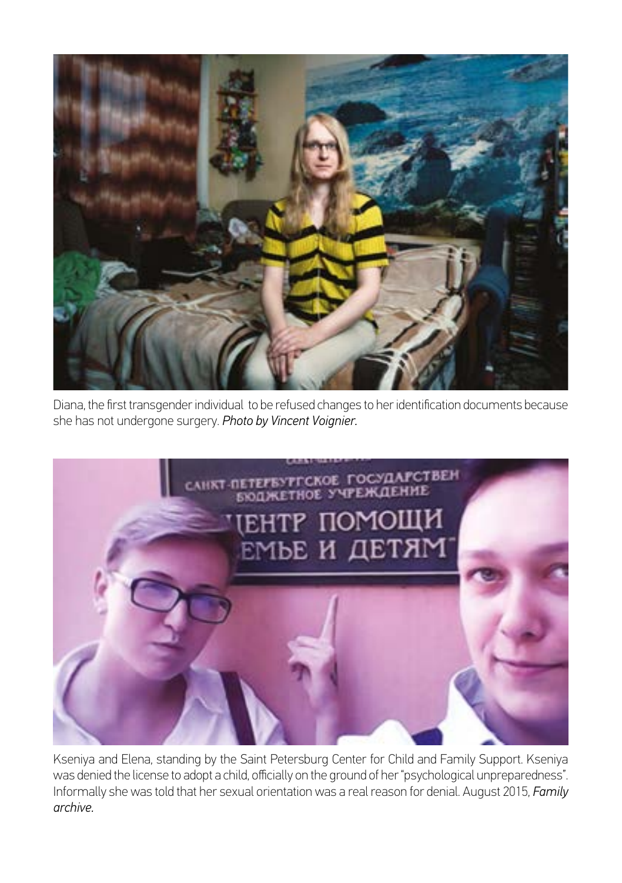Diana, the first transgender individual to be refused changes to her identification documents because she has not undergone surgery. *Photo by Vincent Voignier.*

Kseniya and Elena, standing by the Saint Petersburg Center for Child and Family Support. Kseniya was denied the license to adopt a child, officially on the ground of her "psychological unpreparedness". Informally she was told that her sexual orientation was a real reason for denial. August 2015, *Family archive.*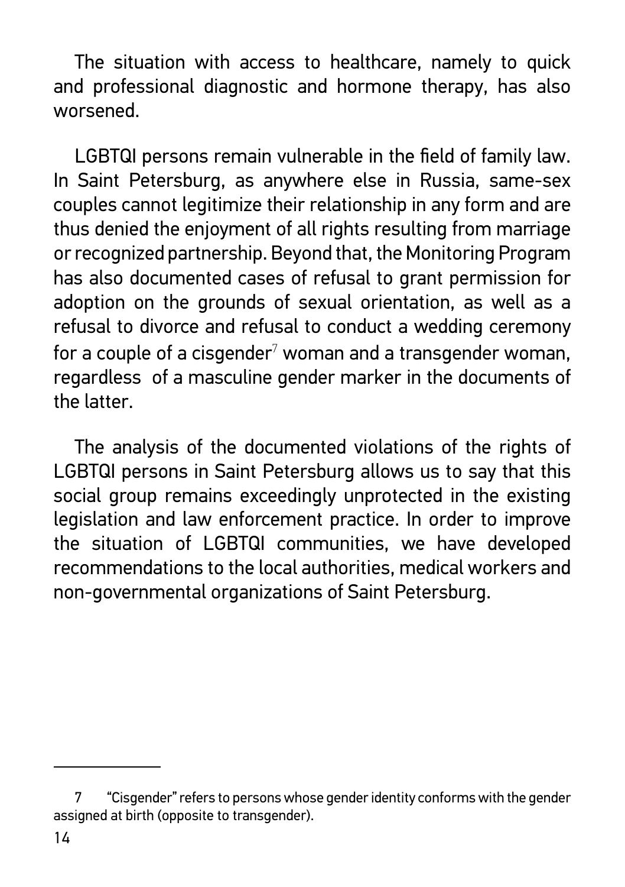The situation with access to healthcare, namely to quick and professional diagnostic and hormone therapy, has also worsened.

LGBTQI persons remain vulnerable in the field of family law. In Saint Petersburg, as anywhere else in Russia, same-sex couples cannot legitimize their relationship in any form and are thus denied the enjoyment of all rights resulting from marriage or recognized partnership. Beyond that, the Monitoring Program has also documented cases of refusal to grant permission for adoption on the grounds of sexual orientation, as well as a refusal to divorce and refusal to conduct a wedding ceremony for a couple of a cisgender[7] woman and a transgender woman, regardless of a masculine gender marker in the documents of the latter.

The analysis of the documented violations of the rights of LGBTQI persons in Saint Petersburg allows us to say that this social group remains exceedingly unprotected in the existing legislation and law enforcement practice. In order to improve the situation of LGBTQI communities, we have developed recommendations to the local authorities, medical workers and non-governmental organizations of Saint Petersburg.

---

7 "Cisgender" refers to persons whose gender identity conforms with the gender assigned at birth (opposite to transgender).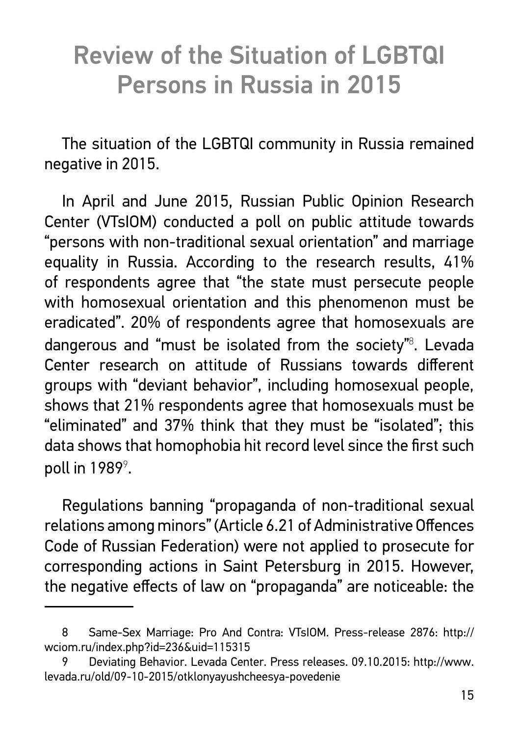# Review of the Situation of LGBTQI Persons in Russia in 2015

The situation of the LGBTQI community in Russia remained negative in 2015.

In April and June 2015, Russian Public Opinion Research Center (VTsIOM) conducted a poll on public attitude towards "persons with non-traditional sexual orientation" and marriage equality in Russia. According to the research results, 41% of respondents agree that "the state must persecute people with homosexual orientation and this phenomenon must be eradicated". 20% of respondents agree that homosexuals are dangerous and "must be isolated from the society"[8]. Levada Center research on attitude of Russians towards different groups with "deviant behavior", including homosexual people, shows that 21% respondents agree that homosexuals must be "eliminated" and 37% think that they must be "isolated"; this data shows that homophobia hit record level since the first such poll in 1989[9].

Regulations banning "propaganda of non-traditional sexual relations among minors" (Article 6.21 of Administrative Offences Code of Russian Federation) were not applied to prosecute for corresponding actions in Saint Petersburg in 2015. However, the negative effects of law on "propaganda" are noticeable: the

---

8 Same-Sex Marriage: Pro And Contra: VTsIOM. Press-release 2876: http://wciom.ru/index.php?id=236&uid=115315

9 Deviating Behavior. Levada Center. Press releases. 09.10.2015: http://www.levada.ru/old/09-10-2015/otklonyayushcheesya-povedenie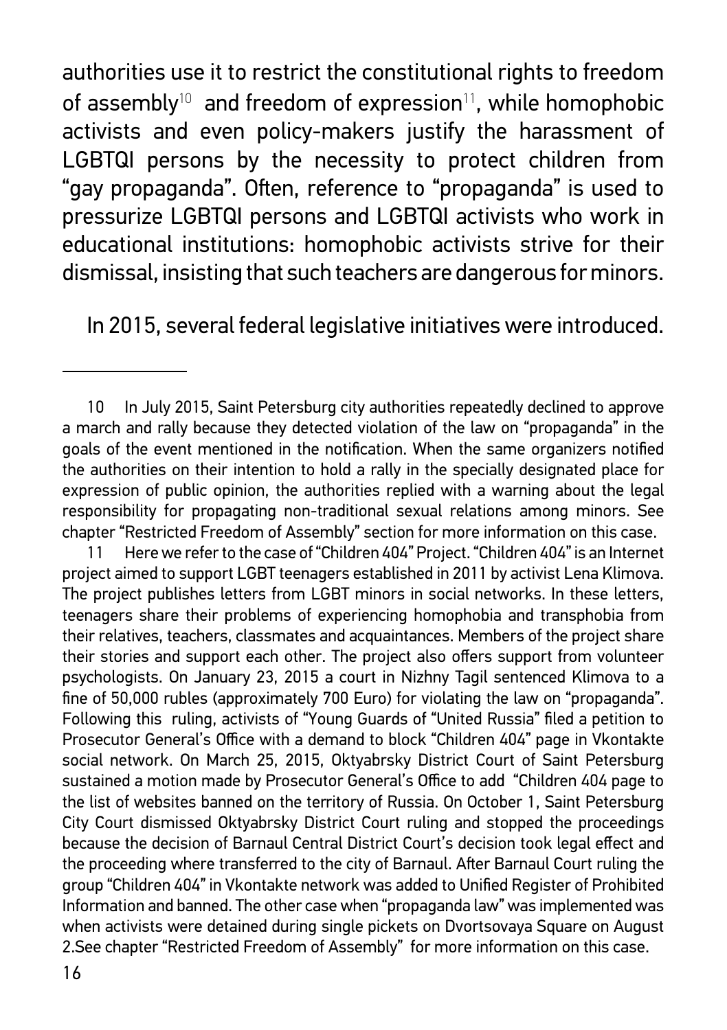authorities use it to restrict the constitutional rights to freedom of assembly[10] and freedom of expression[11], while homophobic activists and even policy-makers justify the harassment of LGBTQI persons by the necessity to protect children from "gay propaganda". Often, reference to "propaganda" is used to pressurize LGBTQI persons and LGBTQI activists who work in educational institutions: homophobic activists strive for their dismissal, insisting that such teachers are dangerous for minors.

In 2015, several federal legislative initiatives were introduced.

---

10 In July 2015, Saint Petersburg city authorities repeatedly declined to approve a march and rally because they detected violation of the law on "propaganda" in the goals of the event mentioned in the notification. When the same organizers notified the authorities on their intention to hold a rally in the specially designated place for expression of public opinion, the authorities replied with a warning about the legal responsibility for propagating non-traditional sexual relations among minors. See chapter "Restricted Freedom of Assembly" section for more information on this case.

11 Here we refer to the case of "Children 404" Project. "Children 404" is an Internet project aimed to support LGBT teenagers established in 2011 by activist Lena Klimova. The project publishes letters from LGBT minors in social networks. In these letters, teenagers share their problems of experiencing homophobia and transphobia from their relatives, teachers, classmates and acquaintances. Members of the project share their stories and support each other. The project also offers support from volunteer psychologists. On January 23, 2015 a court in Nizhny Tagil sentenced Klimova to a fine of 50,000 rubles (approximately 700 Euro) for violating the law on "propaganda". Following this ruling, activists of "Young Guards of "United Russia" filed a petition to Prosecutor General's Office with a demand to block "Children 404" page in Vkontakte social network. On March 25, 2015, Oktyabrsky District Court of Saint Petersburg sustained a motion made by Prosecutor General's Office to add "Children 404 page to the list of websites banned on the territory of Russia. On October 1, Saint Petersburg City Court dismissed Oktyabrsky District Court ruling and stopped the proceedings because the decision of Barnaul Central District Court's decision took legal effect and the proceeding where transferred to the city of Barnaul. After Barnaul Court ruling the group "Children 404" in Vkontakte network was added to Unified Register of Prohibited Information and banned. The other case when "propaganda law" was implemented was when activists were detained during single pickets on Dvortsovaya Square on August 2.See chapter "Restricted Freedom of Assembly" for more information on this case.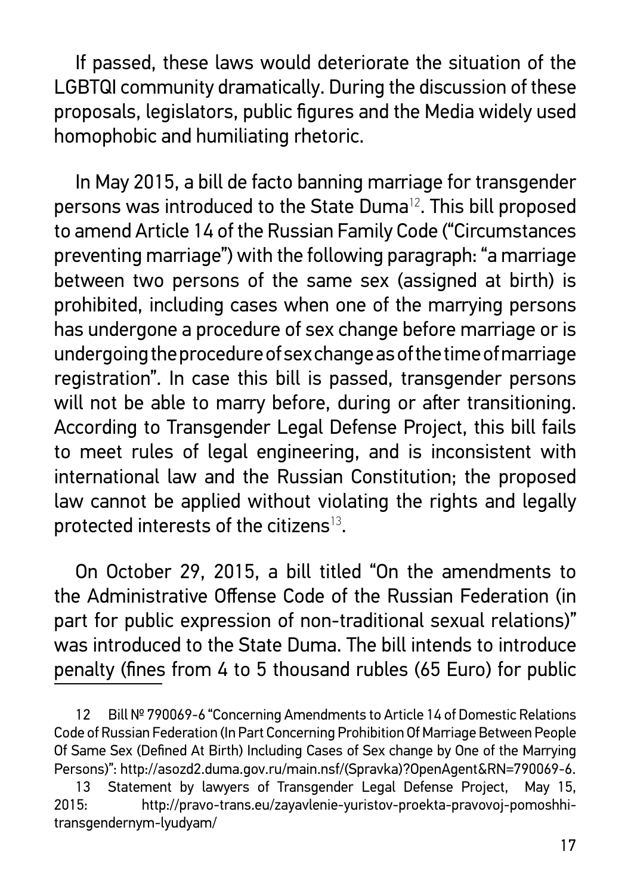If passed, these laws would deteriorate the situation of the LGBTQI community dramatically. During the discussion of these proposals, legislators, public figures and the Media widely used homophobic and humiliating rhetoric.

In May 2015, a bill de facto banning marriage for transgender persons was introduced to the State Duma[12]. This bill proposed to amend Article 14 of the Russian Family Code ("Circumstances preventing marriage") with the following paragraph: "a marriage between two persons of the same sex (assigned at birth) is prohibited, including cases when one of the marrying persons has undergone a procedure of sex change before marriage or is undergoing the procedure of sex change as of the time of marriage registration". In case this bill is passed, transgender persons will not be able to marry before, during or after transitioning. According to Transgender Legal Defense Project, this bill fails to meet rules of legal engineering, and is inconsistent with international law and the Russian Constitution; the proposed law cannot be applied without violating the rights and legally protected interests of the citizens[13].

On October 29, 2015, a bill titled "On the amendments to the Administrative Offense Code of the Russian Federation (in part for public expression of non-traditional sexual relations)" was introduced to the State Duma. The bill intends to introduce penalty (fines from 4 to 5 thousand rubles (65 Euro) for public

---

12 Bill № 790069-6 "Concerning Amendments to Article 14 of Domestic Relations Code of Russian Federation (In Part Concerning Prohibition Of Marriage Between People Of Same Sex (Defined At Birth) Including Cases of Sex change by One of the Marrying Persons)": http://asozd2.duma.gov.ru/main.nsf/(Spravka)?OpenAgent&RN=790069-6.

13 Statement by lawyers of Transgender Legal Defense Project, May 15, 2015: http://pravo-trans.eu/zayavlenie-yuristov-proekta-pravovoj-pomoshhi-transgendernym-lyudyam/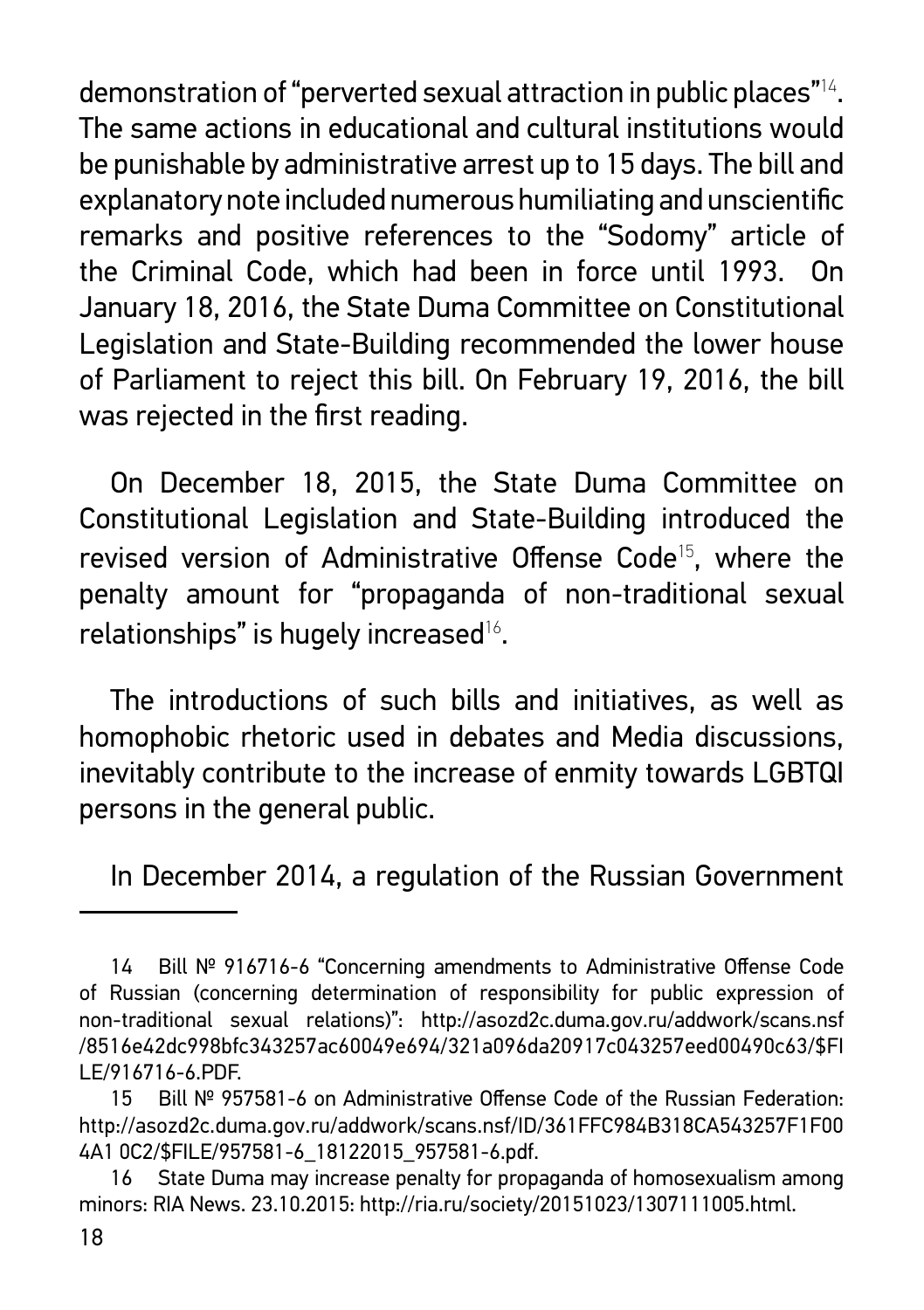demonstration of "perverted sexual attraction in public places"[14]. The same actions in educational and cultural institutions would be punishable by administrative arrest up to 15 days. The bill and explanatory note included numerous humiliating and unscientific remarks and positive references to the "Sodomy" article of the Criminal Code, which had been in force until 1993. On January 18, 2016, the State Duma Committee on Constitutional Legislation and State-Building recommended the lower house of Parliament to reject this bill. On February 19, 2016, the bill was rejected in the first reading.

On December 18, 2015, the State Duma Committee on Constitutional Legislation and State-Building introduced the revised version of Administrative Offense Code[15], where the penalty amount for "propaganda of non-traditional sexual relationships" is hugely increased[16].

The introductions of such bills and initiatives, as well as homophobic rhetoric used in debates and Media discussions, inevitably contribute to the increase of enmity towards LGBTQI persons in the general public.

In December 2014, a regulation of the Russian Government

---

14 Bill № 916716-6 "Concerning amendments to Administrative Offense Code of Russian (concerning determination of responsibility for public expression of non-traditional sexual relations)": http://asozd2c.duma.gov.ru/addwork/scans.nsf/8516e42dc998bfc343257ac60049e694/321a096da20917c043257eed00490c63/$FILE/916716-6.PDF.

15 Bill № 957581-6 on Administrative Offense Code of the Russian Federation: http://asozd2c.duma.gov.ru/addwork/scans.nsf/ID/361FFC984B318CA543257F1F004A10C2/$FILE/957581-6_18122015_957581-6.pdf.

16 State Duma may increase penalty for propaganda of homosexualism among minors: RIA News. 23.10.2015: http://ria.ru/society/20151023/1307111005.html.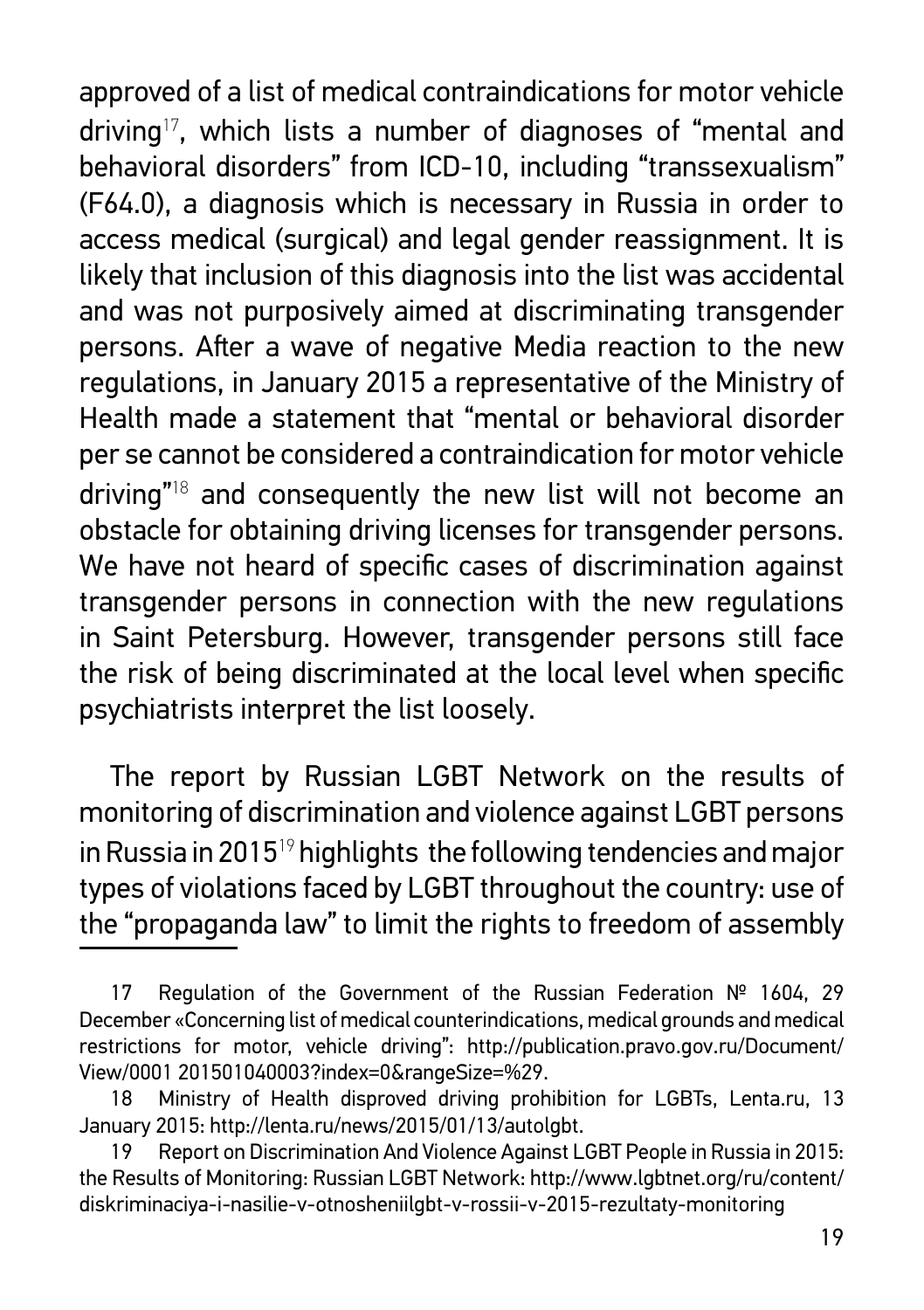approved of a list of medical contraindications for motor vehicle driving[17], which lists a number of diagnoses of "mental and behavioral disorders" from ICD-10, including "transsexualism" (F64.0), a diagnosis which is necessary in Russia in order to access medical (surgical) and legal gender reassignment. It is likely that inclusion of this diagnosis into the list was accidental and was not purposively aimed at discriminating transgender persons. After a wave of negative Media reaction to the new regulations, in January 2015 a representative of the Ministry of Health made a statement that "mental or behavioral disorder per se cannot be considered a contraindication for motor vehicle driving"[18] and consequently the new list will not become an obstacle for obtaining driving licenses for transgender persons. We have not heard of specific cases of discrimination against transgender persons in connection with the new regulations in Saint Petersburg. However, transgender persons still face the risk of being discriminated at the local level when specific psychiatrists interpret the list loosely.

The report by Russian LGBT Network on the results of monitoring of discrimination and violence against LGBT persons in Russia in 2015[19] highlights the following tendencies and major types of violations faced by LGBT throughout the country: use of the "propaganda law" to limit the rights to freedom of assembly

---

17 Regulation of the Government of the Russian Federation № 1604, 29 December «Concerning list of medical counterindications, medical grounds and medical restrictions for motor, vehicle driving": http://publication.pravo.gov.ru/Document/View/0001 201501040003?index=0&rangeSize=%29.

18 Ministry of Health disproved driving prohibition for LGBTs, Lenta.ru, 13 January 2015: http://lenta.ru/news/2015/01/13/autolgbt.

19 Report on Discrimination And Violence Against LGBT People in Russia in 2015: the Results of Monitoring: Russian LGBT Network: http://www.lgbtnet.org/ru/content/diskriminaciya-i-nasilie-v-otnosheniilgbt-v-rossii-v-2015-rezultaty-monitoring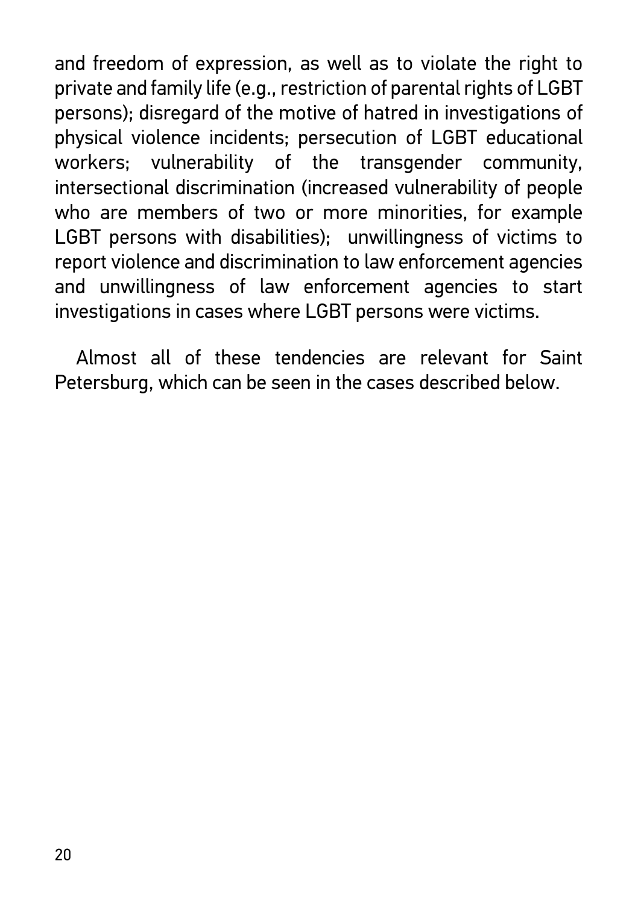and freedom of expression, as well as to violate the right to private and family life (e.g., restriction of parental rights of LGBT persons); disregard of the motive of hatred in investigations of physical violence incidents; persecution of LGBT educational workers; vulnerability of the transgender community, intersectional discrimination (increased vulnerability of people who are members of two or more minorities, for example LGBT persons with disabilities); unwillingness of victims to report violence and discrimination to law enforcement agencies and unwillingness of law enforcement agencies to start investigations in cases where LGBT persons were victims.

Almost all of these tendencies are relevant for Saint Petersburg, which can be seen in the cases described below.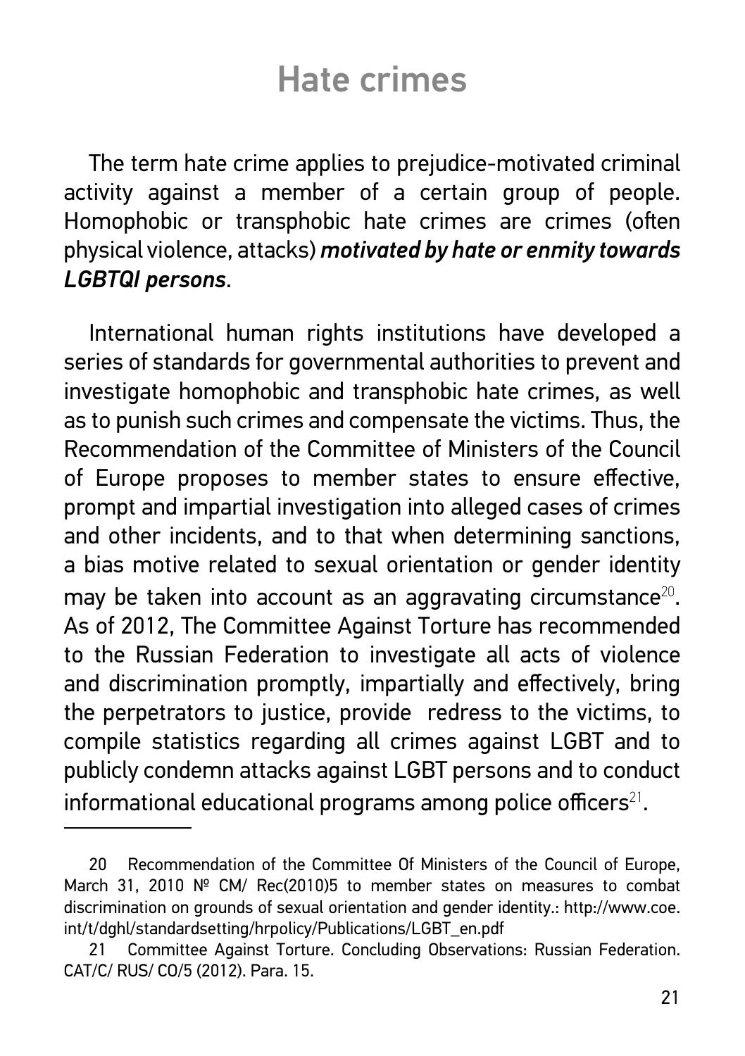# Hate crimes

The term hate crime applies to prejudice-motivated criminal activity against a member of a certain group of people. Homophobic or transphobic hate crimes are crimes (often physical violence, attacks) ***motivated by hate or enmity towards LGBTQI persons***.

International human rights institutions have developed a series of standards for governmental authorities to prevent and investigate homophobic and transphobic hate crimes, as well as to punish such crimes and compensate the victims. Thus, the Recommendation of the Committee of Ministers of the Council of Europe proposes to member states to ensure effective, prompt and impartial investigation into alleged cases of crimes and other incidents, and to that when determining sanctions, a bias motive related to sexual orientation or gender identity may be taken into account as an aggravating circumstance[20]. As of 2012, The Committee Against Torture has recommended to the Russian Federation to investigate all acts of violence and discrimination promptly, impartially and effectively, bring the perpetrators to justice, provide redress to the victims, to compile statistics regarding all crimes against LGBT and to publicly condemn attacks against LGBT persons and to conduct informational educational programs among police officers[21].

---

20 Recommendation of the Committee Of Ministers of the Council of Europe, March 31, 2010 № CM/ Rec(2010)5 to member states on measures to combat discrimination on grounds of sexual orientation and gender identity.: http://www.coe.int/t/dghl/standardsetting/hrpolicy/Publications/LGBT_en.pdf

21 Committee Against Torture. Concluding Observations: Russian Federation. CAT/C/ RUS/ CO/5 (2012). Para. 15.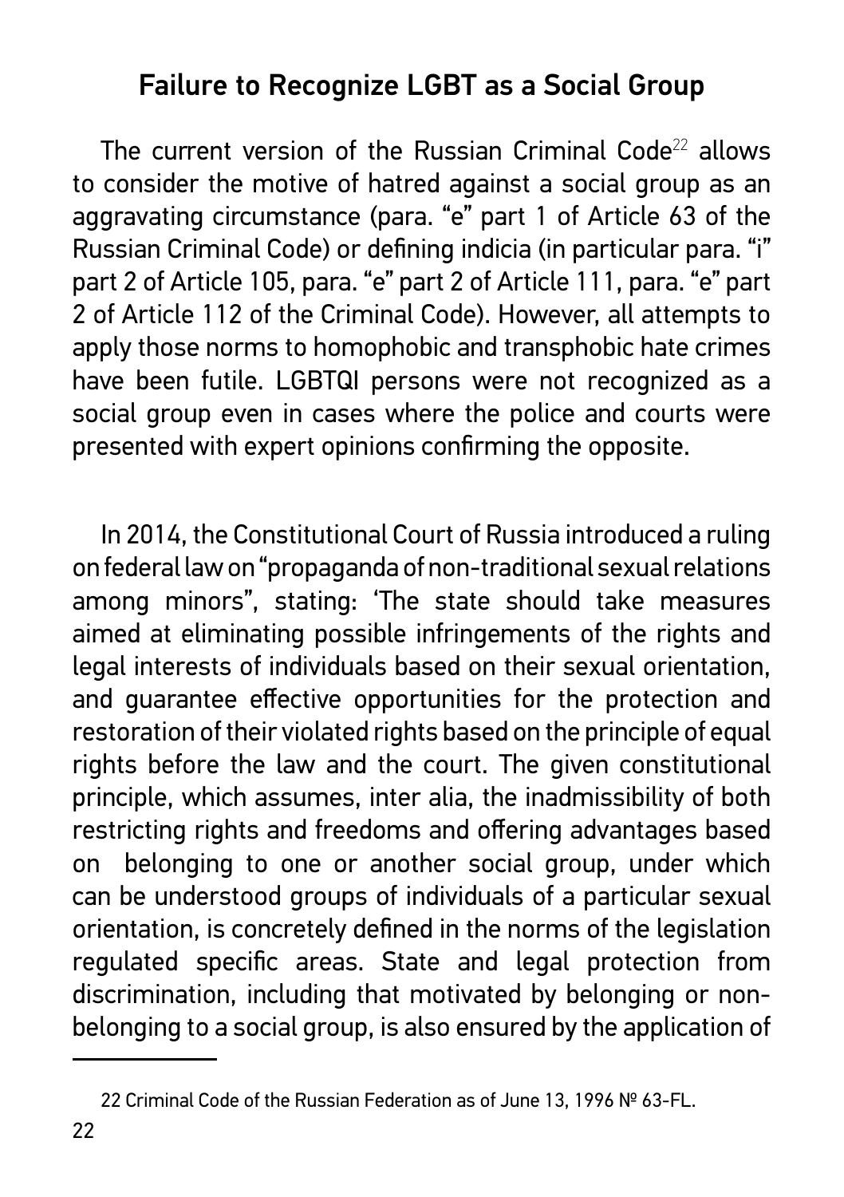## Failure to Recognize LGBT as a Social Group

The current version of the Russian Criminal Code[22] allows to consider the motive of hatred against a social group as an aggravating circumstance (para. "e" part 1 of Article 63 of the Russian Criminal Code) or defining indicia (in particular para. "i" part 2 of Article 105, para. "e" part 2 of Article 111, para. "e" part 2 of Article 112 of the Criminal Code). However, all attempts to apply those norms to homophobic and transphobic hate crimes have been futile. LGBTQI persons were not recognized as a social group even in cases where the police and courts were presented with expert opinions confirming the opposite.

In 2014, the Constitutional Court of Russia introduced a ruling on federal law on "propaganda of non-traditional sexual relations among minors", stating: 'The state should take measures aimed at eliminating possible infringements of the rights and legal interests of individuals based on their sexual orientation, and guarantee effective opportunities for the protection and restoration of their violated rights based on the principle of equal rights before the law and the court. The given constitutional principle, which assumes, inter alia, the inadmissibility of both restricting rights and freedoms and offering advantages based on belonging to one or another social group, under which can be understood groups of individuals of a particular sexual orientation, is concretely defined in the norms of the legislation regulated specific areas. State and legal protection from discrimination, including that motivated by belonging or non-belonging to a social group, is also ensured by the application of

---

22 Criminal Code of the Russian Federation as of June 13, 1996 № 63-FL.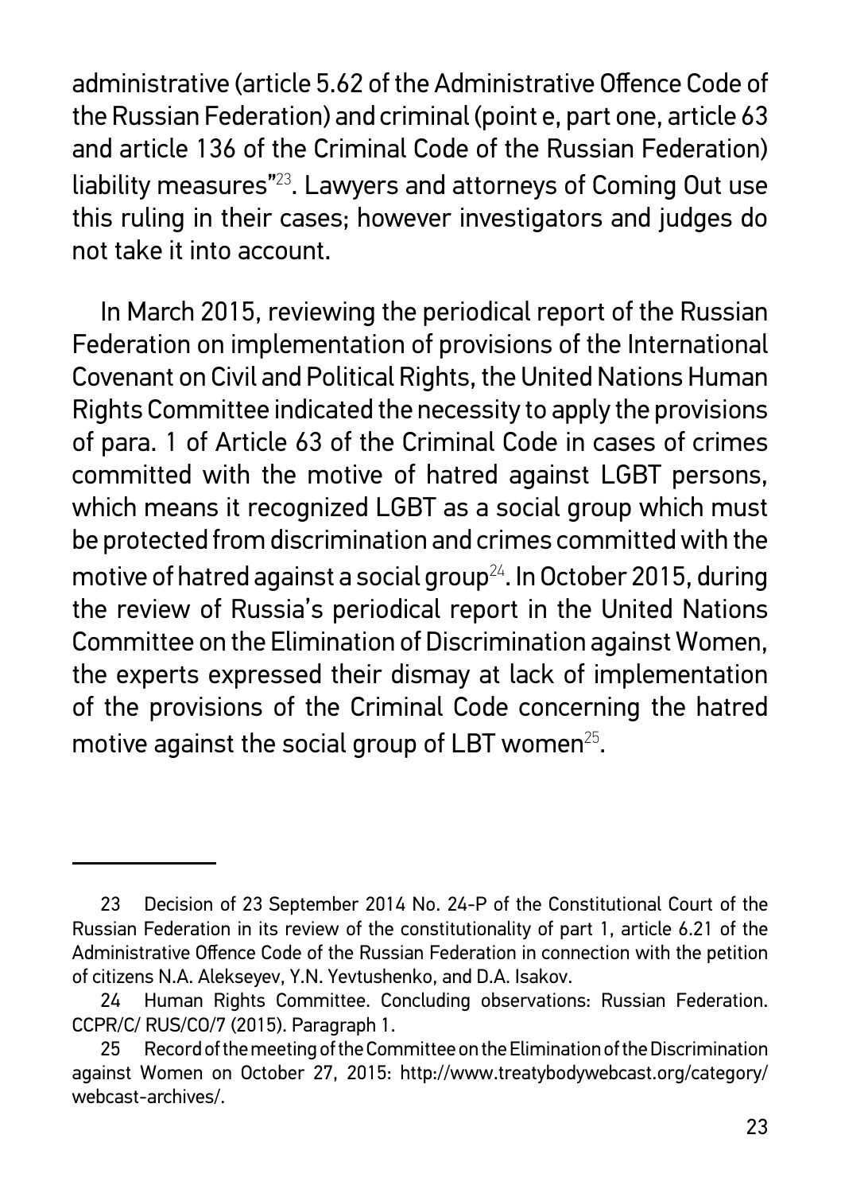administrative (article 5.62 of the Administrative Offence Code of the Russian Federation) and criminal (point e, part one, article 63 and article 136 of the Criminal Code of the Russian Federation) liability measures"[23]. Lawyers and attorneys of Coming Out use this ruling in their cases; however investigators and judges do not take it into account.

In March 2015, reviewing the periodical report of the Russian Federation on implementation of provisions of the International Covenant on Civil and Political Rights, the United Nations Human Rights Committee indicated the necessity to apply the provisions of para. 1 of Article 63 of the Criminal Code in cases of crimes committed with the motive of hatred against LGBT persons, which means it recognized LGBT as a social group which must be protected from discrimination and crimes committed with the motive of hatred against a social group[24]. In October 2015, during the review of Russia's periodical report in the United Nations Committee on the Elimination of Discrimination against Women, the experts expressed their dismay at lack of implementation of the provisions of the Criminal Code concerning the hatred motive against the social group of LBT women[25].

---

23 Decision of 23 September 2014 No. 24-P of the Constitutional Court of the Russian Federation in its review of the constitutionality of part 1, article 6.21 of the Administrative Offence Code of the Russian Federation in connection with the petition of citizens N.A. Alekseyev, Y.N. Yevtushenko, and D.A. Isakov.

24 Human Rights Committee. Concluding observations: Russian Federation. CCPR/C/ RUS/CO/7 (2015). Paragraph 1.

25 Record of the meeting of the Committee on the Elimination of the Discrimination against Women on October 27, 2015: http://www.treatybodywebcast.org/category/webcast-archives/.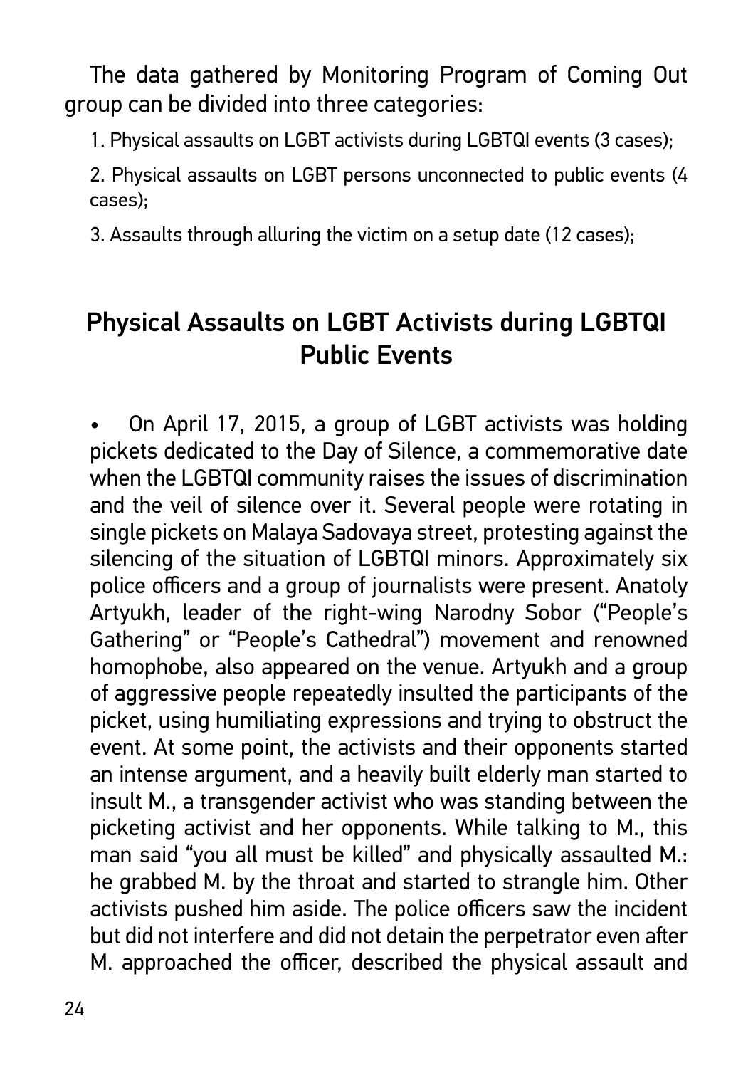The data gathered by Monitoring Program of Coming Out group can be divided into three categories:

1. Physical assaults on LGBT activists during LGBTQI events (3 cases);

2. Physical assaults on LGBT persons unconnected to public events (4 cases);

3. Assaults through alluring the victim on a setup date (12 cases);

## Physical Assaults on LGBT Activists during LGBTQI Public Events

- On April 17, 2015, a group of LGBT activists was holding pickets dedicated to the Day of Silence, a commemorative date when the LGBTQI community raises the issues of discrimination and the veil of silence over it. Several people were rotating in single pickets on Malaya Sadovaya street, protesting against the silencing of the situation of LGBTQI minors. Approximately six police officers and a group of journalists were present. Anatoly Artyukh, leader of the right-wing Narodny Sobor ("People's Gathering" or "People's Cathedral") movement and renowned homophobe, also appeared on the venue. Artyukh and a group of aggressive people repeatedly insulted the participants of the picket, using humiliating expressions and trying to obstruct the event. At some point, the activists and their opponents started an intense argument, and a heavily built elderly man started to insult M., a transgender activist who was standing between the picketing activist and her opponents. While talking to M., this man said "you all must be killed" and physically assaulted M.: he grabbed M. by the throat and started to strangle him. Other activists pushed him aside. The police officers saw the incident but did not interfere and did not detain the perpetrator even after M. approached the officer, described the physical assault and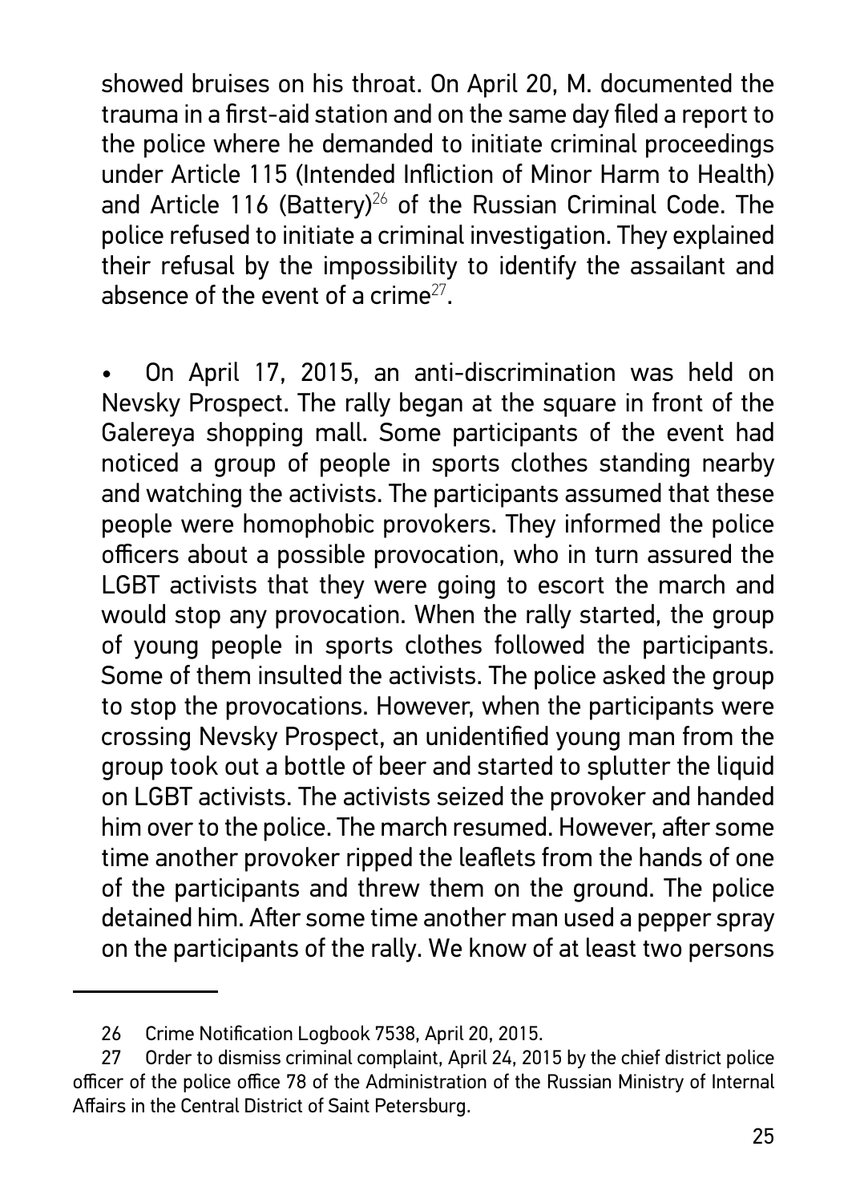showed bruises on his throat. On April 20, M. documented the trauma in a first-aid station and on the same day filed a report to the police where he demanded to initiate criminal proceedings under Article 115 (Intended Infliction of Minor Harm to Health) and Article 116 (Battery)[26] of the Russian Criminal Code. The police refused to initiate a criminal investigation. They explained their refusal by the impossibility to identify the assailant and absence of the event of a crime[27].

- On April 17, 2015, an anti-discrimination was held on Nevsky Prospect. The rally began at the square in front of the Galereya shopping mall. Some participants of the event had noticed a group of people in sports clothes standing nearby and watching the activists. The participants assumed that these people were homophobic provokers. They informed the police officers about a possible provocation, who in turn assured the LGBT activists that they were going to escort the march and would stop any provocation. When the rally started, the group of young people in sports clothes followed the participants. Some of them insulted the activists. The police asked the group to stop the provocations. However, when the participants were crossing Nevsky Prospect, an unidentified young man from the group took out a bottle of beer and started to splutter the liquid on LGBT activists. The activists seized the provoker and handed him over to the police. The march resumed. However, after some time another provoker ripped the leaflets from the hands of one of the participants and threw them on the ground. The police detained him. After some time another man used a pepper spray on the participants of the rally. We know of at least two persons

---

26 Crime Notification Logbook 7538, April 20, 2015.

27 Order to dismiss criminal complaint, April 24, 2015 by the chief district police officer of the police office 78 of the Administration of the Russian Ministry of Internal Affairs in the Central District of Saint Petersburg.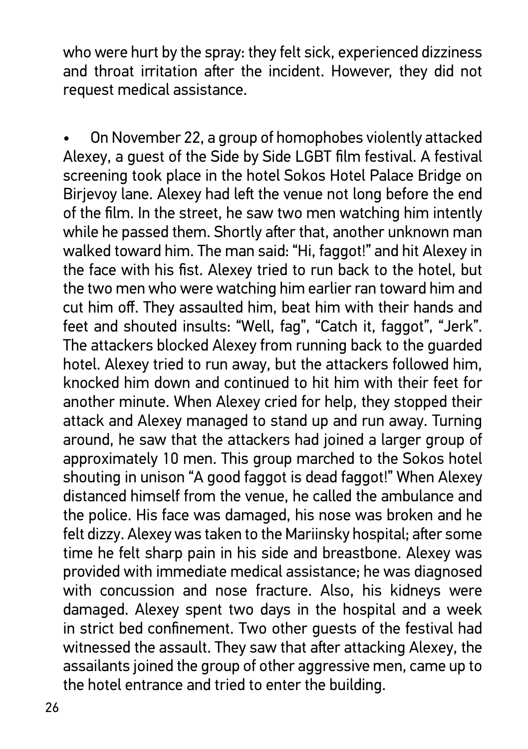who were hurt by the spray: they felt sick, experienced dizziness and throat irritation after the incident. However, they did not request medical assistance.

- On November 22, a group of homophobes violently attacked Alexey, a guest of the Side by Side LGBT film festival. A festival screening took place in the hotel Sokos Hotel Palace Bridge on Birjevoy lane. Alexey had left the venue not long before the end of the film. In the street, he saw two men watching him intently while he passed them. Shortly after that, another unknown man walked toward him. The man said: "Hi, faggot!" and hit Alexey in the face with his fist. Alexey tried to run back to the hotel, but the two men who were watching him earlier ran toward him and cut him off. They assaulted him, beat him with their hands and feet and shouted insults: "Well, fag", "Catch it, faggot", "Jerk". The attackers blocked Alexey from running back to the guarded hotel. Alexey tried to run away, but the attackers followed him, knocked him down and continued to hit him with their feet for another minute. When Alexey cried for help, they stopped their attack and Alexey managed to stand up and run away. Turning around, he saw that the attackers had joined a larger group of approximately 10 men. This group marched to the Sokos hotel shouting in unison "A good faggot is dead faggot!" When Alexey distanced himself from the venue, he called the ambulance and the police. His face was damaged, his nose was broken and he felt dizzy. Alexey was taken to the Mariinsky hospital; after some time he felt sharp pain in his side and breastbone. Alexey was provided with immediate medical assistance; he was diagnosed with concussion and nose fracture. Also, his kidneys were damaged. Alexey spent two days in the hospital and a week in strict bed confinement. Two other guests of the festival had witnessed the assault. They saw that after attacking Alexey, the assailants joined the group of other aggressive men, came up to the hotel entrance and tried to enter the building.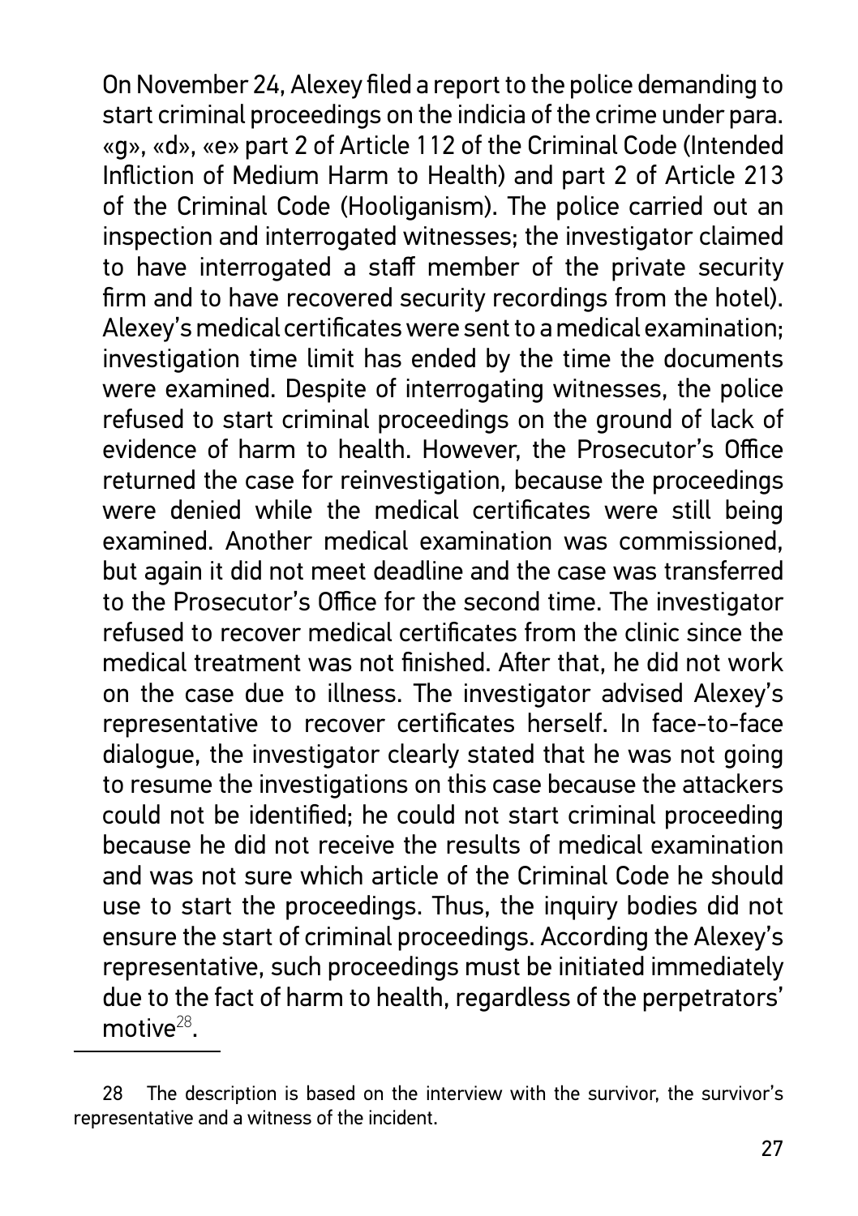On November 24, Alexey filed a report to the police demanding to start criminal proceedings on the indicia of the crime under para. «g», «d», «e» part 2 of Article 112 of the Criminal Code (Intended Infliction of Medium Harm to Health) and part 2 of Article 213 of the Criminal Code (Hooliganism). The police carried out an inspection and interrogated witnesses; the investigator claimed to have interrogated a staff member of the private security firm and to have recovered security recordings from the hotel). Alexey's medical certificates were sent to a medical examination; investigation time limit has ended by the time the documents were examined. Despite of interrogating witnesses, the police refused to start criminal proceedings on the ground of lack of evidence of harm to health. However, the Prosecutor's Office returned the case for reinvestigation, because the proceedings were denied while the medical certificates were still being examined. Another medical examination was commissioned, but again it did not meet deadline and the case was transferred to the Prosecutor's Office for the second time. The investigator refused to recover medical certificates from the clinic since the medical treatment was not finished. After that, he did not work on the case due to illness. The investigator advised Alexey's representative to recover certificates herself. In face-to-face dialogue, the investigator clearly stated that he was not going to resume the investigations on this case because the attackers could not be identified; he could not start criminal proceeding because he did not receive the results of medical examination and was not sure which article of the Criminal Code he should use to start the proceedings. Thus, the inquiry bodies did not ensure the start of criminal proceedings. According the Alexey's representative, such proceedings must be initiated immediately due to the fact of harm to health, regardless of the perpetrators' motive[28].

---

28 The description is based on the interview with the survivor, the survivor's representative and a witness of the incident.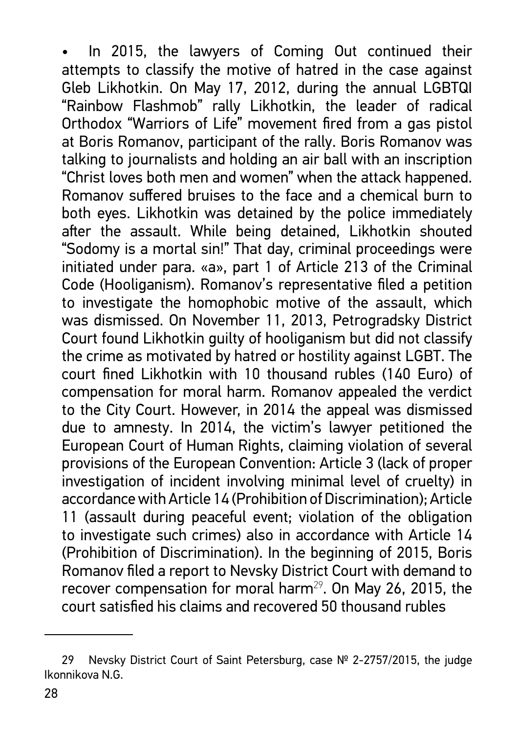- In 2015, the lawyers of Coming Out continued their attempts to classify the motive of hatred in the case against Gleb Likhotkin. On May 17, 2012, during the annual LGBTQI "Rainbow Flashmob" rally Likhotkin, the leader of radical Orthodox "Warriors of Life" movement fired from a gas pistol at Boris Romanov, participant of the rally. Boris Romanov was talking to journalists and holding an air ball with an inscription "Christ loves both men and women" when the attack happened. Romanov suffered bruises to the face and a chemical burn to both eyes. Likhotkin was detained by the police immediately after the assault. While being detained, Likhotkin shouted "Sodomy is a mortal sin!" That day, criminal proceedings were initiated under para. «a», part 1 of Article 213 of the Criminal Code (Hooliganism). Romanov's representative filed a petition to investigate the homophobic motive of the assault, which was dismissed. On November 11, 2013, Petrogradsky District Court found Likhotkin guilty of hooliganism but did not classify the crime as motivated by hatred or hostility against LGBT. The court fined Likhotkin with 10 thousand rubles (140 Euro) of compensation for moral harm. Romanov appealed the verdict to the City Court. However, in 2014 the appeal was dismissed due to amnesty. In 2014, the victim's lawyer petitioned the European Court of Human Rights, claiming violation of several provisions of the European Convention: Article 3 (lack of proper investigation of incident involving minimal level of cruelty) in accordance with Article 14 (Prohibition of Discrimination); Article 11 (assault during peaceful event; violation of the obligation to investigate such crimes) also in accordance with Article 14 (Prohibition of Discrimination). In the beginning of 2015, Boris Romanov filed a report to Nevsky District Court with demand to recover compensation for moral harm[29]. On May 26, 2015, the court satisfied his claims and recovered 50 thousand rubles

---

29 Nevsky District Court of Saint Petersburg, case № 2-2757/2015, the judge Ikonnikova N.G.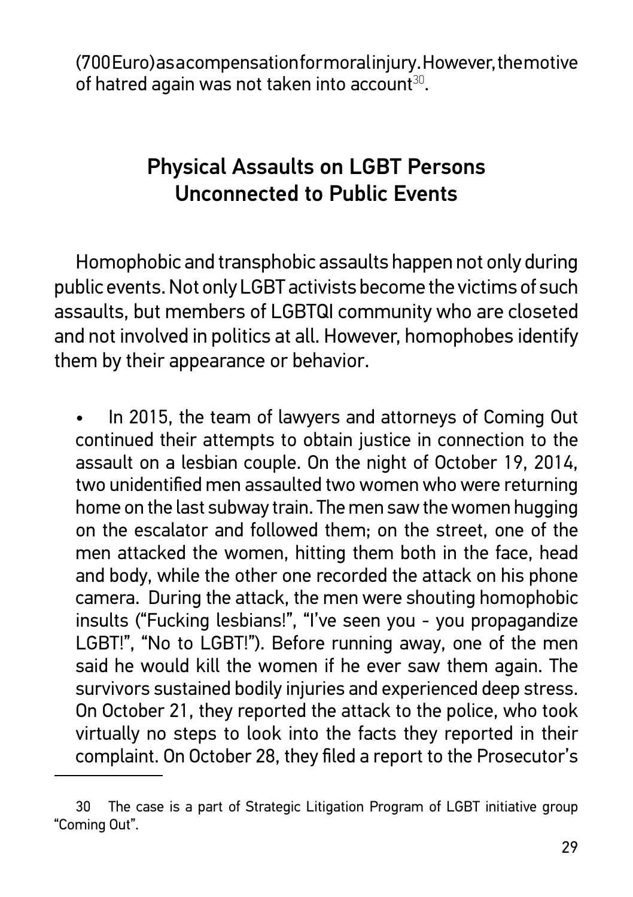(700 Euro) as a compensation for moral injury. However, the motive of hatred again was not taken into account[30].

## Physical Assaults on LGBT Persons Unconnected to Public Events

Homophobic and transphobic assaults happen not only during public events. Not only LGBT activists become the victims of such assaults, but members of LGBTQI community who are closeted and not involved in politics at all. However, homophobes identify them by their appearance or behavior.

- In 2015, the team of lawyers and attorneys of Coming Out continued their attempts to obtain justice in connection to the assault on a lesbian couple. On the night of October 19, 2014, two unidentified men assaulted two women who were returning home on the last subway train. The men saw the women hugging on the escalator and followed them; on the street, one of the men attacked the women, hitting them both in the face, head and body, while the other one recorded the attack on his phone camera. During the attack, the men were shouting homophobic insults ("Fucking lesbians!", "I've seen you - you propagandize LGBT!", "No to LGBT!"). Before running away, one of the men said he would kill the women if he ever saw them again. The survivors sustained bodily injuries and experienced deep stress. On October 21, they reported the attack to the police, who took virtually no steps to look into the facts they reported in their complaint. On October 28, they filed a report to the Prosecutor's

---

30 The case is a part of Strategic Litigation Program of LGBT initiative group "Coming Out".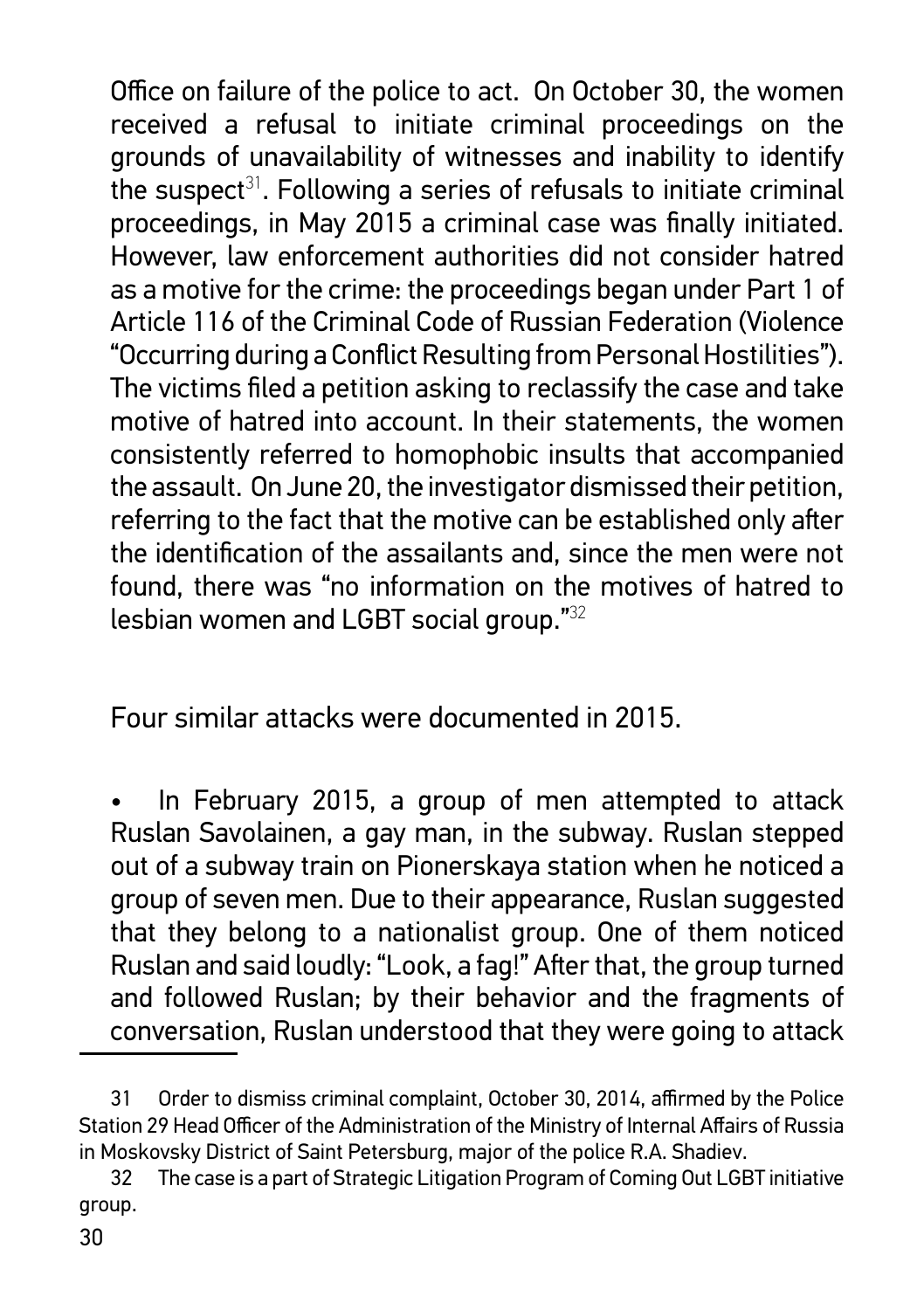Office on failure of the police to act. On October 30, the women received a refusal to initiate criminal proceedings on the grounds of unavailability of witnesses and inability to identify the suspect[31]. Following a series of refusals to initiate criminal proceedings, in May 2015 a criminal case was finally initiated. However, law enforcement authorities did not consider hatred as a motive for the crime: the proceedings began under Part 1 of Article 116 of the Criminal Code of Russian Federation (Violence "Occurring during a Conflict Resulting from Personal Hostilities"). The victims filed a petition asking to reclassify the case and take motive of hatred into account. In their statements, the women consistently referred to homophobic insults that accompanied the assault. On June 20, the investigator dismissed their petition, referring to the fact that the motive can be established only after the identification of the assailants and, since the men were not found, there was "no information on the motives of hatred to lesbian women and LGBT social group."[32]

Four similar attacks were documented in 2015.

- In February 2015, a group of men attempted to attack Ruslan Savolainen, a gay man, in the subway. Ruslan stepped out of a subway train on Pionerskaya station when he noticed a group of seven men. Due to their appearance, Ruslan suggested that they belong to a nationalist group. One of them noticed Ruslan and said loudly: "Look, a fag!" After that, the group turned and followed Ruslan; by their behavior and the fragments of conversation, Ruslan understood that they were going to attack

---

31 Order to dismiss criminal complaint, October 30, 2014, affirmed by the Police Station 29 Head Officer of the Administration of the Ministry of Internal Affairs of Russia in Moskovsky District of Saint Petersburg, major of the police R.A. Shadiev.

32 The case is a part of Strategic Litigation Program of Coming Out LGBT initiative group.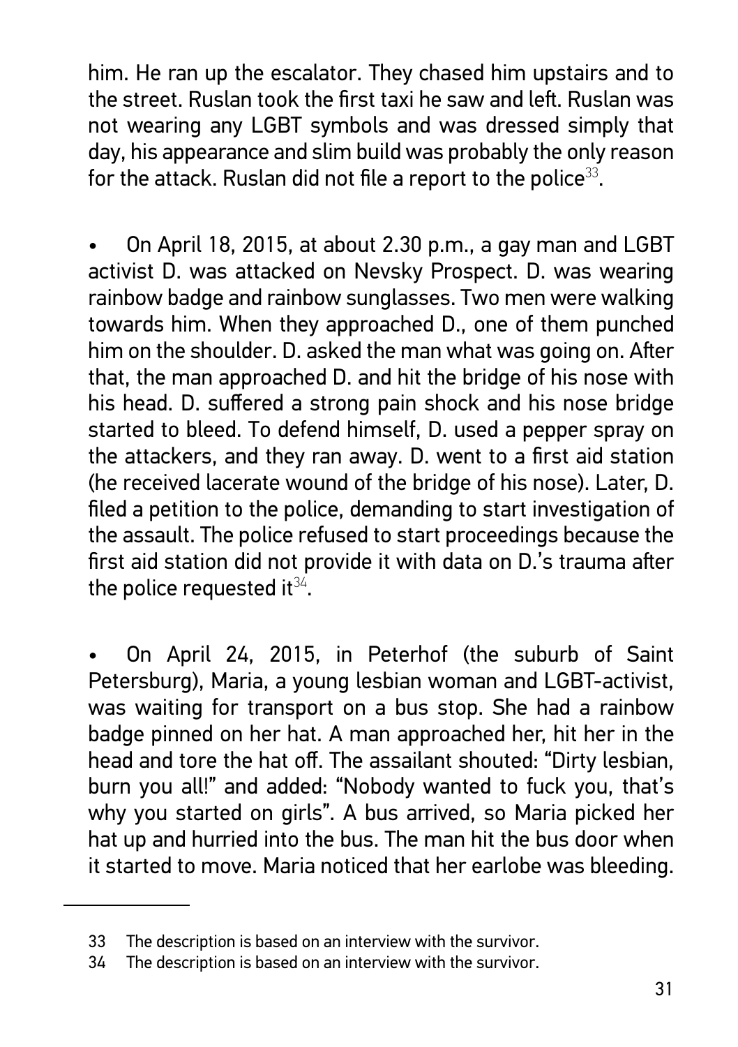him. He ran up the escalator. They chased him upstairs and to the street. Ruslan took the first taxi he saw and left. Ruslan was not wearing any LGBT symbols and was dressed simply that day, his appearance and slim build was probably the only reason for the attack. Ruslan did not file a report to the police[33].

- On April 18, 2015, at about 2.30 p.m., a gay man and LGBT activist D. was attacked on Nevsky Prospect. D. was wearing rainbow badge and rainbow sunglasses. Two men were walking towards him. When they approached D., one of them punched him on the shoulder. D. asked the man what was going on. After that, the man approached D. and hit the bridge of his nose with his head. D. suffered a strong pain shock and his nose bridge started to bleed. To defend himself, D. used a pepper spray on the attackers, and they ran away. D. went to a first aid station (he received lacerate wound of the bridge of his nose). Later, D. filed a petition to the police, demanding to start investigation of the assault. The police refused to start proceedings because the first aid station did not provide it with data on D.'s trauma after the police requested it[34].

- On April 24, 2015, in Peterhof (the suburb of Saint Petersburg), Maria, a young lesbian woman and LGBT-activist, was waiting for transport on a bus stop. She had a rainbow badge pinned on her hat. A man approached her, hit her in the head and tore the hat off. The assailant shouted: "Dirty lesbian, burn you all!" and added: "Nobody wanted to fuck you, that's why you started on girls". A bus arrived, so Maria picked her hat up and hurried into the bus. The man hit the bus door when it started to move. Maria noticed that her earlobe was bleeding.

---

33 The description is based on an interview with the survivor.

34 The description is based on an interview with the survivor.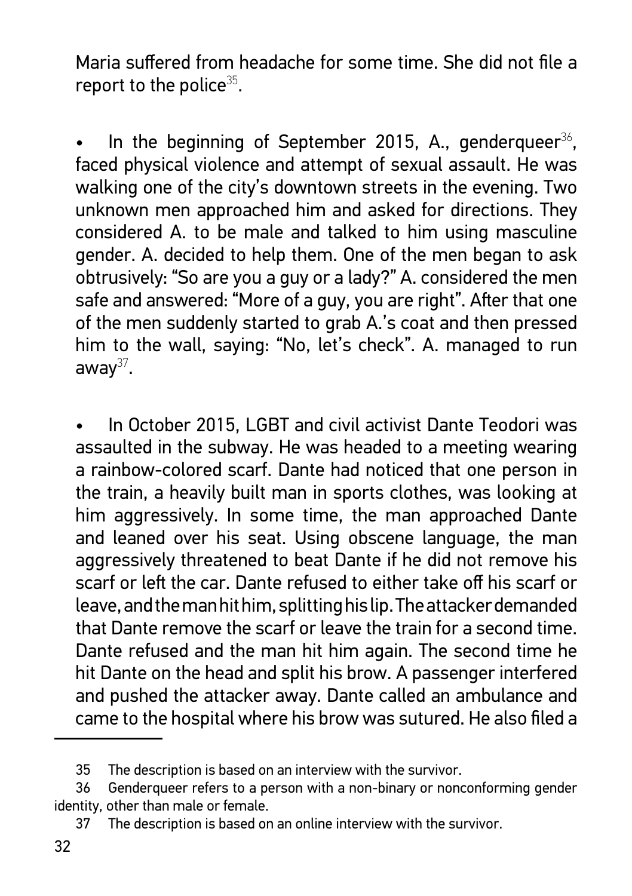Maria suffered from headache for some time. She did not file a report to the police[35].

- In the beginning of September 2015, A., genderqueer[36], faced physical violence and attempt of sexual assault. He was walking one of the city's downtown streets in the evening. Two unknown men approached him and asked for directions. They considered A. to be male and talked to him using masculine gender. A. decided to help them. One of the men began to ask obtrusively: "So are you a guy or a lady?" A. considered the men safe and answered: "More of a guy, you are right". After that one of the men suddenly started to grab A.'s coat and then pressed him to the wall, saying: "No, let's check". A. managed to run away[37].

- In October 2015, LGBT and civil activist Dante Teodori was assaulted in the subway. He was headed to a meeting wearing a rainbow-colored scarf. Dante had noticed that one person in the train, a heavily built man in sports clothes, was looking at him aggressively. In some time, the man approached Dante and leaned over his seat. Using obscene language, the man aggressively threatened to beat Dante if he did not remove his scarf or left the car. Dante refused to either take off his scarf or leave, and the man hit him, splitting his lip. The attacker demanded that Dante remove the scarf or leave the train for a second time. Dante refused and the man hit him again. The second time he hit Dante on the head and split his brow. A passenger interfered and pushed the attacker away. Dante called an ambulance and came to the hospital where his brow was sutured. He also filed a

---

35 The description is based on an interview with the survivor.

36 Genderqueer refers to a person with a non-binary or nonconforming gender identity, other than male or female.

37 The description is based on an online interview with the survivor.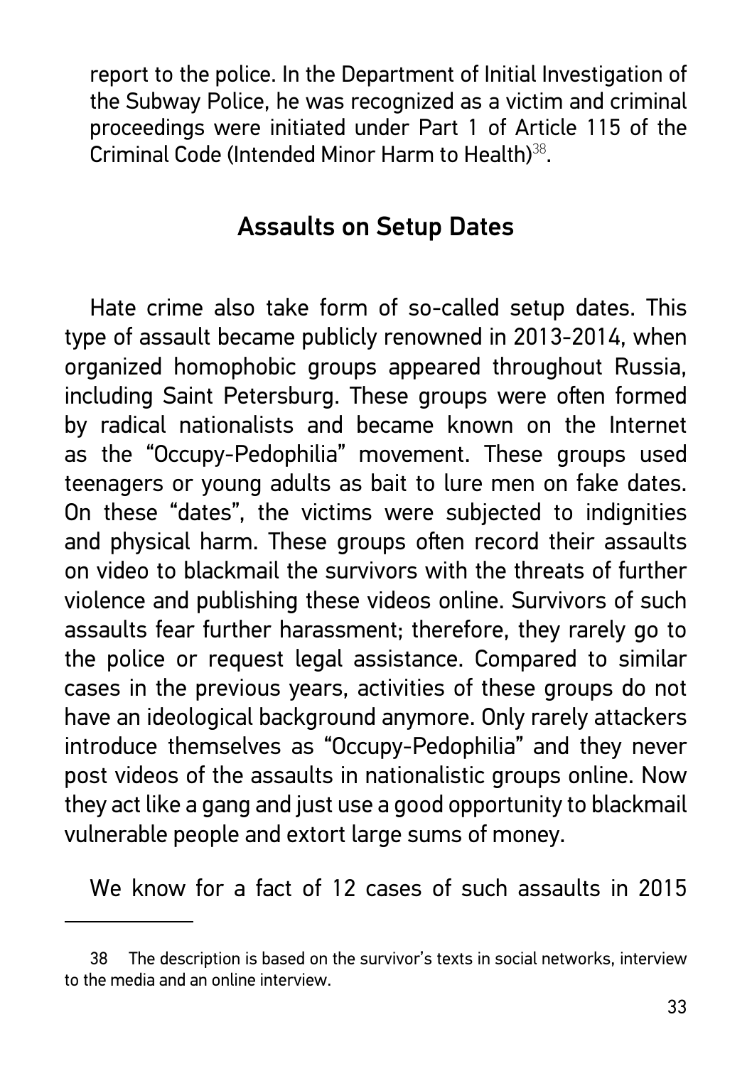report to the police. In the Department of Initial Investigation of the Subway Police, he was recognized as a victim and criminal proceedings were initiated under Part 1 of Article 115 of the Criminal Code (Intended Minor Harm to Health)[38].

## Assaults on Setup Dates

Hate crime also take form of so-called setup dates. This type of assault became publicly renowned in 2013-2014, when organized homophobic groups appeared throughout Russia, including Saint Petersburg. These groups were often formed by radical nationalists and became known on the Internet as the "Occupy-Pedophilia" movement. These groups used teenagers or young adults as bait to lure men on fake dates. On these "dates", the victims were subjected to indignities and physical harm. These groups often record their assaults on video to blackmail the survivors with the threats of further violence and publishing these videos online. Survivors of such assaults fear further harassment; therefore, they rarely go to the police or request legal assistance. Compared to similar cases in the previous years, activities of these groups do not have an ideological background anymore. Only rarely attackers introduce themselves as "Occupy-Pedophilia" and they never post videos of the assaults in nationalistic groups online. Now they act like a gang and just use a good opportunity to blackmail vulnerable people and extort large sums of money.

We know for a fact of 12 cases of such assaults in 2015

---

38 The description is based on the survivor's texts in social networks, interview to the media and an online interview.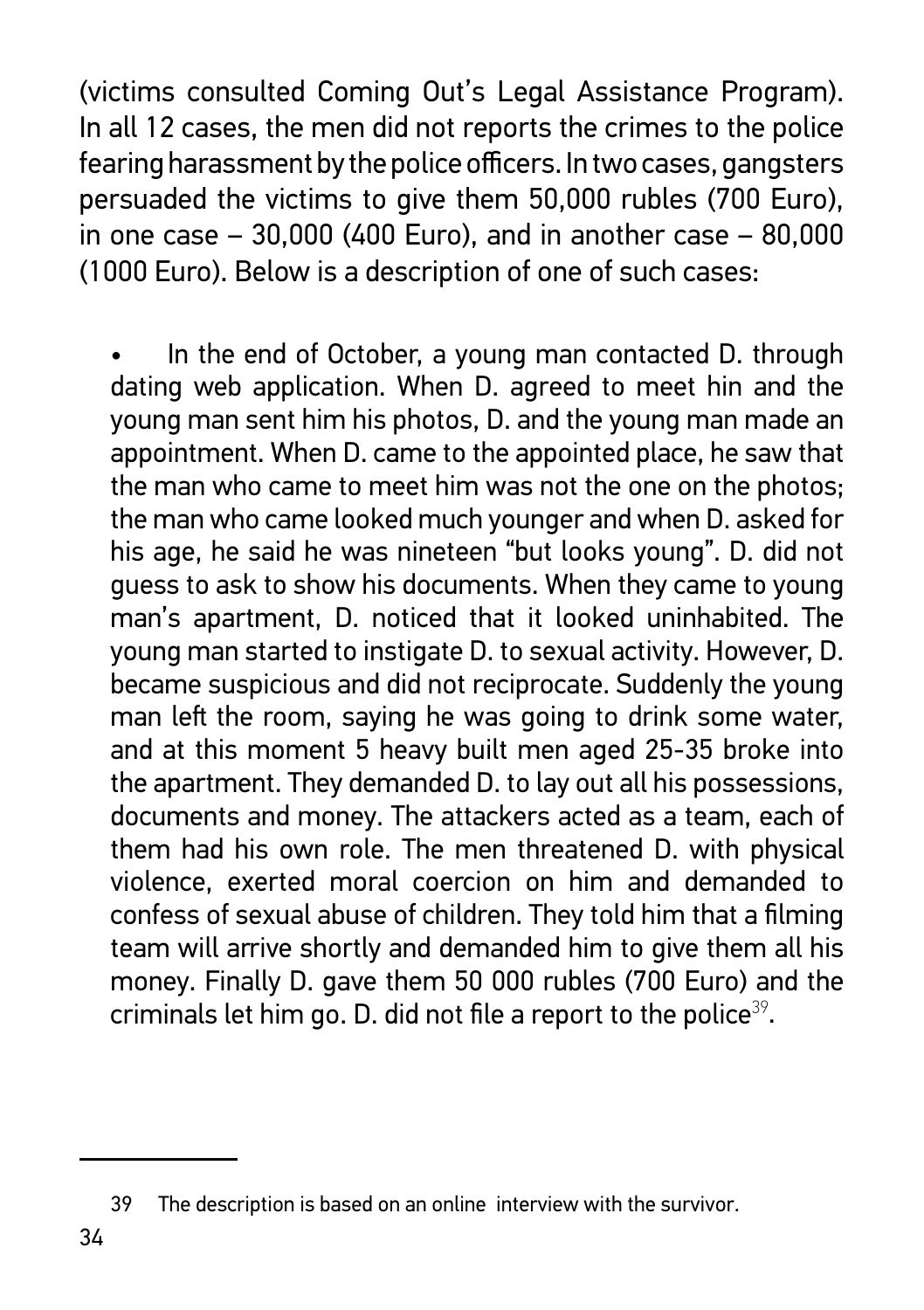(victims consulted Coming Out's Legal Assistance Program). In all 12 cases, the men did not reports the crimes to the police fearing harassment by the police officers. In two cases, gangsters persuaded the victims to give them 50,000 rubles (700 Euro), in one case – 30,000 (400 Euro), and in another case – 80,000 (1000 Euro). Below is a description of one of such cases:

- In the end of October, a young man contacted D. through dating web application. When D. agreed to meet hin and the young man sent him his photos, D. and the young man made an appointment. When D. came to the appointed place, he saw that the man who came to meet him was not the one on the photos; the man who came looked much younger and when D. asked for his age, he said he was nineteen "but looks young". D. did not guess to ask to show his documents. When they came to young man's apartment, D. noticed that it looked uninhabited. The young man started to instigate D. to sexual activity. However, D. became suspicious and did not reciprocate. Suddenly the young man left the room, saying he was going to drink some water, and at this moment 5 heavy built men aged 25-35 broke into the apartment. They demanded D. to lay out all his possessions, documents and money. The attackers acted as a team, each of them had his own role. The men threatened D. with physical violence, exerted moral coercion on him and demanded to confess of sexual abuse of children. They told him that a filming team will arrive shortly and demanded him to give them all his money. Finally D. gave them 50 000 rubles (700 Euro) and the criminals let him go. D. did not file a report to the police[39].

---

39 The description is based on an online interview with the survivor.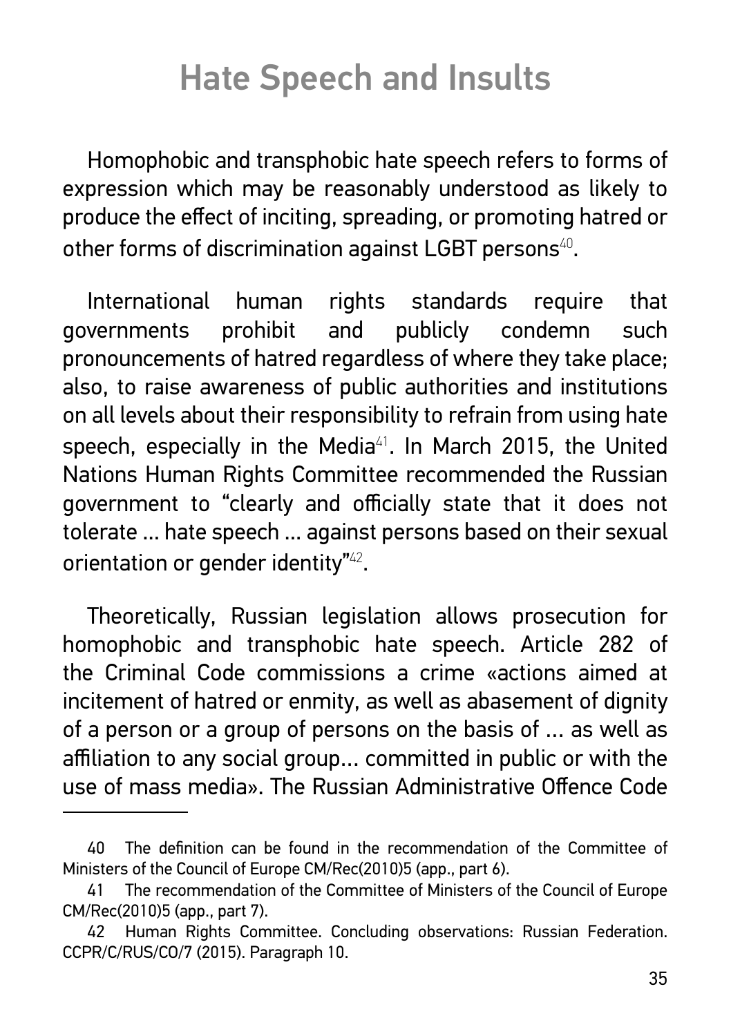# Hate Speech and Insults

Homophobic and transphobic hate speech refers to forms of expression which may be reasonably understood as likely to produce the effect of inciting, spreading, or promoting hatred or other forms of discrimination against LGBT persons[40].

International human rights standards require that governments prohibit and publicly condemn such pronouncements of hatred regardless of where they take place; also, to raise awareness of public authorities and institutions on all levels about their responsibility to refrain from using hate speech, especially in the Media[41]. In March 2015, the United Nations Human Rights Committee recommended the Russian government to "clearly and officially state that it does not tolerate … hate speech … against persons based on their sexual orientation or gender identity"[42].

Theoretically, Russian legislation allows prosecution for homophobic and transphobic hate speech. Article 282 of the Criminal Code commissions a crime «actions aimed at incitement of hatred or enmity, as well as abasement of dignity of a person or a group of persons on the basis of … as well as affiliation to any social group… committed in public or with the use of mass media». The Russian Administrative Offence Code

---

40 The definition can be found in the recommendation of the Committee of Ministers of the Council of Europe CM/Rec(2010)5 (app., part 6).

41 The recommendation of the Committee of Ministers of the Council of Europe CM/Rec(2010)5 (app., part 7).

42 Human Rights Committee. Concluding observations: Russian Federation. CCPR/C/RUS/CO/7 (2015). Paragraph 10.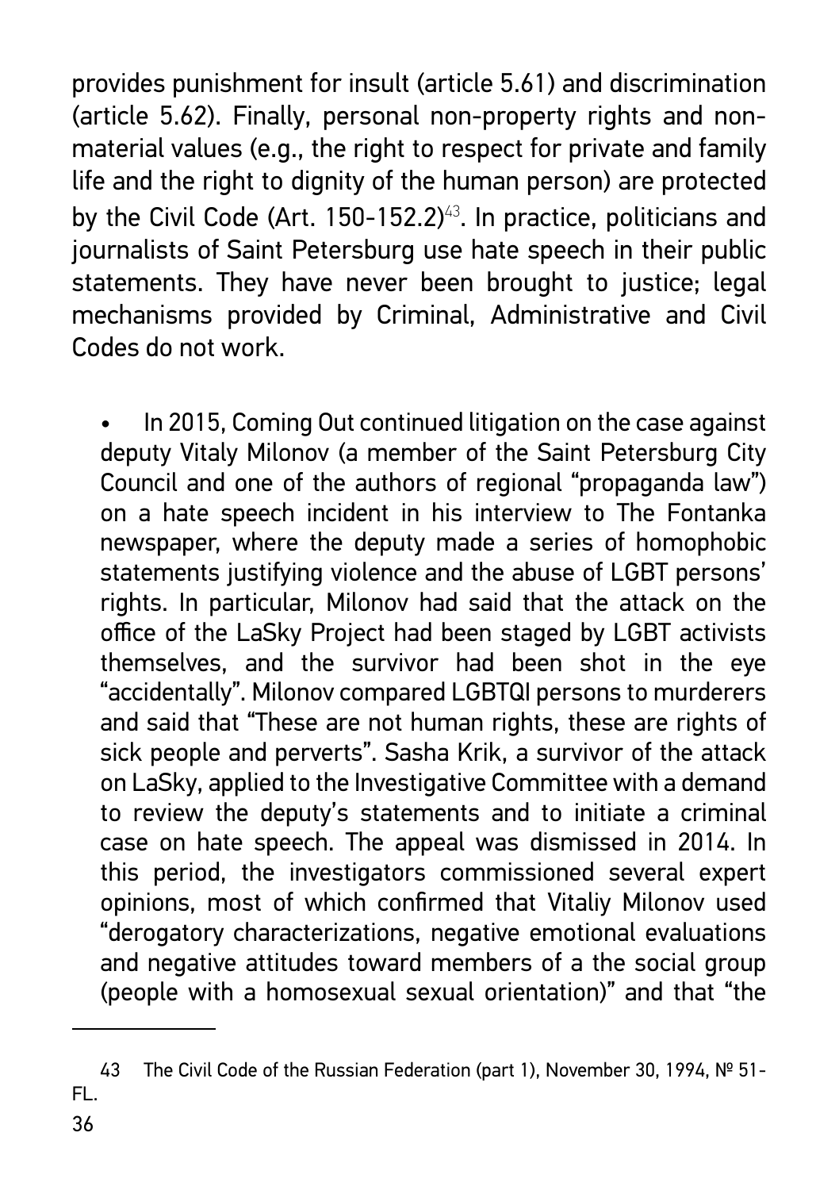provides punishment for insult (article 5.61) and discrimination (article 5.62). Finally, personal non-property rights and non-material values (e.g., the right to respect for private and family life and the right to dignity of the human person) are protected by the Civil Code (Art. 150-152.2)[43]. In practice, politicians and journalists of Saint Petersburg use hate speech in their public statements. They have never been brought to justice; legal mechanisms provided by Criminal, Administrative and Civil Codes do not work.

- In 2015, Coming Out continued litigation on the case against deputy Vitaly Milonov (a member of the Saint Petersburg City Council and one of the authors of regional "propaganda law") on a hate speech incident in his interview to The Fontanka newspaper, where the deputy made a series of homophobic statements justifying violence and the abuse of LGBT persons' rights. In particular, Milonov had said that the attack on the office of the LaSky Project had been staged by LGBT activists themselves, and the survivor had been shot in the eye "accidentally". Milonov compared LGBTQI persons to murderers and said that "These are not human rights, these are rights of sick people and perverts". Sasha Krik, a survivor of the attack on LaSky, applied to the Investigative Committee with a demand to review the deputy's statements and to initiate a criminal case on hate speech. The appeal was dismissed in 2014. In this period, the investigators commissioned several expert opinions, most of which confirmed that Vitaliy Milonov used "derogatory characterizations, negative emotional evaluations and negative attitudes toward members of a the social group (people with a homosexual sexual orientation)" and that "the

---

43 The Civil Code of the Russian Federation (part 1), November 30, 1994, № 51-FL.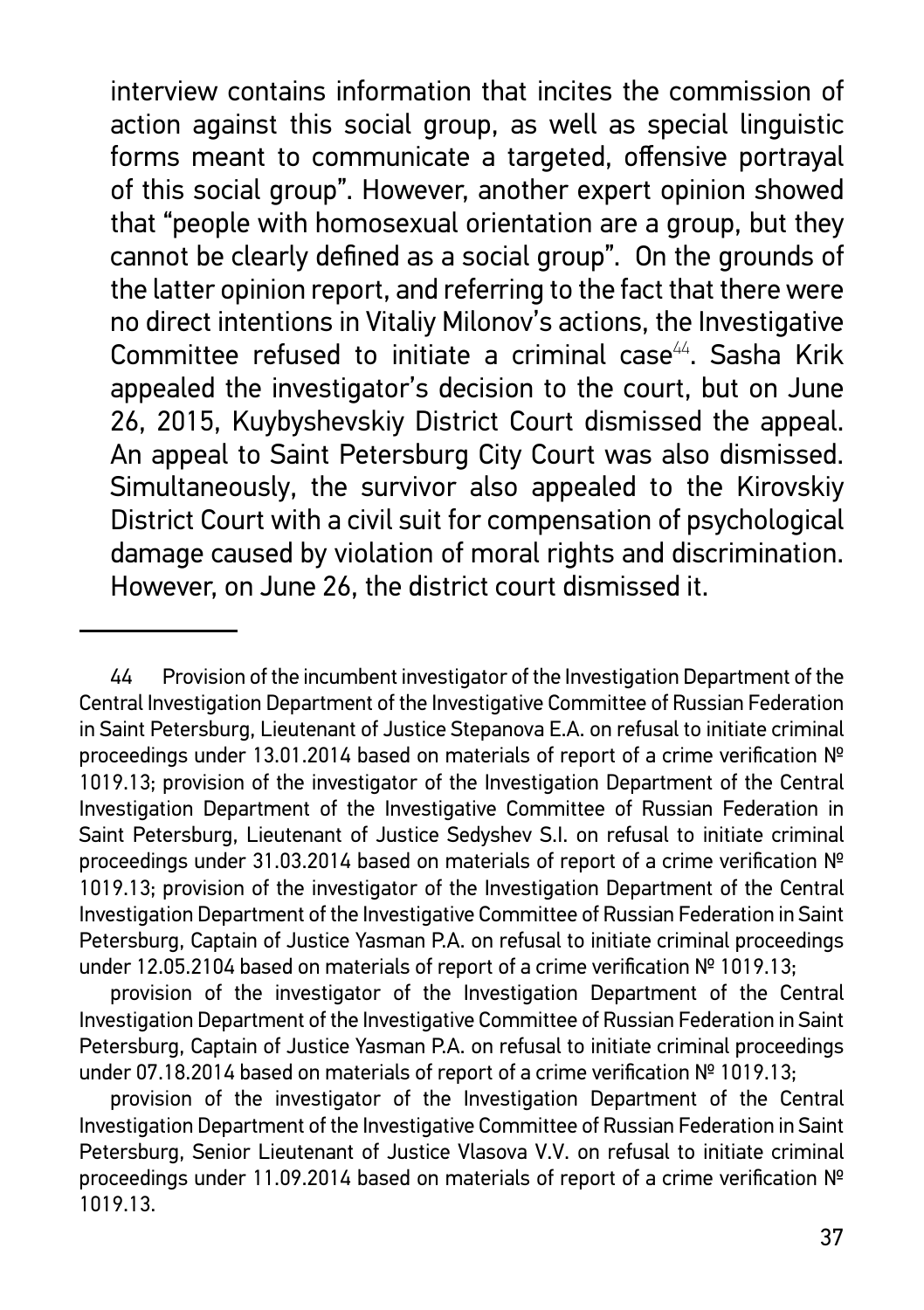interview contains information that incites the commission of action against this social group, as well as special linguistic forms meant to communicate a targeted, offensive portrayal of this social group". However, another expert opinion showed that "people with homosexual orientation are a group, but they cannot be clearly defined as a social group". On the grounds of the latter opinion report, and referring to the fact that there were no direct intentions in Vitaliy Milonov's actions, the Investigative Committee refused to initiate a criminal case[44]. Sasha Krik appealed the investigator's decision to the court, but on June 26, 2015, Kuybyshevskiy District Court dismissed the appeal. An appeal to Saint Petersburg City Court was also dismissed. Simultaneously, the survivor also appealed to the Kirovskiy District Court with a civil suit for compensation of psychological damage caused by violation of moral rights and discrimination. However, on June 26, the district court dismissed it.

---

44 Provision of the incumbent investigator of the Investigation Department of the Central Investigation Department of the Investigative Committee of Russian Federation in Saint Petersburg, Lieutenant of Justice Stepanova E.A. on refusal to initiate criminal proceedings under 13.01.2014 based on materials of report of a crime verification № 1019.13; provision of the investigator of the Investigation Department of the Central Investigation Department of the Investigative Committee of Russian Federation in Saint Petersburg, Lieutenant of Justice Sedyshev S.I. on refusal to initiate criminal proceedings under 31.03.2014 based on materials of report of a crime verification № 1019.13; provision of the investigator of the Investigation Department of the Central Investigation Department of the Investigative Committee of Russian Federation in Saint Petersburg, Captain of Justice Yasman P.A. on refusal to initiate criminal proceedings under 12.05.2104 based on materials of report of a crime verification № 1019.13;

provision of the investigator of the Investigation Department of the Central Investigation Department of the Investigative Committee of Russian Federation in Saint Petersburg, Captain of Justice Yasman P.A. on refusal to initiate criminal proceedings under 07.18.2014 based on materials of report of a crime verification № 1019.13;

provision of the investigator of the Investigation Department of the Central Investigation Department of the Investigative Committee of Russian Federation in Saint Petersburg, Senior Lieutenant of Justice Vlasova V.V. on refusal to initiate criminal proceedings under 11.09.2014 based on materials of report of a crime verification № 1019.13.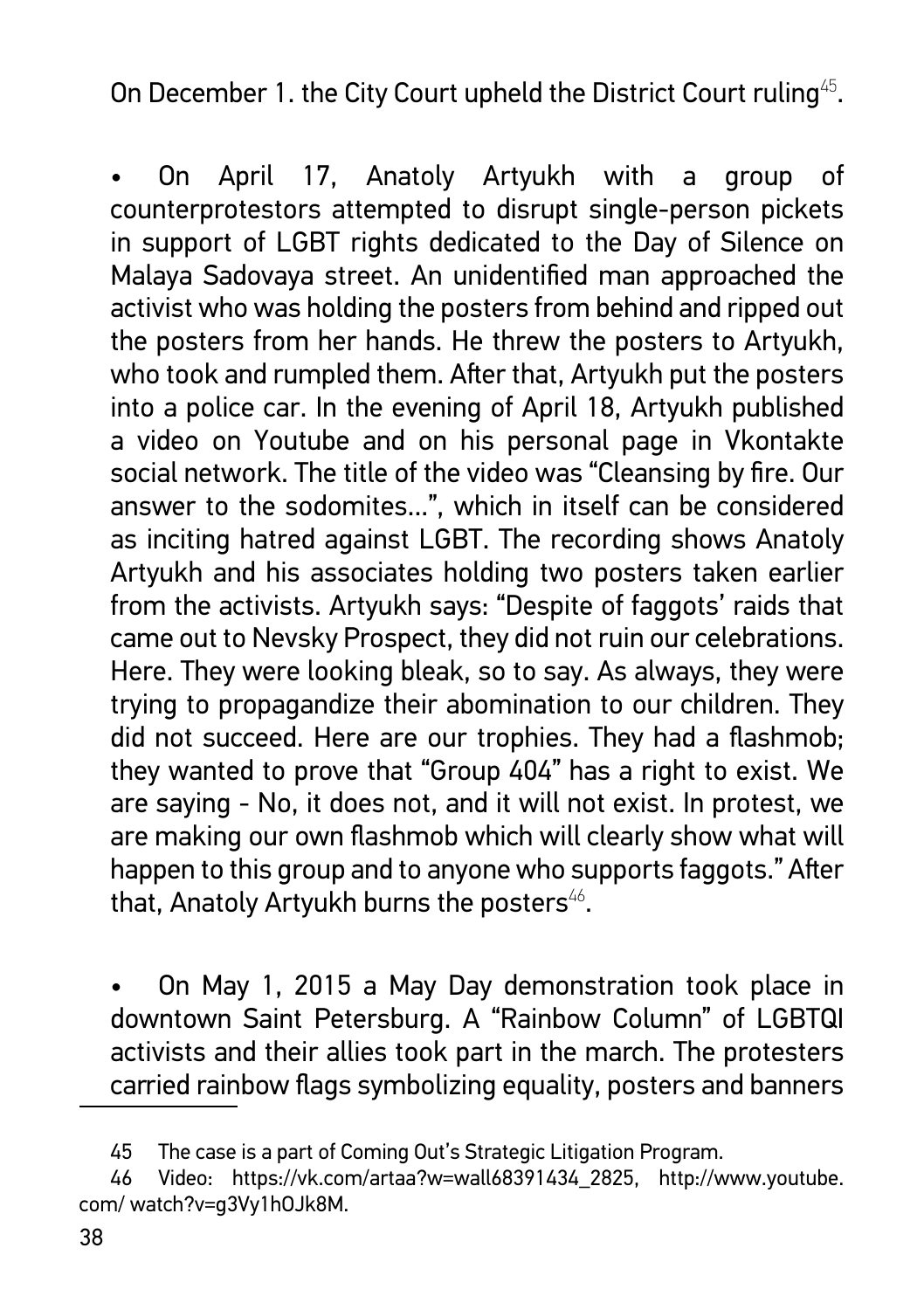On December 1. the City Court upheld the District Court ruling[45].

- On April 17, Anatoly Artyukh with a group of counterprotestors attempted to disrupt single-person pickets in support of LGBT rights dedicated to the Day of Silence on Malaya Sadovaya street. An unidentified man approached the activist who was holding the posters from behind and ripped out the posters from her hands. He threw the posters to Artyukh, who took and rumpled them. After that, Artyukh put the posters into a police car. In the evening of April 18, Artyukh published a video on Youtube and on his personal page in Vkontakte social network. The title of the video was "Cleansing by fire. Our answer to the sodomites…", which in itself can be considered as inciting hatred against LGBT. The recording shows Anatoly Artyukh and his associates holding two posters taken earlier from the activists. Artyukh says: "Despite of faggots' raids that came out to Nevsky Prospect, they did not ruin our celebrations. Here. They were looking bleak, so to say. As always, they were trying to propagandize their abomination to our children. They did not succeed. Here are our trophies. They had a flashmob; they wanted to prove that "Group 404" has a right to exist. We are saying - No, it does not, and it will not exist. In protest, we are making our own flashmob which will clearly show what will happen to this group and to anyone who supports faggots." After that, Anatoly Artyukh burns the posters[46].

- On May 1, 2015 a May Day demonstration took place in downtown Saint Petersburg. A "Rainbow Column" of LGBTQI activists and their allies took part in the march. The protesters carried rainbow flags symbolizing equality, posters and banners

---

45 The case is a part of Coming Out's Strategic Litigation Program.

46 Video: https://vk.com/artaa?w=wall68391434_2825, http://www.youtube.com/ watch?v=g3Vy1hOJk8M.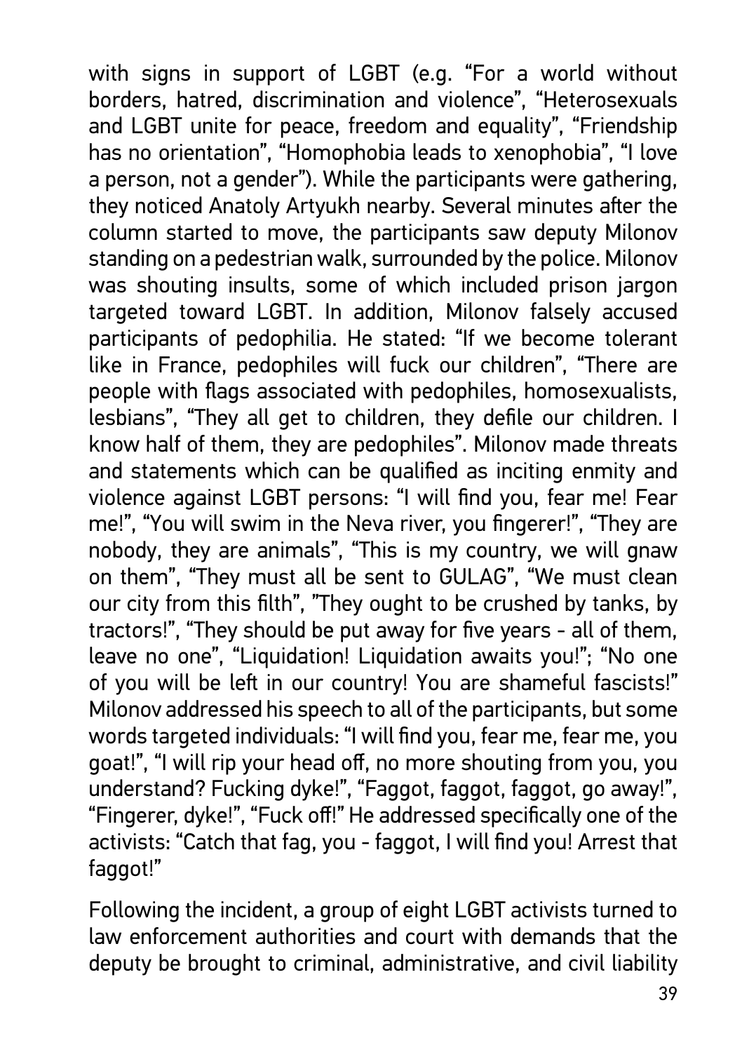with signs in support of LGBT (e.g. "For a world without borders, hatred, discrimination and violence", "Heterosexuals and LGBT unite for peace, freedom and equality", "Friendship has no orientation", "Homophobia leads to xenophobia", "I love a person, not a gender"). While the participants were gathering, they noticed Anatoly Artyukh nearby. Several minutes after the column started to move, the participants saw deputy Milonov standing on a pedestrian walk, surrounded by the police. Milonov was shouting insults, some of which included prison jargon targeted toward LGBT. In addition, Milonov falsely accused participants of pedophilia. He stated: "If we become tolerant like in France, pedophiles will fuck our children", "There are people with flags associated with pedophiles, homosexualists, lesbians", "They all get to children, they defile our children. I know half of them, they are pedophiles". Milonov made threats and statements which can be qualified as inciting enmity and violence against LGBT persons: "I will find you, fear me! Fear me!", "You will swim in the Neva river, you fingerer!", "They are nobody, they are animals", "This is my country, we will gnaw on them", "They must all be sent to GULAG", "We must clean our city from this filth", "They ought to be crushed by tanks, by tractors!", "They should be put away for five years - all of them, leave no one", "Liquidation! Liquidation awaits you!"; "No one of you will be left in our country! You are shameful fascists!" Milonov addressed his speech to all of the participants, but some words targeted individuals: "I will find you, fear me, fear me, you goat!", "I will rip your head off, no more shouting from you, you understand? Fucking dyke!", "Faggot, faggot, faggot, go away!", "Fingerer, dyke!", "Fuck off!" He addressed specifically one of the activists: "Catch that fag, you - faggot, I will find you! Arrest that faggot!"

Following the incident, a group of eight LGBT activists turned to law enforcement authorities and court with demands that the deputy be brought to criminal, administrative, and civil liability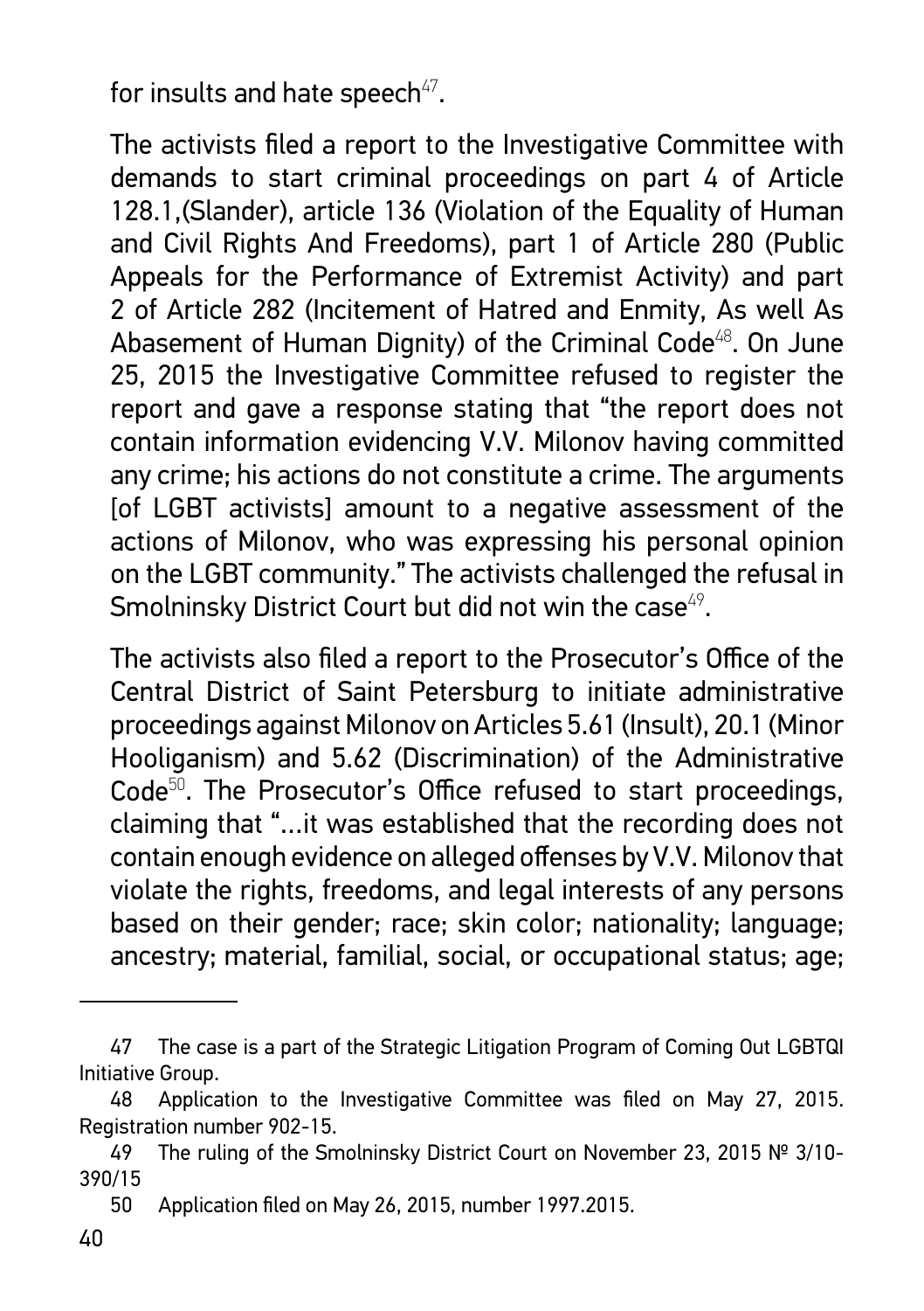for insults and hate speech[47].

The activists filed a report to the Investigative Committee with demands to start criminal proceedings on part 4 of Article 128.1,(Slander), article 136 (Violation of the Equality of Human and Civil Rights And Freedoms), part 1 of Article 280 (Public Appeals for the Performance of Extremist Activity) and part 2 of Article 282 (Incitement of Hatred and Enmity, As well As Abasement of Human Dignity) of the Criminal Code[48]. On June 25, 2015 the Investigative Committee refused to register the report and gave a response stating that "the report does not contain information evidencing V.V. Milonov having committed any crime; his actions do not constitute a crime. The arguments [of LGBT activists] amount to a negative assessment of the actions of Milonov, who was expressing his personal opinion on the LGBT community." The activists challenged the refusal in Smolninsky District Court but did not win the case[49].

The activists also filed a report to the Prosecutor's Office of the Central District of Saint Petersburg to initiate administrative proceedings against Milonov on Articles 5.61 (Insult), 20.1 (Minor Hooliganism) and 5.62 (Discrimination) of the Administrative Code[50]. The Prosecutor's Office refused to start proceedings, claiming that "...it was established that the recording does not contain enough evidence on alleged offenses by V.V. Milonov that violate the rights, freedoms, and legal interests of any persons based on their gender; race; skin color; nationality; language; ancestry; material, familial, social, or occupational status; age;

---

47 The case is a part of the Strategic Litigation Program of Coming Out LGBTQI Initiative Group.

48 Application to the Investigative Committee was filed on May 27, 2015. Registration number 902-15.

49 The ruling of the Smolninsky District Court on November 23, 2015 № 3/10-390/15

50 Application filed on May 26, 2015, number 1997.2015.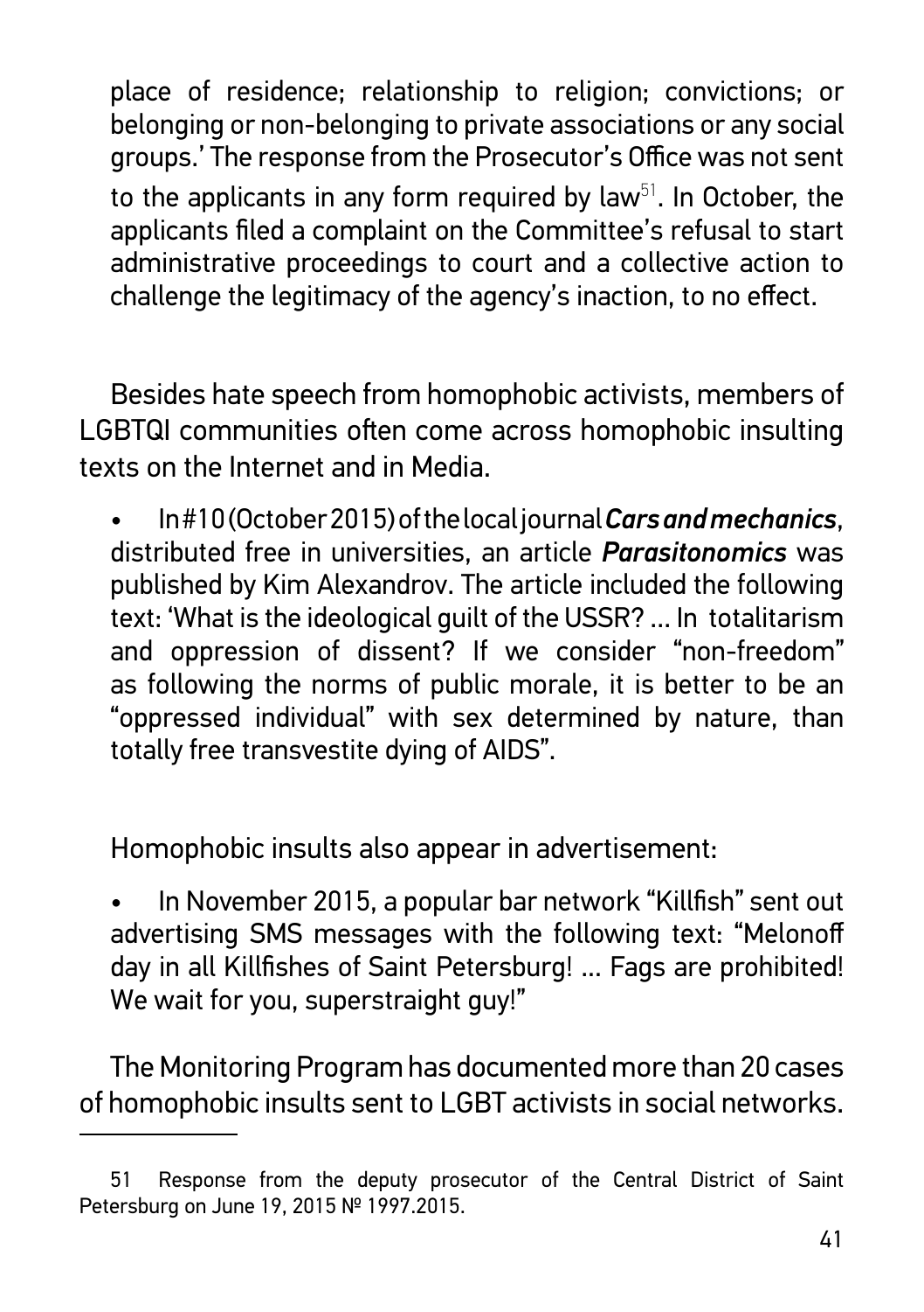place of residence; relationship to religion; convictions; or belonging or non-belonging to private associations or any social groups.' The response from the Prosecutor's Office was not sent to the applicants in any form required by law[51]. In October, the applicants filed a complaint on the Committee's refusal to start administrative proceedings to court and a collective action to challenge the legitimacy of the agency's inaction, to no effect.

Besides hate speech from homophobic activists, members of LGBTQI communities often come across homophobic insulting texts on the Internet and in Media.

- In #10 (October 2015) of the local journal ***Cars and mechanics***, distributed free in universities, an article ***Parasitonomics*** was published by Kim Alexandrov. The article included the following text: 'What is the ideological guilt of the USSR? ... In totalitarism and oppression of dissent? If we consider "non-freedom" as following the norms of public morale, it is better to be an "oppressed individual" with sex determined by nature, than totally free transvestite dying of AIDS".

Homophobic insults also appear in advertisement:

- In November 2015, a popular bar network "Killfish" sent out advertising SMS messages with the following text: "Melonoff day in all Killfishes of Saint Petersburg! ... Fags are prohibited! We wait for you, superstraight guy!"

The Monitoring Program has documented more than 20 cases of homophobic insults sent to LGBT activists in social networks.

---

51 Response from the deputy prosecutor of the Central District of Saint Petersburg on June 19, 2015 № 1997.2015.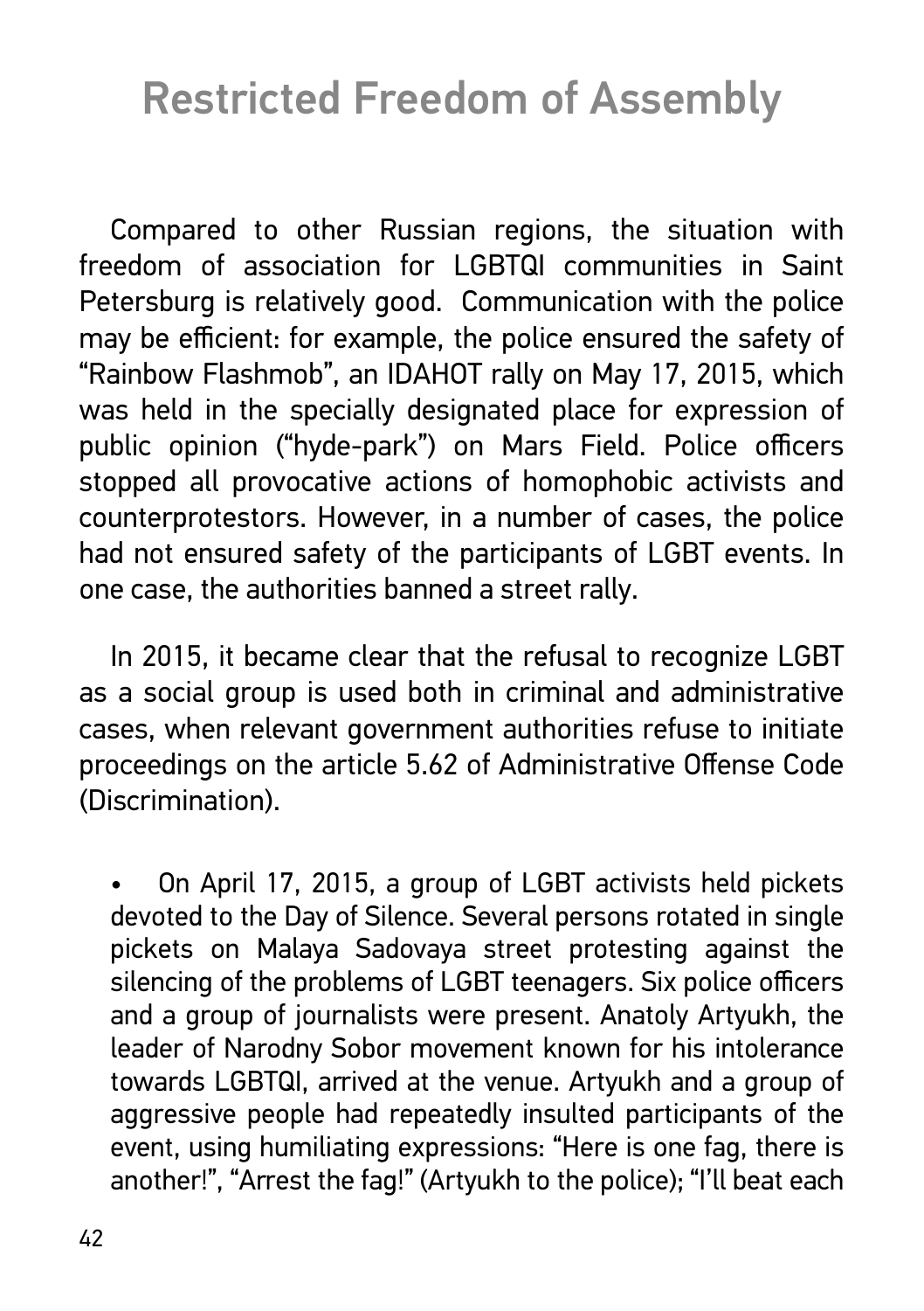# Restricted Freedom of Assembly

Compared to other Russian regions, the situation with freedom of association for LGBTQI communities in Saint Petersburg is relatively good. Communication with the police may be efficient: for example, the police ensured the safety of "Rainbow Flashmob", an IDAHOT rally on May 17, 2015, which was held in the specially designated place for expression of public opinion ("hyde-park") on Mars Field. Police officers stopped all provocative actions of homophobic activists and counterprotestors. However, in a number of cases, the police had not ensured safety of the participants of LGBT events. In one case, the authorities banned a street rally.

In 2015, it became clear that the refusal to recognize LGBT as a social group is used both in criminal and administrative cases, when relevant government authorities refuse to initiate proceedings on the article 5.62 of Administrative Offense Code (Discrimination).

- On April 17, 2015, a group of LGBT activists held pickets devoted to the Day of Silence. Several persons rotated in single pickets on Malaya Sadovaya street protesting against the silencing of the problems of LGBT teenagers. Six police officers and a group of journalists were present. Anatoly Artyukh, the leader of Narodny Sobor movement known for his intolerance towards LGBTQI, arrived at the venue. Artyukh and a group of aggressive people had repeatedly insulted participants of the event, using humiliating expressions: "Here is one fag, there is another!", "Arrest the fag!" (Artyukh to the police); "I'll beat each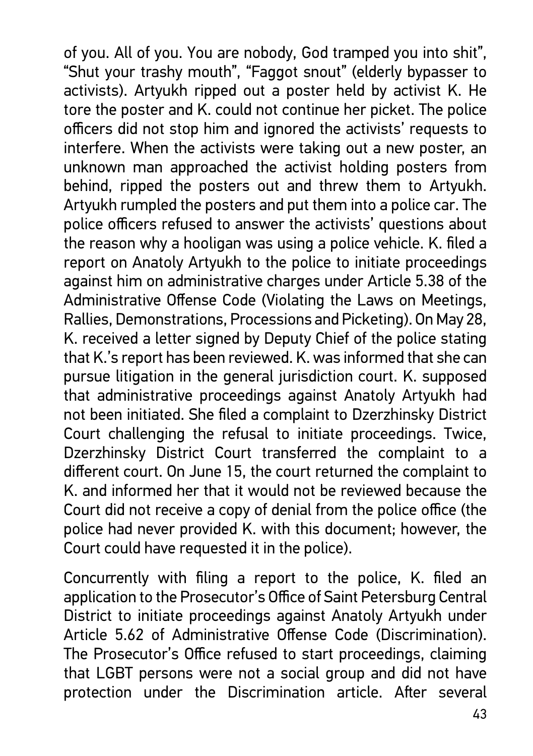of you. All of you. You are nobody, God tramped you into shit", "Shut your trashy mouth", "Faggot snout" (elderly bypasser to activists). Artyukh ripped out a poster held by activist K. He tore the poster and K. could not continue her picket. The police officers did not stop him and ignored the activists' requests to interfere. When the activists were taking out a new poster, an unknown man approached the activist holding posters from behind, ripped the posters out and threw them to Artyukh. Artyukh rumpled the posters and put them into a police car. The police officers refused to answer the activists' questions about the reason why a hooligan was using a police vehicle. K. filed a report on Anatoly Artyukh to the police to initiate proceedings against him on administrative charges under Article 5.38 of the Administrative Offense Code (Violating the Laws on Meetings, Rallies, Demonstrations, Processions and Picketing). On May 28, K. received a letter signed by Deputy Chief of the police stating that K.'s report has been reviewed. K. was informed that she can pursue litigation in the general jurisdiction court. K. supposed that administrative proceedings against Anatoly Artyukh had not been initiated. She filed a complaint to Dzerzhinsky District Court challenging the refusal to initiate proceedings. Twice, Dzerzhinsky District Court transferred the complaint to a different court. On June 15, the court returned the complaint to K. and informed her that it would not be reviewed because the Court did not receive a copy of denial from the police office (the police had never provided K. with this document; however, the Court could have requested it in the police).

Concurrently with filing a report to the police, K. filed an application to the Prosecutor's Office of Saint Petersburg Central District to initiate proceedings against Anatoly Artyukh under Article 5.62 of Administrative Offense Code (Discrimination). The Prosecutor's Office refused to start proceedings, claiming that LGBT persons were not a social group and did not have protection under the Discrimination article. After several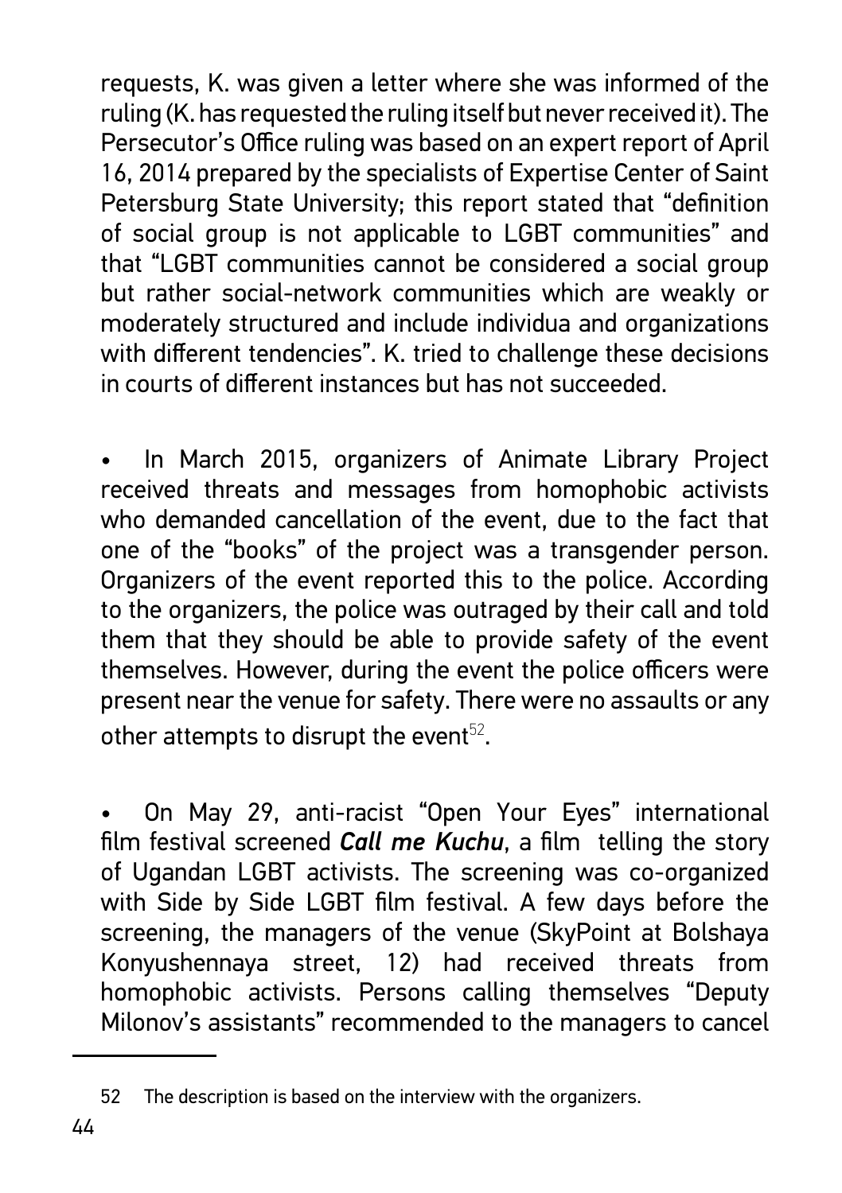requests, K. was given a letter where she was informed of the ruling (K. has requested the ruling itself but never received it). The Persecutor's Office ruling was based on an expert report of April 16, 2014 prepared by the specialists of Expertise Center of Saint Petersburg State University; this report stated that "definition of social group is not applicable to LGBT communities" and that "LGBT communities cannot be considered a social group but rather social-network communities which are weakly or moderately structured and include individua and organizations with different tendencies". K. tried to challenge these decisions in courts of different instances but has not succeeded.

- In March 2015, organizers of Animate Library Project received threats and messages from homophobic activists who demanded cancellation of the event, due to the fact that one of the "books" of the project was a transgender person. Organizers of the event reported this to the police. According to the organizers, the police was outraged by their call and told them that they should be able to provide safety of the event themselves. However, during the event the police officers were present near the venue for safety. There were no assaults or any other attempts to disrupt the event[52].

- On May 29, anti-racist "Open Your Eyes" international film festival screened ***Call me Kuchu***, a film telling the story of Ugandan LGBT activists. The screening was co-organized with Side by Side LGBT film festival. A few days before the screening, the managers of the venue (SkyPoint at Bolshaya Konyushennaya street, 12) had received threats from homophobic activists. Persons calling themselves "Deputy Milonov's assistants" recommended to the managers to cancel

---

52 The description is based on the interview with the organizers.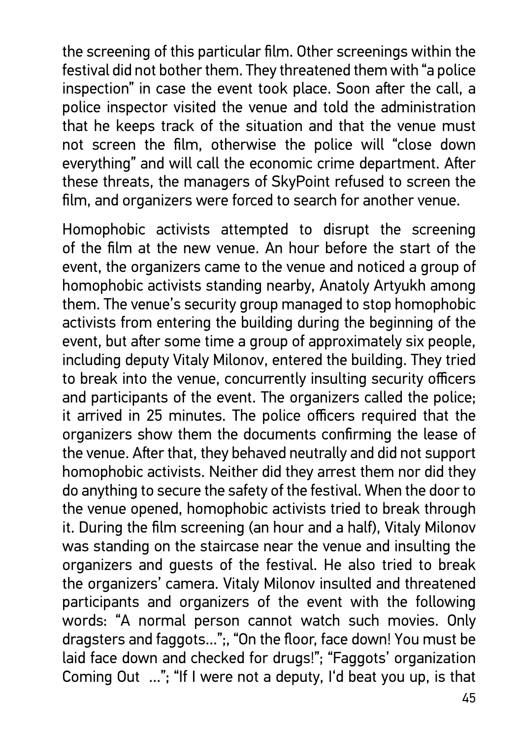the screening of this particular film. Other screenings within the festival did not bother them. They threatened them with "a police inspection" in case the event took place. Soon after the call, a police inspector visited the venue and told the administration that he keeps track of the situation and that the venue must not screen the film, otherwise the police will "close down everything" and will call the economic crime department. After these threats, the managers of SkyPoint refused to screen the film, and organizers were forced to search for another venue.

Homophobic activists attempted to disrupt the screening of the film at the new venue. An hour before the start of the event, the organizers came to the venue and noticed a group of homophobic activists standing nearby, Anatoly Artyukh among them. The venue's security group managed to stop homophobic activists from entering the building during the beginning of the event, but after some time a group of approximately six people, including deputy Vitaly Milonov, entered the building. They tried to break into the venue, concurrently insulting security officers and participants of the event. The organizers called the police; it arrived in 25 minutes. The police officers required that the organizers show them the documents confirming the lease of the venue. After that, they behaved neutrally and did not support homophobic activists. Neither did they arrest them nor did they do anything to secure the safety of the festival. When the door to the venue opened, homophobic activists tried to break through it. During the film screening (an hour and a half), Vitaly Milonov was standing on the staircase near the venue and insulting the organizers and guests of the festival. He also tried to break the organizers' camera. Vitaly Milonov insulted and threatened participants and organizers of the event with the following words: "A normal person cannot watch such movies. Only dragsters and faggots…";, "On the floor, face down! You must be laid face down and checked for drugs!"; "Faggots' organization Coming Out …"; "If I were not a deputy, I'd beat you up, is that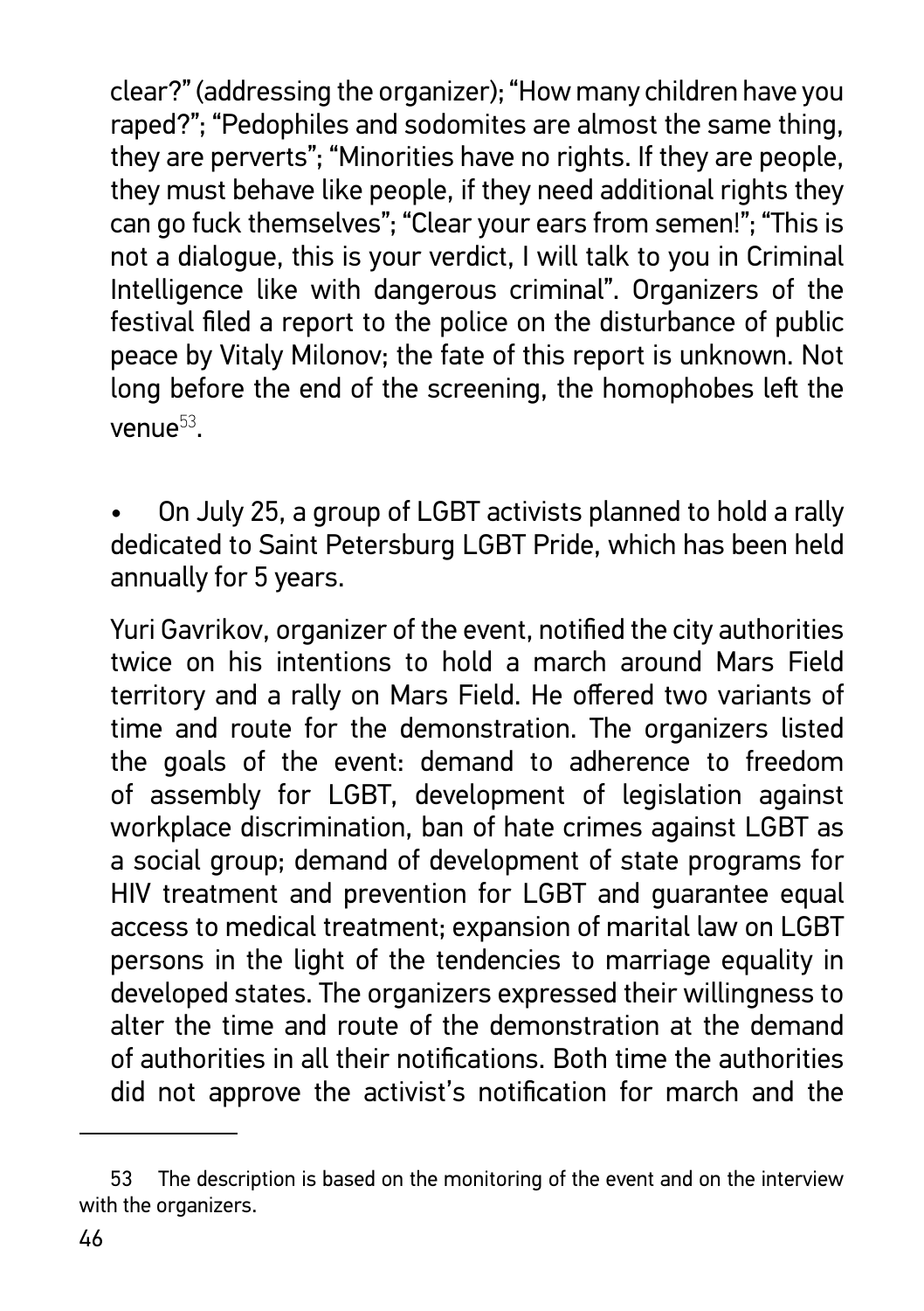clear?" (addressing the organizer); "How many children have you raped?"; "Pedophiles and sodomites are almost the same thing, they are perverts"; "Minorities have no rights. If they are people, they must behave like people, if they need additional rights they can go fuck themselves"; "Clear your ears from semen!"; "This is not a dialogue, this is your verdict, I will talk to you in Criminal Intelligence like with dangerous criminal". Organizers of the festival filed a report to the police on the disturbance of public peace by Vitaly Milonov; the fate of this report is unknown. Not long before the end of the screening, the homophobes left the venue[53].

- On July 25, a group of LGBT activists planned to hold a rally dedicated to Saint Petersburg LGBT Pride, which has been held annually for 5 years.

Yuri Gavrikov, organizer of the event, notified the city authorities twice on his intentions to hold a march around Mars Field territory and a rally on Mars Field. He offered two variants of time and route for the demonstration. The organizers listed the goals of the event: demand to adherence to freedom of assembly for LGBT, development of legislation against workplace discrimination, ban of hate crimes against LGBT as a social group; demand of development of state programs for HIV treatment and prevention for LGBT and guarantee equal access to medical treatment; expansion of marital law on LGBT persons in the light of the tendencies to marriage equality in developed states. The organizers expressed their willingness to alter the time and route of the demonstration at the demand of authorities in all their notifications. Both time the authorities did not approve the activist's notification for march and the

---

53 The description is based on the monitoring of the event and on the interview with the organizers.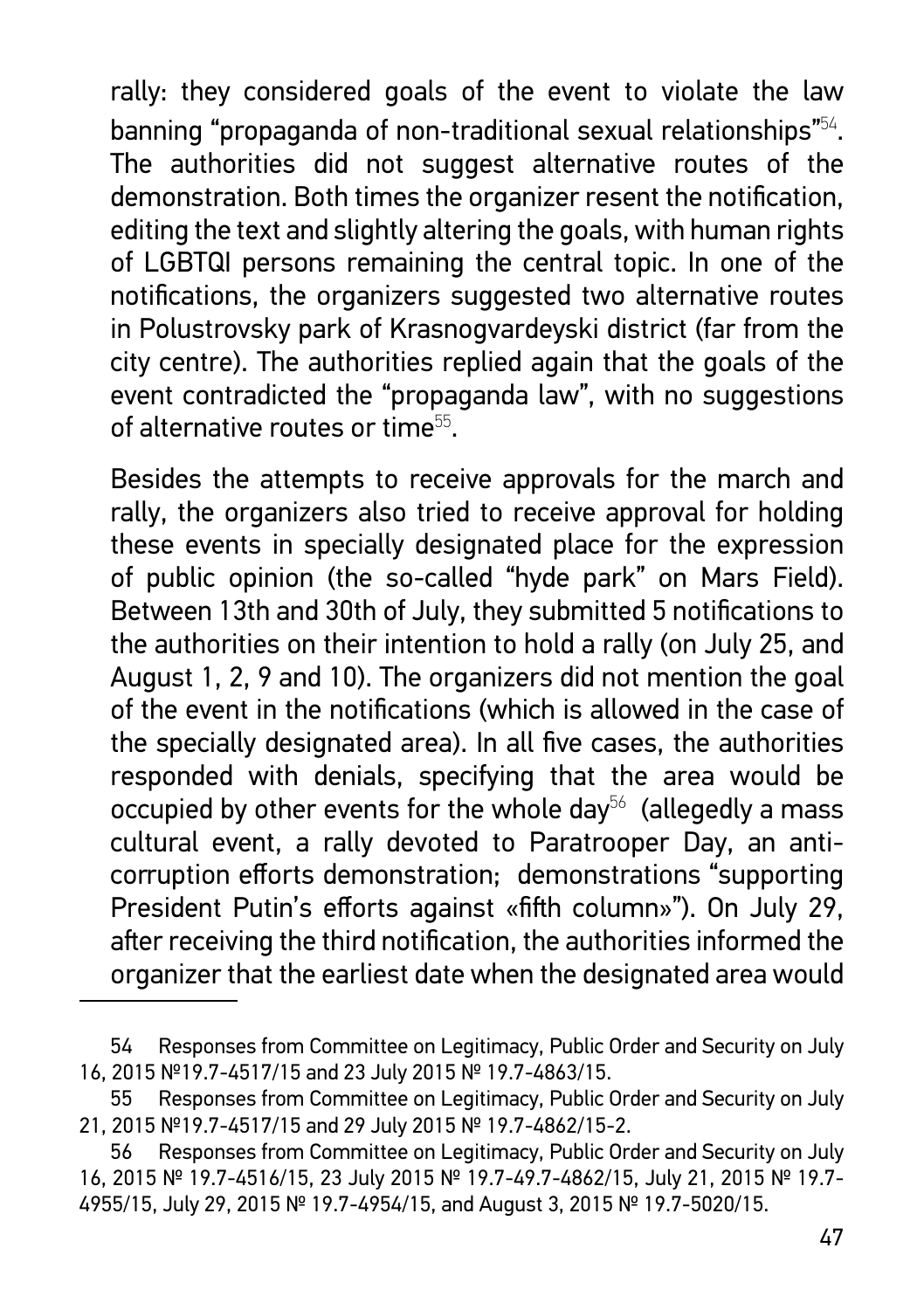rally: they considered goals of the event to violate the law banning "propaganda of non-traditional sexual relationships"[54]. The authorities did not suggest alternative routes of the demonstration. Both times the organizer resent the notification, editing the text and slightly altering the goals, with human rights of LGBTQI persons remaining the central topic. In one of the notifications, the organizers suggested two alternative routes in Polustrovsky park of Krasnogvardeyski district (far from the city centre). The authorities replied again that the goals of the event contradicted the "propaganda law", with no suggestions of alternative routes or time[55].

Besides the attempts to receive approvals for the march and rally, the organizers also tried to receive approval for holding these events in specially designated place for the expression of public opinion (the so-called "hyde park" on Mars Field). Between 13th and 30th of July, they submitted 5 notifications to the authorities on their intention to hold a rally (on July 25, and August 1, 2, 9 and 10). The organizers did not mention the goal of the event in the notifications (which is allowed in the case of the specially designated area). In all five cases, the authorities responded with denials, specifying that the area would be occupied by other events for the whole day[56] (allegedly a mass cultural event, a rally devoted to Paratrooper Day, an anti-corruption efforts demonstration; demonstrations "supporting President Putin's efforts against «fifth column»"). On July 29, after receiving the third notification, the authorities informed the organizer that the earliest date when the designated area would

---

54 Responses from Committee on Legitimacy, Public Order and Security on July 16, 2015 №19.7-4517/15 and 23 July 2015 № 19.7-4863/15.

55 Responses from Committee on Legitimacy, Public Order and Security on July 21, 2015 №19.7-4517/15 and 29 July 2015 № 19.7-4862/15-2.

56 Responses from Committee on Legitimacy, Public Order and Security on July 16, 2015 № 19.7-4516/15, 23 July 2015 № 19.7-49.7-4862/15, July 21, 2015 № 19.7-4955/15, July 29, 2015 № 19.7-4954/15, and August 3, 2015 № 19.7-5020/15.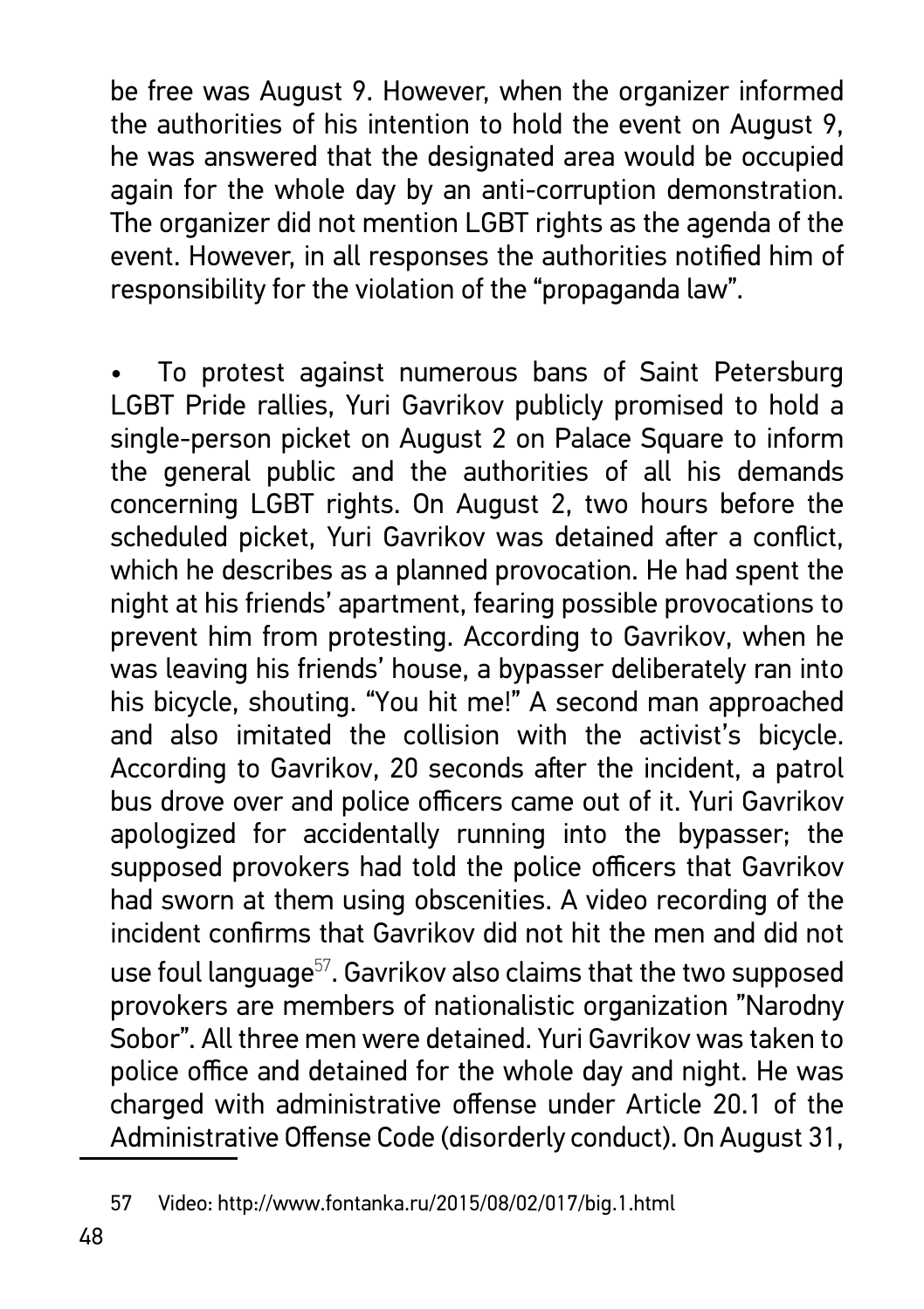be free was August 9. However, when the organizer informed the authorities of his intention to hold the event on August 9, he was answered that the designated area would be occupied again for the whole day by an anti-corruption demonstration. The organizer did not mention LGBT rights as the agenda of the event. However, in all responses the authorities notified him of responsibility for the violation of the "propaganda law".

- To protest against numerous bans of Saint Petersburg LGBT Pride rallies, Yuri Gavrikov publicly promised to hold a single-person picket on August 2 on Palace Square to inform the general public and the authorities of all his demands concerning LGBT rights. On August 2, two hours before the scheduled picket, Yuri Gavrikov was detained after a conflict, which he describes as a planned provocation. He had spent the night at his friends' apartment, fearing possible provocations to prevent him from protesting. According to Gavrikov, when he was leaving his friends' house, a bypasser deliberately ran into his bicycle, shouting. "You hit me!" A second man approached and also imitated the collision with the activist's bicycle. According to Gavrikov, 20 seconds after the incident, a patrol bus drove over and police officers came out of it. Yuri Gavrikov apologized for accidentally running into the bypasser; the supposed provokers had told the police officers that Gavrikov had sworn at them using obscenities. A video recording of the incident confirms that Gavrikov did not hit the men and did not use foul language[57]. Gavrikov also claims that the two supposed provokers are members of nationalistic organization "Narodny Sobor". All three men were detained. Yuri Gavrikov was taken to police office and detained for the whole day and night. He was charged with administrative offense under Article 20.1 of the Administrative Offense Code (disorderly conduct). On August 31,

---

57 Video: http://www.fontanka.ru/2015/08/02/017/big.1.html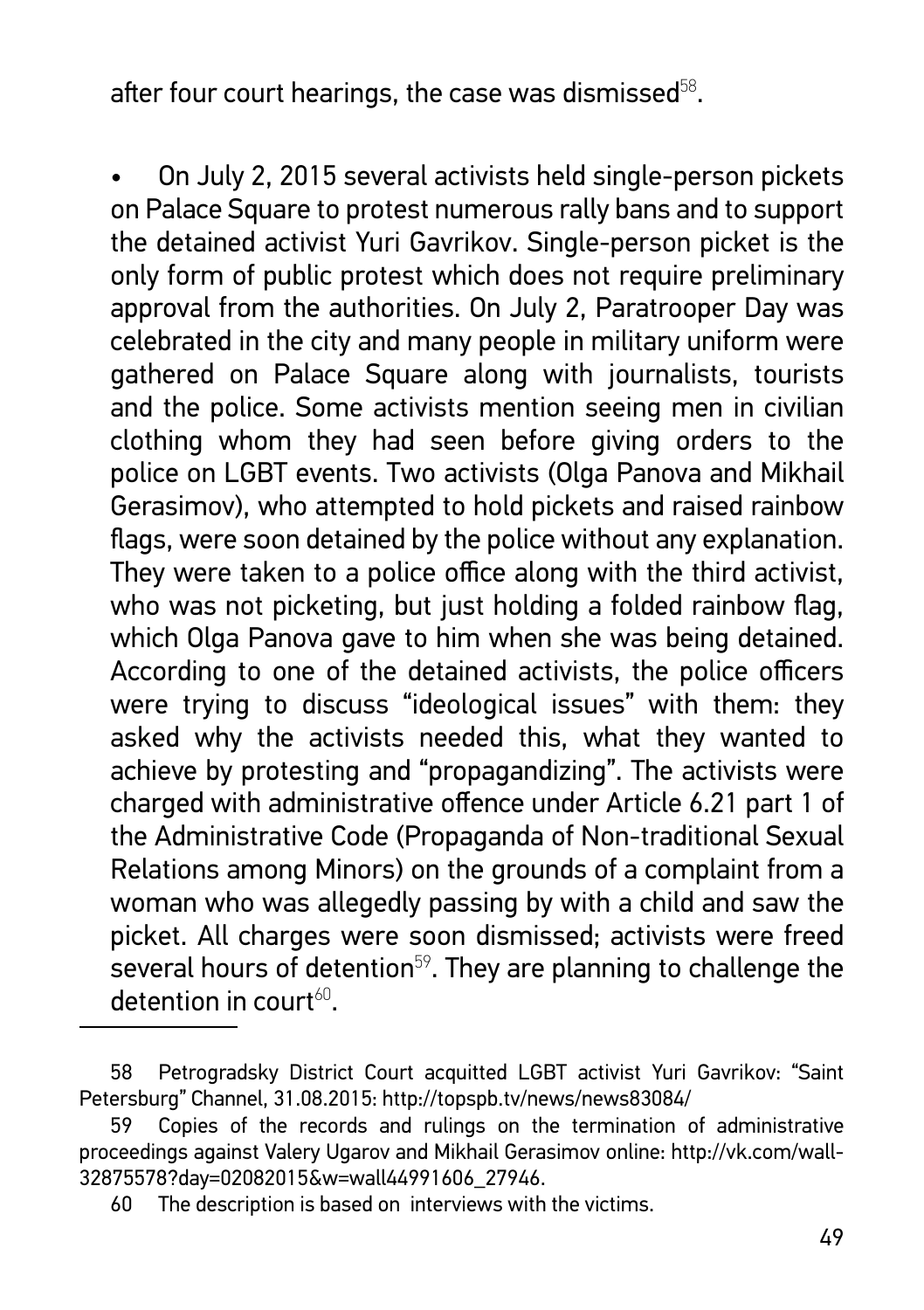after four court hearings, the case was dismissed[58].

- On July 2, 2015 several activists held single-person pickets on Palace Square to protest numerous rally bans and to support the detained activist Yuri Gavrikov. Single-person picket is the only form of public protest which does not require preliminary approval from the authorities. On July 2, Paratrooper Day was celebrated in the city and many people in military uniform were gathered on Palace Square along with journalists, tourists and the police. Some activists mention seeing men in civilian clothing whom they had seen before giving orders to the police on LGBT events. Two activists (Olga Panova and Mikhail Gerasimov), who attempted to hold pickets and raised rainbow flags, were soon detained by the police without any explanation. They were taken to a police office along with the third activist, who was not picketing, but just holding a folded rainbow flag, which Olga Panova gave to him when she was being detained. According to one of the detained activists, the police officers were trying to discuss "ideological issues" with them: they asked why the activists needed this, what they wanted to achieve by protesting and "propagandizing". The activists were charged with administrative offence under Article 6.21 part 1 of the Administrative Code (Propaganda of Non-traditional Sexual Relations among Minors) on the grounds of a complaint from a woman who was allegedly passing by with a child and saw the picket. All charges were soon dismissed; activists were freed several hours of detention[59]. They are planning to challenge the detention in court[60].

---

58 Petrogradsky District Court acquitted LGBT activist Yuri Gavrikov: "Saint Petersburg" Channel, 31.08.2015: http://topspb.tv/news/news83084/

59 Copies of the records and rulings on the termination of administrative proceedings against Valery Ugarov and Mikhail Gerasimov online: http://vk.com/wall-32875578?day=02082015&w=wall44991606_27946.

60 The description is based on interviews with the victims.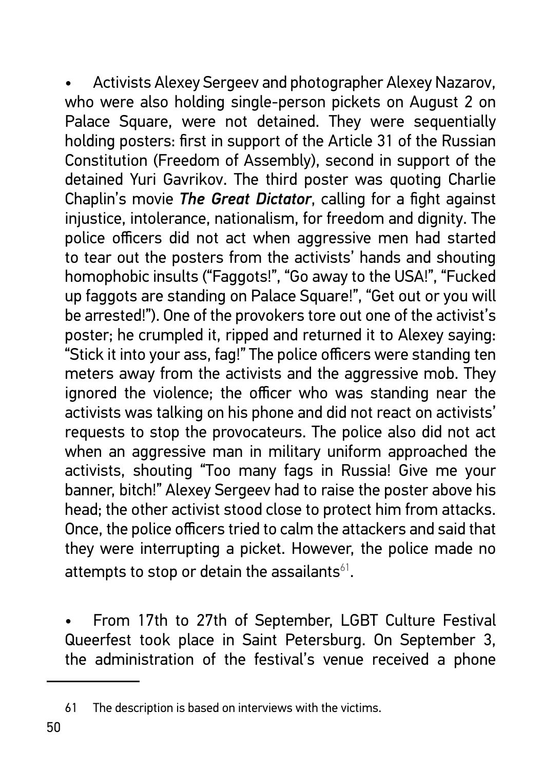- Activists Alexey Sergeev and photographer Alexey Nazarov, who were also holding single-person pickets on August 2 on Palace Square, were not detained. They were sequentially holding posters: first in support of the Article 31 of the Russian Constitution (Freedom of Assembly), second in support of the detained Yuri Gavrikov. The third poster was quoting Charlie Chaplin's movie ***The Great Dictator***, calling for a fight against injustice, intolerance, nationalism, for freedom and dignity. The police officers did not act when aggressive men had started to tear out the posters from the activists' hands and shouting homophobic insults ("Faggots!", "Go away to the USA!", "Fucked up faggots are standing on Palace Square!", "Get out or you will be arrested!"). One of the provokers tore out one of the activist's poster; he crumpled it, ripped and returned it to Alexey saying: "Stick it into your ass, fag!" The police officers were standing ten meters away from the activists and the aggressive mob. They ignored the violence; the officer who was standing near the activists was talking on his phone and did not react on activists' requests to stop the provocateurs. The police also did not act when an aggressive man in military uniform approached the activists, shouting "Too many fags in Russia! Give me your banner, bitch!" Alexey Sergeev had to raise the poster above his head; the other activist stood close to protect him from attacks. Once, the police officers tried to calm the attackers and said that they were interrupting a picket. However, the police made no attempts to stop or detain the assailants[61].

- From 17th to 27th of September, LGBT Culture Festival Queerfest took place in Saint Petersburg. On September 3, the administration of the festival's venue received a phone

---

61 The description is based on interviews with the victims.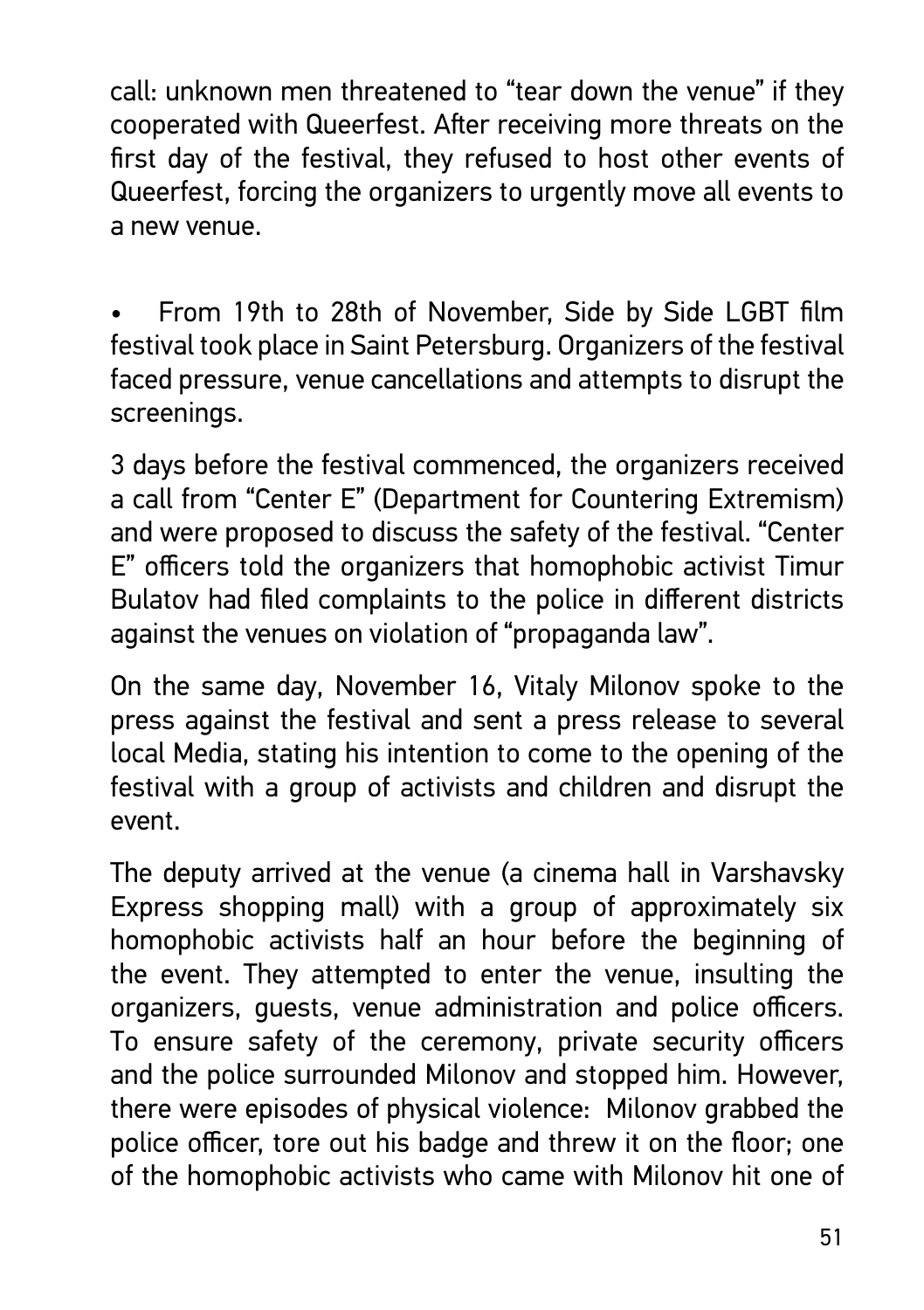call: unknown men threatened to "tear down the venue" if they cooperated with Queerfest. After receiving more threats on the first day of the festival, they refused to host other events of Queerfest, forcing the organizers to urgently move all events to a new venue.

- From 19th to 28th of November, Side by Side LGBT film festival took place in Saint Petersburg. Organizers of the festival faced pressure, venue cancellations and attempts to disrupt the screenings.

3 days before the festival commenced, the organizers received a call from "Center E" (Department for Countering Extremism) and were proposed to discuss the safety of the festival. "Center E" officers told the organizers that homophobic activist Timur Bulatov had filed complaints to the police in different districts against the venues on violation of "propaganda law".

On the same day, November 16, Vitaly Milonov spoke to the press against the festival and sent a press release to several local Media, stating his intention to come to the opening of the festival with a group of activists and children and disrupt the event.

The deputy arrived at the venue (a cinema hall in Varshavsky Express shopping mall) with a group of approximately six homophobic activists half an hour before the beginning of the event. They attempted to enter the venue, insulting the organizers, guests, venue administration and police officers. To ensure safety of the ceremony, private security officers and the police surrounded Milonov and stopped him. However, there were episodes of physical violence: Milonov grabbed the police officer, tore out his badge and threw it on the floor; one of the homophobic activists who came with Milonov hit one of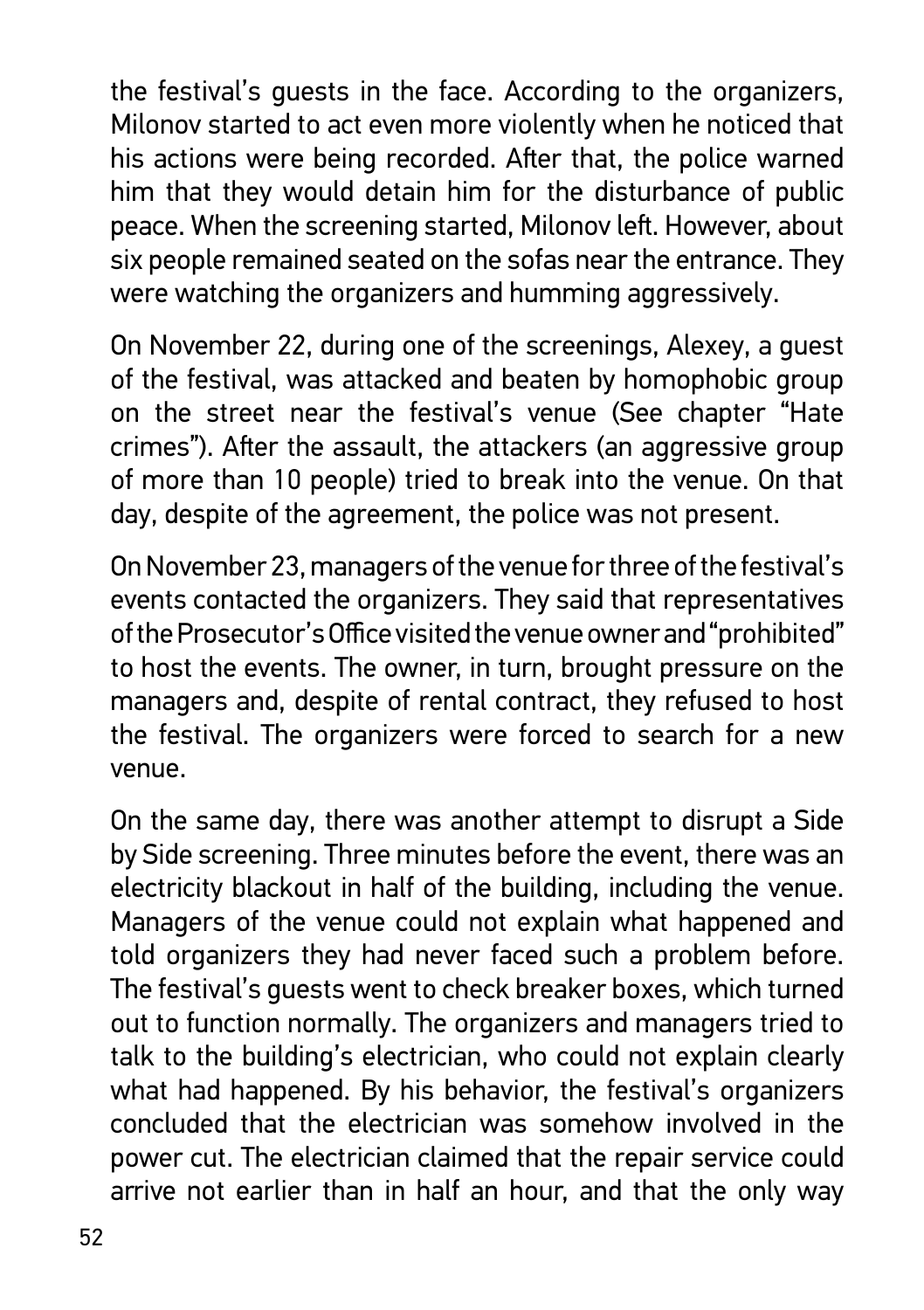the festival's guests in the face. According to the organizers, Milonov started to act even more violently when he noticed that his actions were being recorded. After that, the police warned him that they would detain him for the disturbance of public peace. When the screening started, Milonov left. However, about six people remained seated on the sofas near the entrance. They were watching the organizers and humming aggressively.

On November 22, during one of the screenings, Alexey, a guest of the festival, was attacked and beaten by homophobic group on the street near the festival's venue (See chapter "Hate crimes"). After the assault, the attackers (an aggressive group of more than 10 people) tried to break into the venue. On that day, despite of the agreement, the police was not present.

On November 23, managers of the venue for three of the festival's events contacted the organizers. They said that representatives of the Prosecutor's Office visited the venue owner and "prohibited" to host the events. The owner, in turn, brought pressure on the managers and, despite of rental contract, they refused to host the festival. The organizers were forced to search for a new venue.

On the same day, there was another attempt to disrupt a Side by Side screening. Three minutes before the event, there was an electricity blackout in half of the building, including the venue. Managers of the venue could not explain what happened and told organizers they had never faced such a problem before. The festival's guests went to check breaker boxes, which turned out to function normally. The organizers and managers tried to talk to the building's electrician, who could not explain clearly what had happened. By his behavior, the festival's organizers concluded that the electrician was somehow involved in the power cut. The electrician claimed that the repair service could arrive not earlier than in half an hour, and that the only way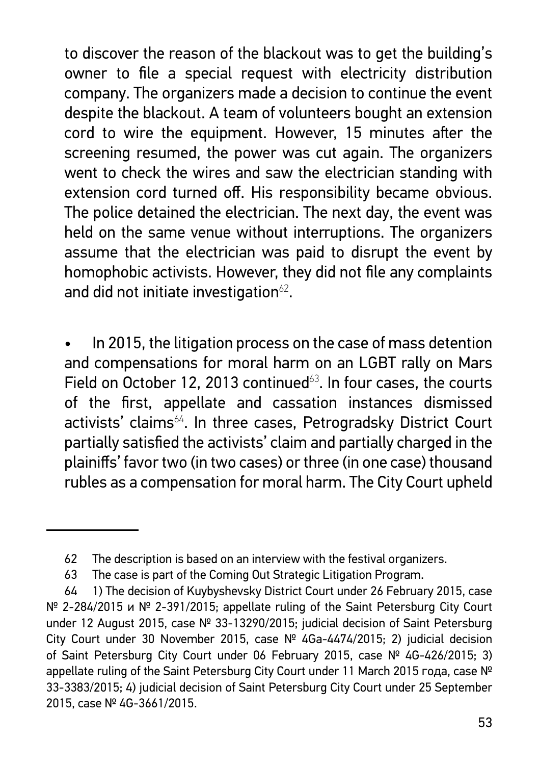to discover the reason of the blackout was to get the building's owner to file a special request with electricity distribution company. The organizers made a decision to continue the event despite the blackout. A team of volunteers bought an extension cord to wire the equipment. However, 15 minutes after the screening resumed, the power was cut again. The organizers went to check the wires and saw the electrician standing with extension cord turned off. His responsibility became obvious. The police detained the electrician. The next day, the event was held on the same venue without interruptions. The organizers assume that the electrician was paid to disrupt the event by homophobic activists. However, they did not file any complaints and did not initiate investigation[62].

- In 2015, the litigation process on the case of mass detention and compensations for moral harm on an LGBT rally on Mars Field on October 12, 2013 continued[63]. In four cases, the courts of the first, appellate and cassation instances dismissed activists' claims[64]. In three cases, Petrogradsky District Court partially satisfied the activists' claim and partially charged in the plainiffs' favor two (in two cases) or three (in one case) thousand rubles as a compensation for moral harm. The City Court upheld

---

62 The description is based on an interview with the festival organizers.

63 The case is part of the Coming Out Strategic Litigation Program.

64 1) The decision of Kuybyshevsky District Court under 26 February 2015, case № 2-284/2015 и № 2-391/2015; appellate ruling of the Saint Petersburg City Court under 12 August 2015, case № 33-13290/2015; judicial decision of Saint Petersburg City Court under 30 November 2015, case № 4Ga-4474/2015; 2) judicial decision of Saint Petersburg City Court under 06 February 2015, case № 4G-426/2015; 3) appellate ruling of the Saint Petersburg City Court under 11 March 2015 года, case № 33-3383/2015; 4) judicial decision of Saint Petersburg City Court under 25 September 2015, case № 4G-3661/2015.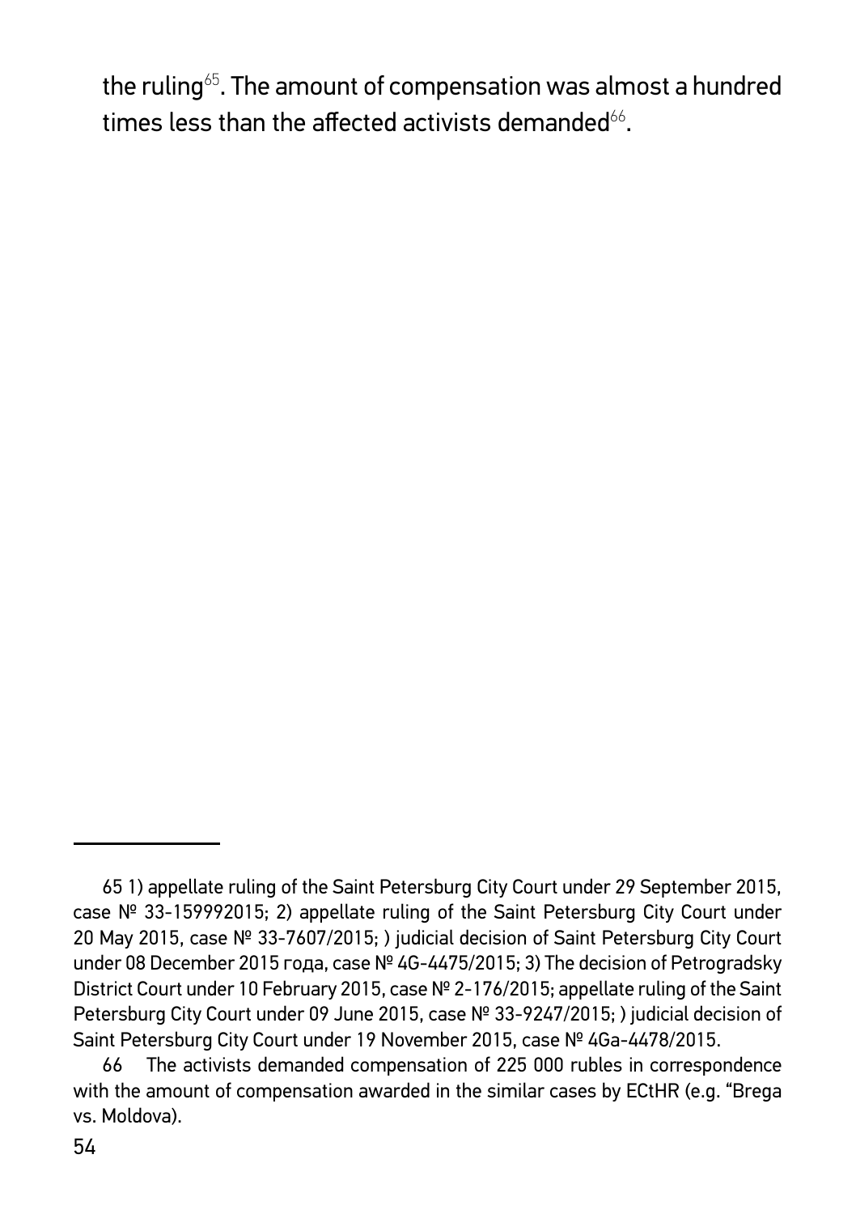the ruling[65]. The amount of compensation was almost a hundred times less than the affected activists demanded[66].

---

65 1) appellate ruling of the Saint Petersburg City Court under 29 September 2015, case № 33-159992015; 2) appellate ruling of the Saint Petersburg City Court under 20 May 2015, case № 33-7607/2015; ) judicial decision of Saint Petersburg City Court under 08 December 2015 года, case № 4G-4475/2015; 3) The decision of Petrogradsky District Court under 10 February 2015, case № 2-176/2015; appellate ruling of the Saint Petersburg City Court under 09 June 2015, case № 33-9247/2015; ) judicial decision of Saint Petersburg City Court under 19 November 2015, case № 4Ga-4478/2015.

66 The activists demanded compensation of 225 000 rubles in correspondence with the amount of compensation awarded in the similar cases by ECtHR (e.g. "Brega vs. Moldova).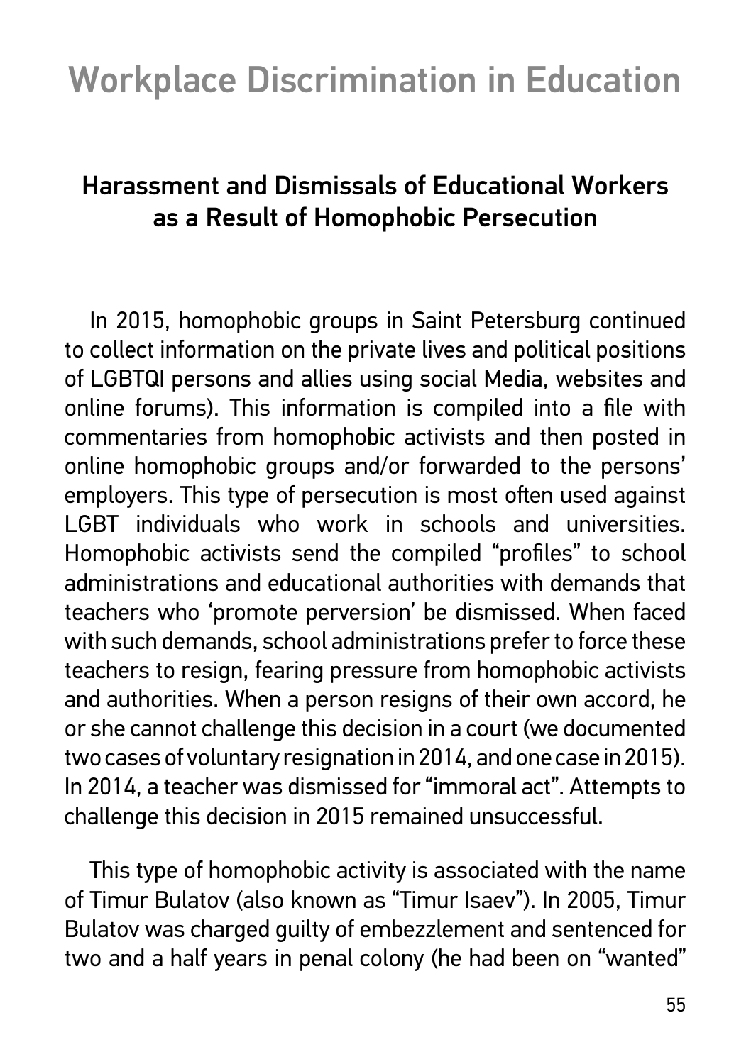# Workplace Discrimination in Education

## Harassment and Dismissals of Educational Workers as a Result of Homophobic Persecution

In 2015, homophobic groups in Saint Petersburg continued to collect information on the private lives and political positions of LGBTQI persons and allies using social Media, websites and online forums). This information is compiled into a file with commentaries from homophobic activists and then posted in online homophobic groups and/or forwarded to the persons' employers. This type of persecution is most often used against LGBT individuals who work in schools and universities. Homophobic activists send the compiled "profiles" to school administrations and educational authorities with demands that teachers who 'promote perversion' be dismissed. When faced with such demands, school administrations prefer to force these teachers to resign, fearing pressure from homophobic activists and authorities. When a person resigns of their own accord, he or she cannot challenge this decision in a court (we documented two cases of voluntary resignation in 2014, and one case in 2015). In 2014, a teacher was dismissed for "immoral act". Attempts to challenge this decision in 2015 remained unsuccessful.

This type of homophobic activity is associated with the name of Timur Bulatov (also known as "Timur Isaev"). In 2005, Timur Bulatov was charged guilty of embezzlement and sentenced for two and a half years in penal colony (he had been on "wanted"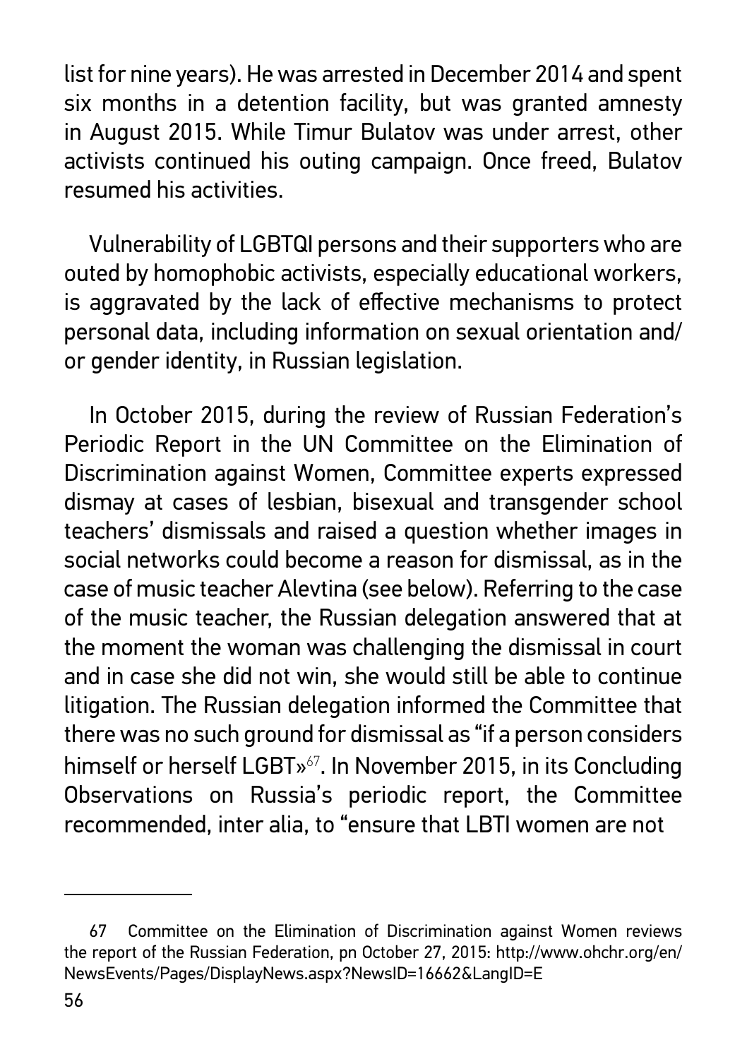list for nine years). He was arrested in December 2014 and spent six months in a detention facility, but was granted amnesty in August 2015. While Timur Bulatov was under arrest, other activists continued his outing campaign. Once freed, Bulatov resumed his activities.

Vulnerability of LGBTQI persons and their supporters who are outed by homophobic activists, especially educational workers, is aggravated by the lack of effective mechanisms to protect personal data, including information on sexual orientation and/or gender identity, in Russian legislation.

In October 2015, during the review of Russian Federation's Periodic Report in the UN Committee on the Elimination of Discrimination against Women, Committee experts expressed dismay at cases of lesbian, bisexual and transgender school teachers' dismissals and raised a question whether images in social networks could become a reason for dismissal, as in the case of music teacher Alevtina (see below). Referring to the case of the music teacher, the Russian delegation answered that at the moment the woman was challenging the dismissal in court and in case she did not win, she would still be able to continue litigation. The Russian delegation informed the Committee that there was no such ground for dismissal as "if a person considers himself or herself LGBT»[67]. In November 2015, in its Concluding Observations on Russia's periodic report, the Committee recommended, inter alia, to "ensure that LBTI women are not

---

67 Committee on the Elimination of Discrimination against Women reviews the report of the Russian Federation, pn October 27, 2015: http://www.ohchr.org/en/NewsEvents/Pages/DisplayNews.aspx?NewsID=16662&LangID=E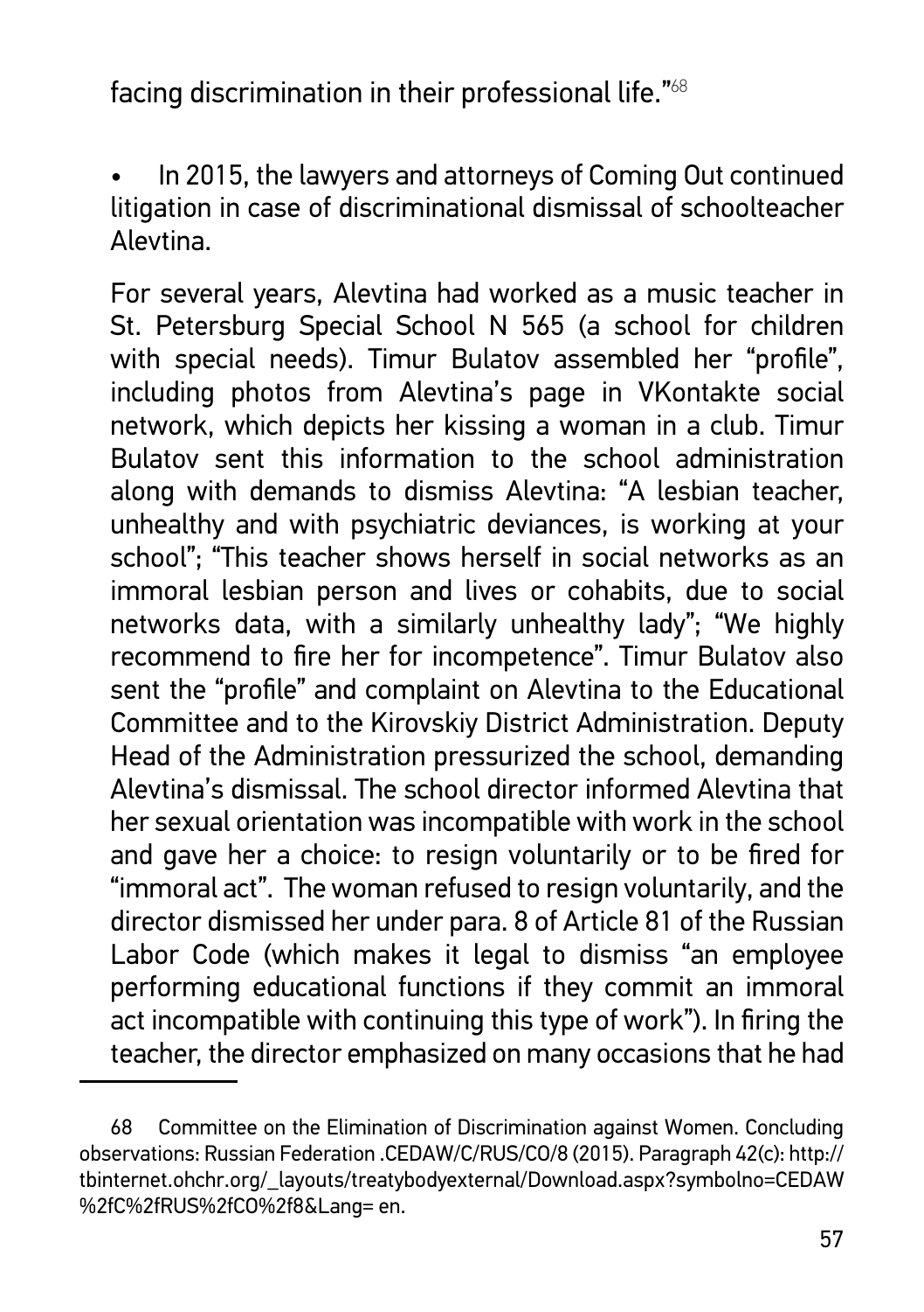facing discrimination in their professional life."[68]

- In 2015, the lawyers and attorneys of Coming Out continued litigation in case of discriminational dismissal of schoolteacher Alevtina.

For several years, Alevtina had worked as a music teacher in St. Petersburg Special School N 565 (a school for children with special needs). Timur Bulatov assembled her "profile", including photos from Alevtina's page in VKontakte social network, which depicts her kissing a woman in a club. Timur Bulatov sent this information to the school administration along with demands to dismiss Alevtina: "A lesbian teacher, unhealthy and with psychiatric deviances, is working at your school"; "This teacher shows herself in social networks as an immoral lesbian person and lives or cohabits, due to social networks data, with a similarly unhealthy lady"; "We highly recommend to fire her for incompetence". Timur Bulatov also sent the "profile" and complaint on Alevtina to the Educational Committee and to the Kirovskiy District Administration. Deputy Head of the Administration pressurized the school, demanding Alevtina's dismissal. The school director informed Alevtina that her sexual orientation was incompatible with work in the school and gave her a choice: to resign voluntarily or to be fired for "immoral act". The woman refused to resign voluntarily, and the director dismissed her under para. 8 of Article 81 of the Russian Labor Code (which makes it legal to dismiss "an employee performing educational functions if they commit an immoral act incompatible with continuing this type of work"). In firing the teacher, the director emphasized on many occasions that he had

---

68 Committee on the Elimination of Discrimination against Women. Concluding observations: Russian Federation .CEDAW/C/RUS/CO/8 (2015). Paragraph 42(c): http://tbinternet.ohchr.org/_layouts/treatybodyexternal/Download.aspx?symbolno=CEDAW%2fC%2fRUS%2fCO%2f8&Lang= en.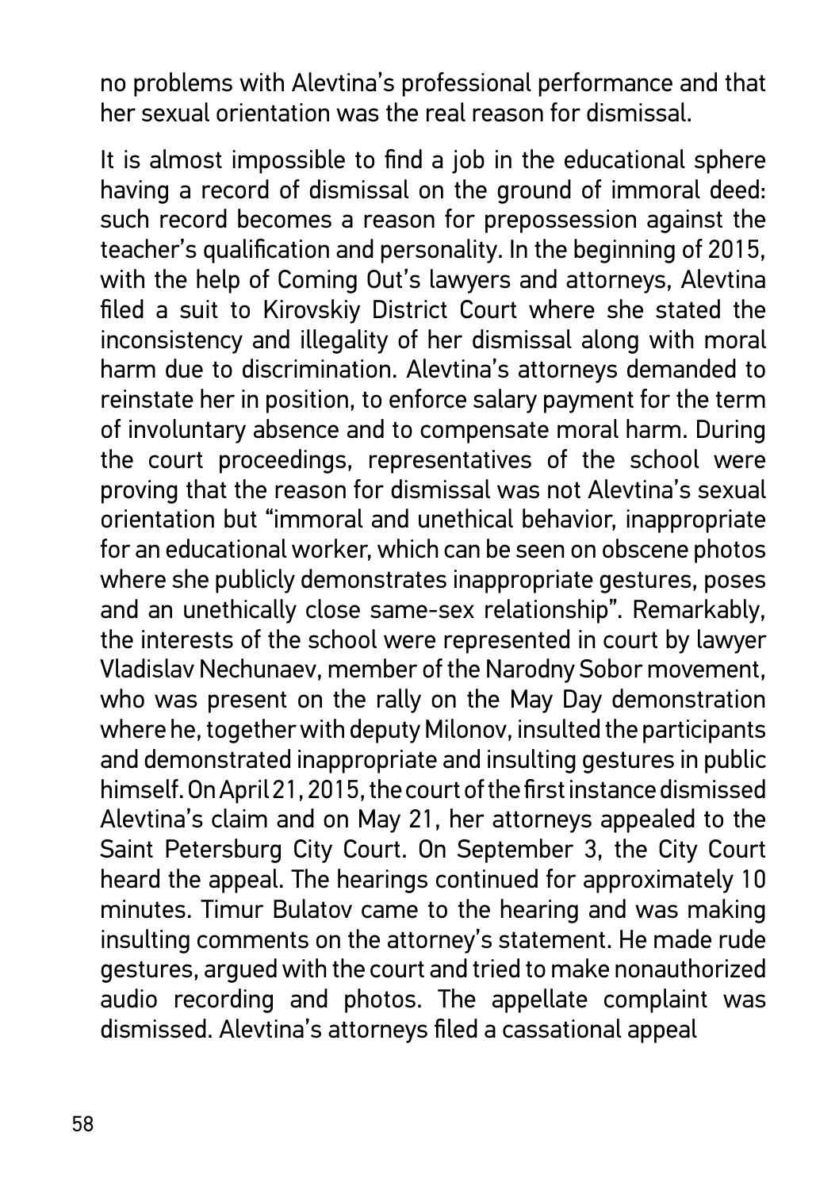no problems with Alevtina's professional performance and that her sexual orientation was the real reason for dismissal.

It is almost impossible to find a job in the educational sphere having a record of dismissal on the ground of immoral deed: such record becomes a reason for prepossession against the teacher's qualification and personality. In the beginning of 2015, with the help of Coming Out's lawyers and attorneys, Alevtina filed a suit to Kirovskiy District Court where she stated the inconsistency and illegality of her dismissal along with moral harm due to discrimination. Alevtina's attorneys demanded to reinstate her in position, to enforce salary payment for the term of involuntary absence and to compensate moral harm. During the court proceedings, representatives of the school were proving that the reason for dismissal was not Alevtina's sexual orientation but "immoral and unethical behavior, inappropriate for an educational worker, which can be seen on obscene photos where she publicly demonstrates inappropriate gestures, poses and an unethically close same-sex relationship". Remarkably, the interests of the school were represented in court by lawyer Vladislav Nechunaev, member of the Narodny Sobor movement, who was present on the rally on the May Day demonstration where he, together with deputy Milonov, insulted the participants and demonstrated inappropriate and insulting gestures in public himself. On April 21, 2015, the court of the first instance dismissed Alevtina's claim and on May 21, her attorneys appealed to the Saint Petersburg City Court. On September 3, the City Court heard the appeal. The hearings continued for approximately 10 minutes. Timur Bulatov came to the hearing and was making insulting comments on the attorney's statement. He made rude gestures, argued with the court and tried to make nonauthorized audio recording and photos. The appellate complaint was dismissed. Alevtina's attorneys filed a cassational appeal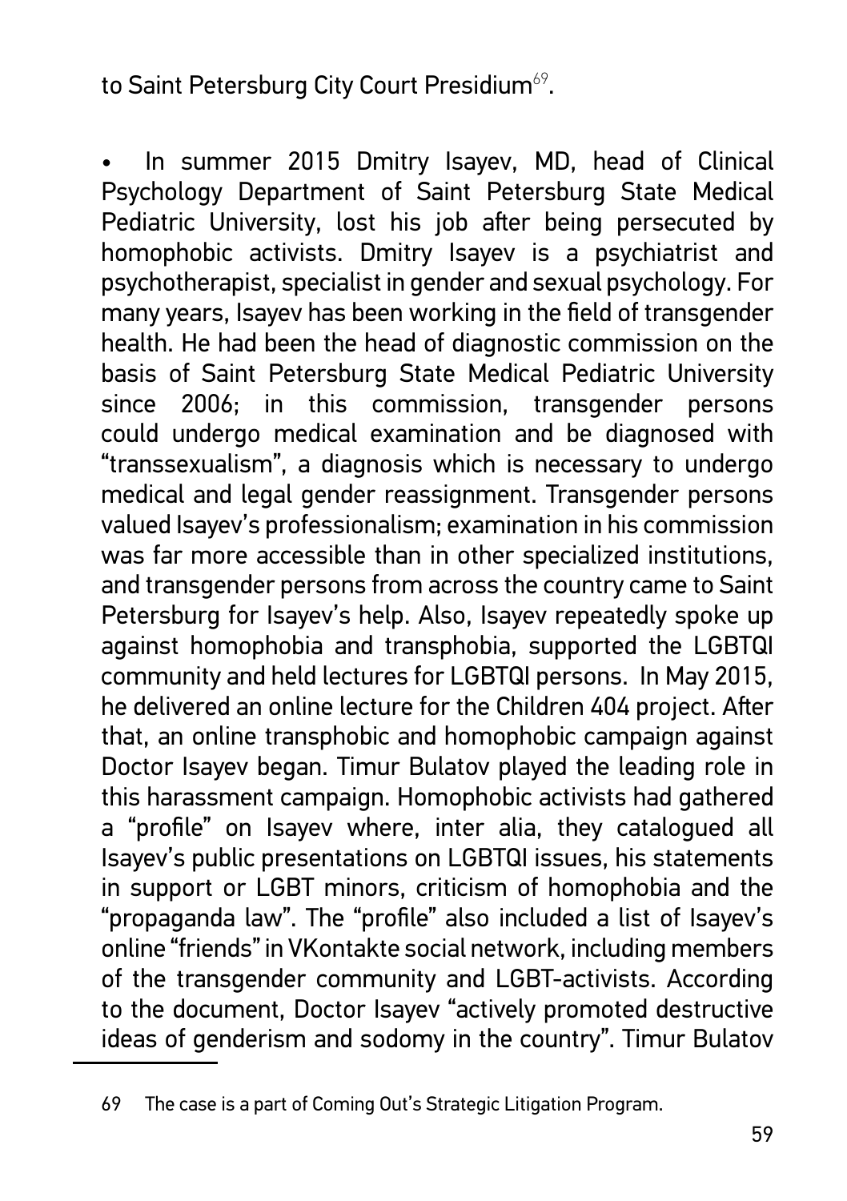to Saint Petersburg City Court Presidium[69].

- In summer 2015 Dmitry Isayev, MD, head of Clinical Psychology Department of Saint Petersburg State Medical Pediatric University, lost his job after being persecuted by homophobic activists. Dmitry Isayev is a psychiatrist and psychotherapist, specialist in gender and sexual psychology. For many years, Isayev has been working in the field of transgender health. He had been the head of diagnostic commission on the basis of Saint Petersburg State Medical Pediatric University since 2006; in this commission, transgender persons could undergo medical examination and be diagnosed with "transsexualism", a diagnosis which is necessary to undergo medical and legal gender reassignment. Transgender persons valued Isayev's professionalism; examination in his commission was far more accessible than in other specialized institutions, and transgender persons from across the country came to Saint Petersburg for Isayev's help. Also, Isayev repeatedly spoke up against homophobia and transphobia, supported the LGBTQI community and held lectures for LGBTQI persons. In May 2015, he delivered an online lecture for the Children 404 project. After that, an online transphobic and homophobic campaign against Doctor Isayev began. Timur Bulatov played the leading role in this harassment campaign. Homophobic activists had gathered a "profile" on Isayev where, inter alia, they catalogued all Isayev's public presentations on LGBTQI issues, his statements in support or LGBT minors, criticism of homophobia and the "propaganda law". The "profile" also included a list of Isayev's online "friends" in VKontakte social network, including members of the transgender community and LGBT-activists. According to the document, Doctor Isayev "actively promoted destructive ideas of genderism and sodomy in the country". Timur Bulatov

---

69 The case is a part of Coming Out's Strategic Litigation Program.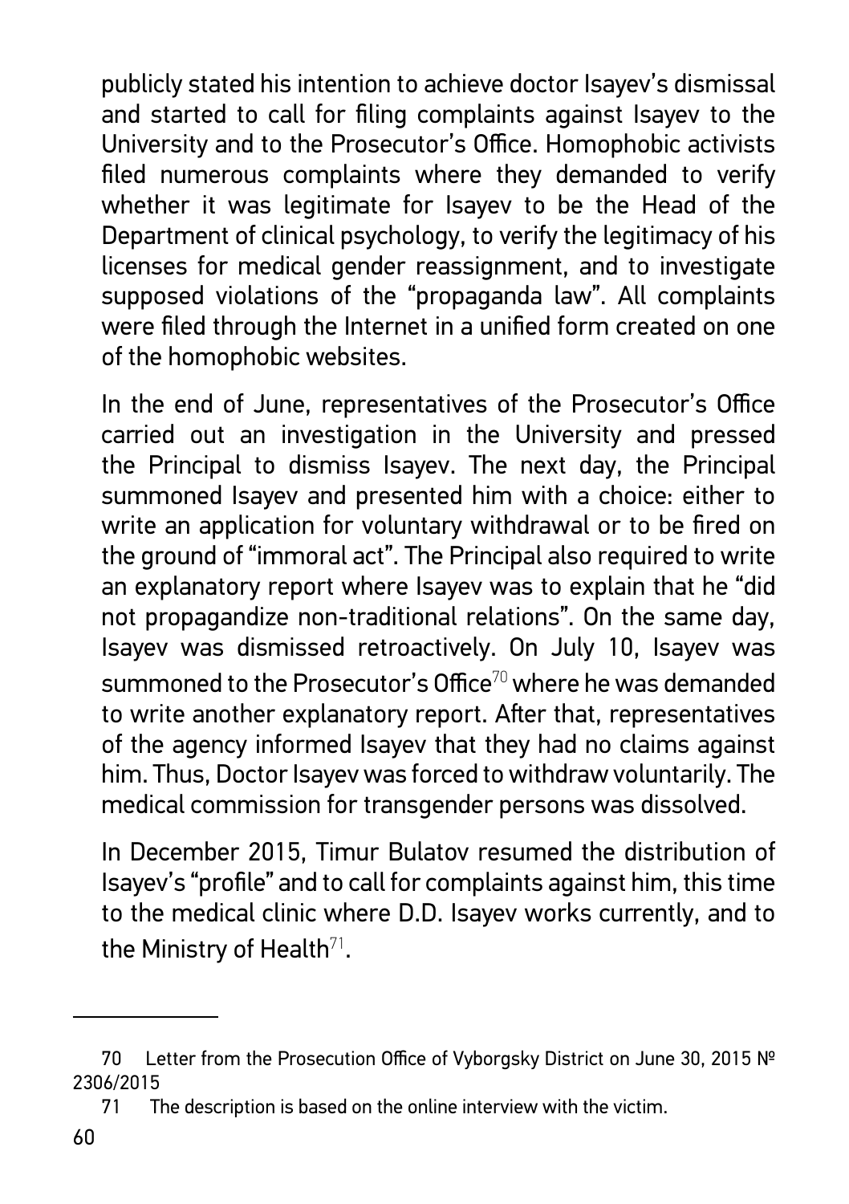publicly stated his intention to achieve doctor Isayev's dismissal and started to call for filing complaints against Isayev to the University and to the Prosecutor's Office. Homophobic activists filed numerous complaints where they demanded to verify whether it was legitimate for Isayev to be the Head of the Department of clinical psychology, to verify the legitimacy of his licenses for medical gender reassignment, and to investigate supposed violations of the "propaganda law". All complaints were filed through the Internet in a unified form created on one of the homophobic websites.

In the end of June, representatives of the Prosecutor's Office carried out an investigation in the University and pressed the Principal to dismiss Isayev. The next day, the Principal summoned Isayev and presented him with a choice: either to write an application for voluntary withdrawal or to be fired on the ground of "immoral act". The Principal also required to write an explanatory report where Isayev was to explain that he "did not propagandize non-traditional relations". On the same day, Isayev was dismissed retroactively. On July 10, Isayev was summoned to the Prosecutor's Office[70] where he was demanded to write another explanatory report. After that, representatives of the agency informed Isayev that they had no claims against him. Thus, Doctor Isayev was forced to withdraw voluntarily. The medical commission for transgender persons was dissolved.

In December 2015, Timur Bulatov resumed the distribution of Isayev's "profile" and to call for complaints against him, this time to the medical clinic where D.D. Isayev works currently, and to the Ministry of Health[71].

---

70 Letter from the Prosecution Office of Vyborgsky District on June 30, 2015 № 2306/2015

71 The description is based on the online interview with the victim.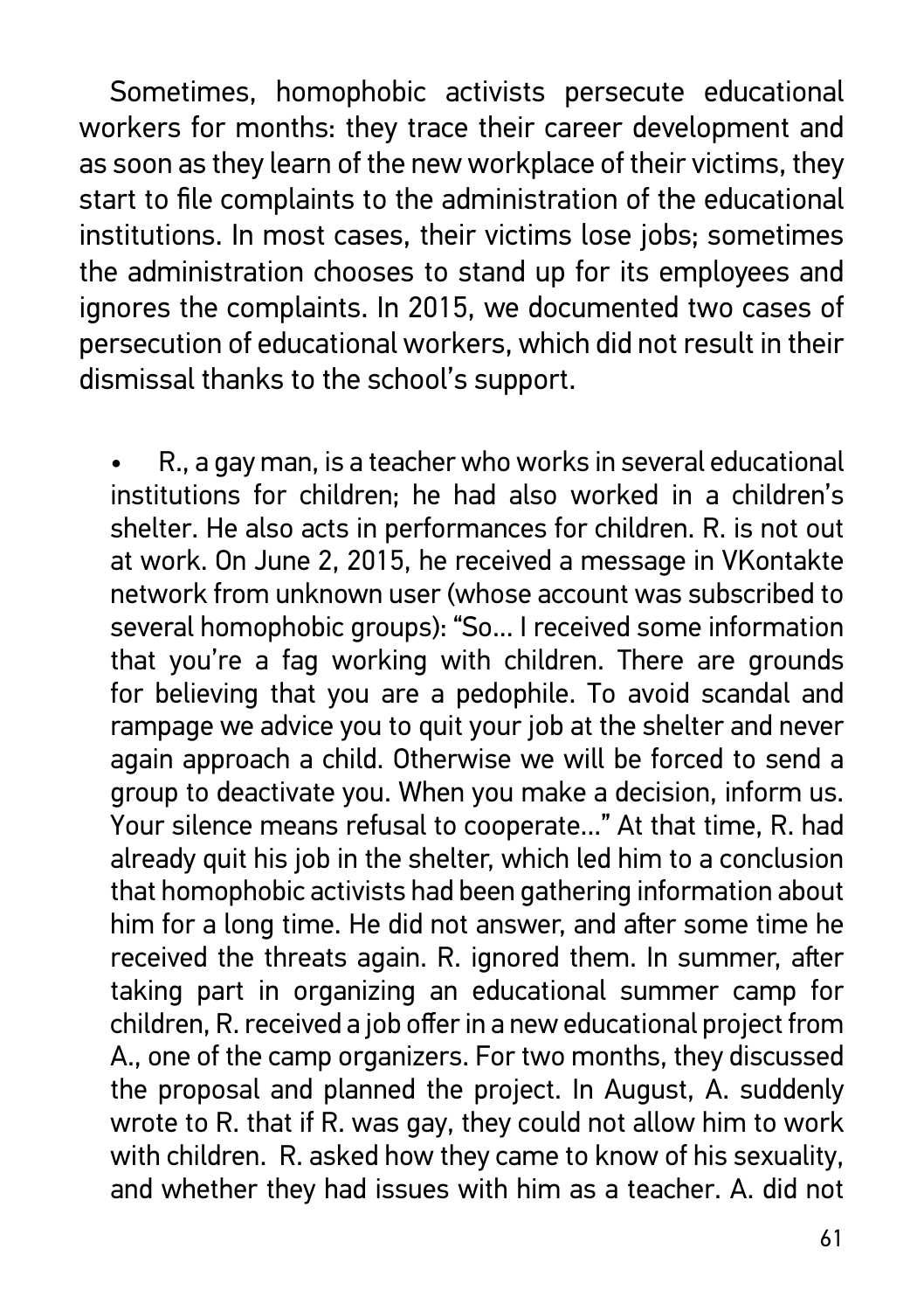Sometimes, homophobic activists persecute educational workers for months: they trace their career development and as soon as they learn of the new workplace of their victims, they start to file complaints to the administration of the educational institutions. In most cases, their victims lose jobs; sometimes the administration chooses to stand up for its employees and ignores the complaints. In 2015, we documented two cases of persecution of educational workers, which did not result in their dismissal thanks to the school's support.

- R., a gay man, is a teacher who works in several educational institutions for children; he had also worked in a children's shelter. He also acts in performances for children. R. is not out at work. On June 2, 2015, he received a message in VKontakte network from unknown user (whose account was subscribed to several homophobic groups): "So... I received some information that you're a fag working with children. There are grounds for believing that you are a pedophile. To avoid scandal and rampage we advice you to quit your job at the shelter and never again approach a child. Otherwise we will be forced to send a group to deactivate you. When you make a decision, inform us. Your silence means refusal to cooperate..." At that time, R. had already quit his job in the shelter, which led him to a conclusion that homophobic activists had been gathering information about him for a long time. He did not answer, and after some time he received the threats again. R. ignored them. In summer, after taking part in organizing an educational summer camp for children, R. received a job offer in a new educational project from A., one of the camp organizers. For two months, they discussed the proposal and planned the project. In August, A. suddenly wrote to R. that if R. was gay, they could not allow him to work with children. R. asked how they came to know of his sexuality, and whether they had issues with him as a teacher. A. did not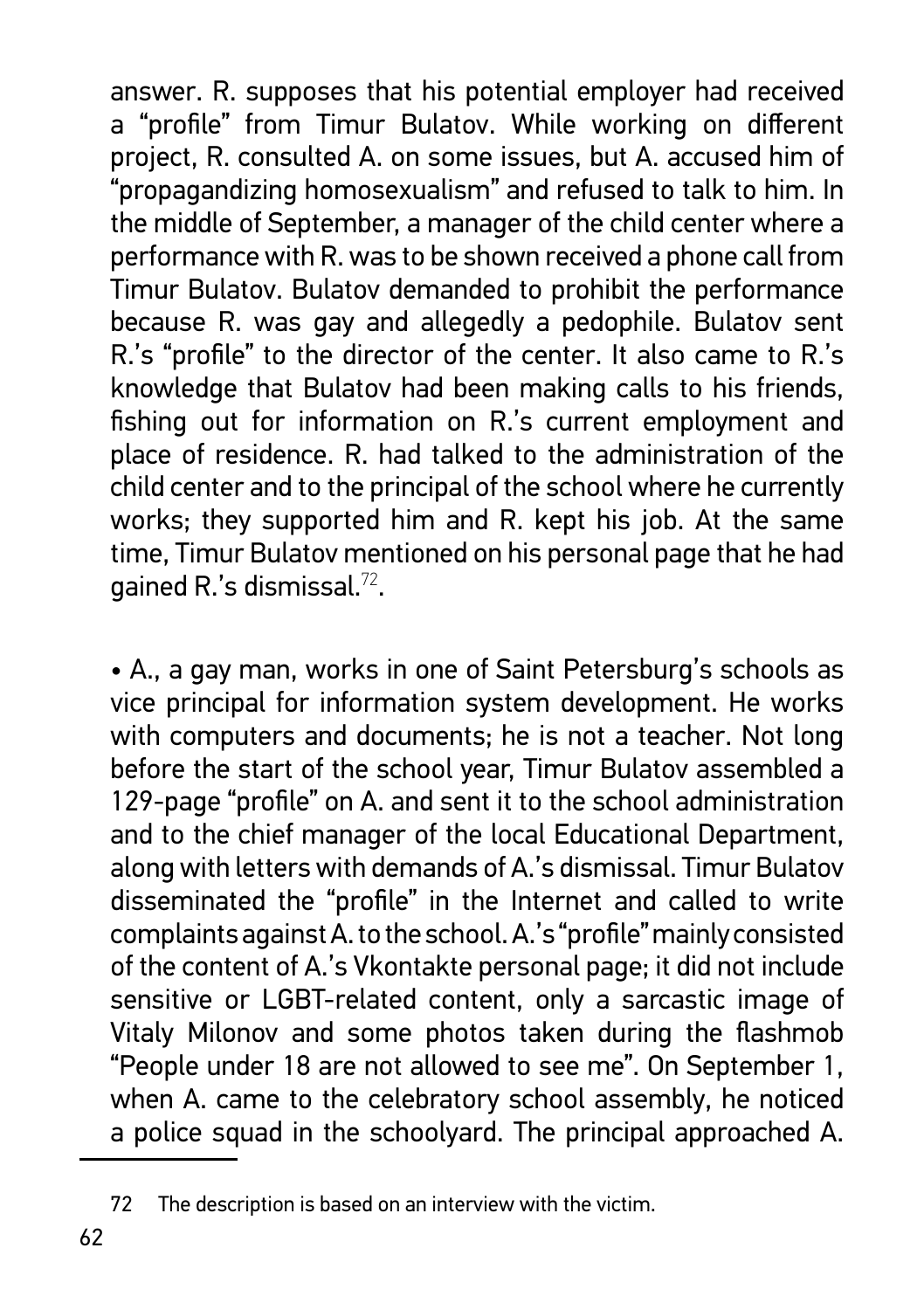answer. R. supposes that his potential employer had received a "profile" from Timur Bulatov. While working on different project, R. consulted A. on some issues, but A. accused him of "propagandizing homosexualism" and refused to talk to him. In the middle of September, a manager of the child center where a performance with R. was to be shown received a phone call from Timur Bulatov. Bulatov demanded to prohibit the performance because R. was gay and allegedly a pedophile. Bulatov sent R.'s "profile" to the director of the center. It also came to R.'s knowledge that Bulatov had been making calls to his friends, fishing out for information on R.'s current employment and place of residence. R. had talked to the administration of the child center and to the principal of the school where he currently works; they supported him and R. kept his job. At the same time, Timur Bulatov mentioned on his personal page that he had gained R.'s dismissal.[72].

- A., a gay man, works in one of Saint Petersburg's schools as vice principal for information system development. He works with computers and documents; he is not a teacher. Not long before the start of the school year, Timur Bulatov assembled a 129-page "profile" on A. and sent it to the school administration and to the chief manager of the local Educational Department, along with letters with demands of A.'s dismissal. Timur Bulatov disseminated the "profile" in the Internet and called to write complaints against A. to the school. A.'s "profile" mainly consisted of the content of A.'s Vkontakte personal page; it did not include sensitive or LGBT-related content, only a sarcastic image of Vitaly Milonov and some photos taken during the flashmob "People under 18 are not allowed to see me". On September 1, when A. came to the celebratory school assembly, he noticed a police squad in the schoolyard. The principal approached A.

---

72 The description is based on an interview with the victim.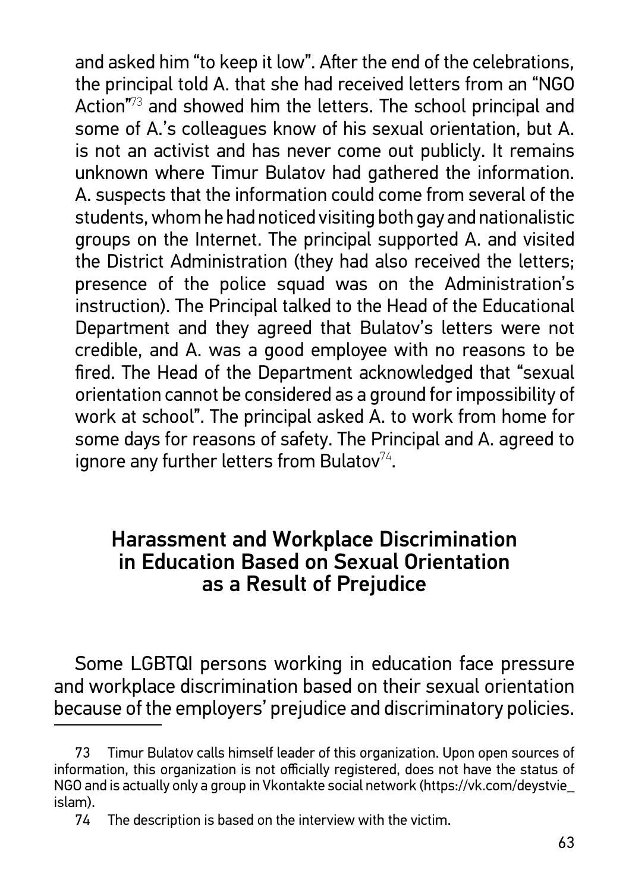and asked him "to keep it low". After the end of the celebrations, the principal told A. that she had received letters from an "NGO Action"[73] and showed him the letters. The school principal and some of A.'s colleagues know of his sexual orientation, but A. is not an activist and has never come out publicly. It remains unknown where Timur Bulatov had gathered the information. A. suspects that the information could come from several of the students, whom he had noticed visiting both gay and nationalistic groups on the Internet. The principal supported A. and visited the District Administration (they had also received the letters; presence of the police squad was on the Administration's instruction). The Principal talked to the Head of the Educational Department and they agreed that Bulatov's letters were not credible, and A. was a good employee with no reasons to be fired. The Head of the Department acknowledged that "sexual orientation cannot be considered as a ground for impossibility of work at school". The principal asked A. to work from home for some days for reasons of safety. The Principal and A. agreed to ignore any further letters from Bulatov[74].

## Harassment and Workplace Discrimination in Education Based on Sexual Orientation as a Result of Prejudice

Some LGBTQI persons working in education face pressure and workplace discrimination based on their sexual orientation because of the employers' prejudice and discriminatory policies.

---

73 Timur Bulatov calls himself leader of this organization. Upon open sources of information, this organization is not officially registered, does not have the status of NGO and is actually only a group in Vkontakte social network (https://vk.com/deystvie_islam).

74 The description is based on the interview with the victim.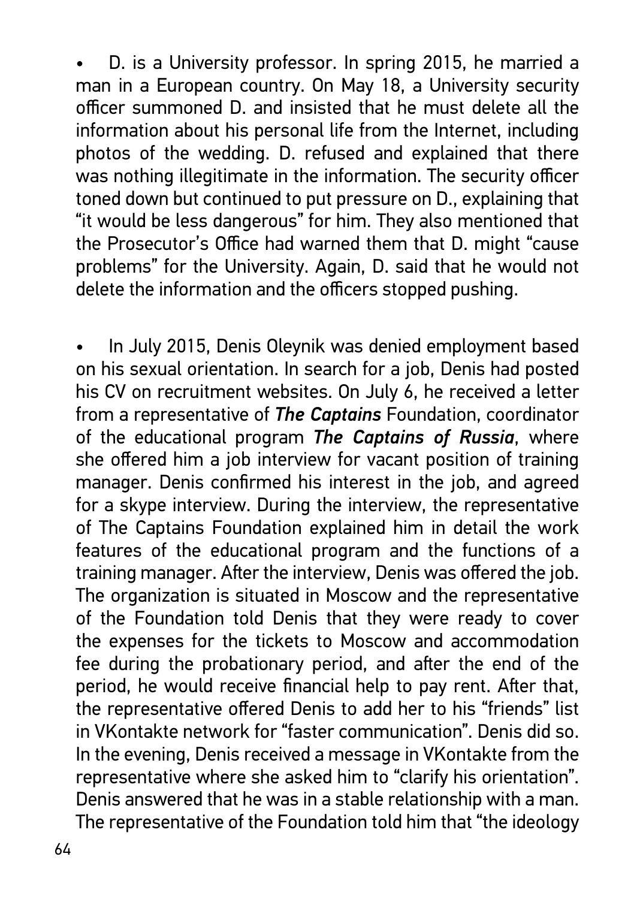- D. is a University professor. In spring 2015, he married a man in a European country. On May 18, a University security officer summoned D. and insisted that he must delete all the information about his personal life from the Internet, including photos of the wedding. D. refused and explained that there was nothing illegitimate in the information. The security officer toned down but continued to put pressure on D., explaining that "it would be less dangerous" for him. They also mentioned that the Prosecutor's Office had warned them that D. might "cause problems" for the University. Again, D. said that he would not delete the information and the officers stopped pushing.

- In July 2015, Denis Oleynik was denied employment based on his sexual orientation. In search for a job, Denis had posted his CV on recruitment websites. On July 6, he received a letter from a representative of ***The Captains*** Foundation, coordinator of the educational program ***The Captains of Russia***, where she offered him a job interview for vacant position of training manager. Denis confirmed his interest in the job, and agreed for a skype interview. During the interview, the representative of The Captains Foundation explained him in detail the work features of the educational program and the functions of a training manager. After the interview, Denis was offered the job. The organization is situated in Moscow and the representative of the Foundation told Denis that they were ready to cover the expenses for the tickets to Moscow and accommodation fee during the probationary period, and after the end of the period, he would receive financial help to pay rent. After that, the representative offered Denis to add her to his "friends" list in VKontakte network for "faster communication". Denis did so. In the evening, Denis received a message in VKontakte from the representative where she asked him to "clarify his orientation". Denis answered that he was in a stable relationship with a man. The representative of the Foundation told him that "the ideology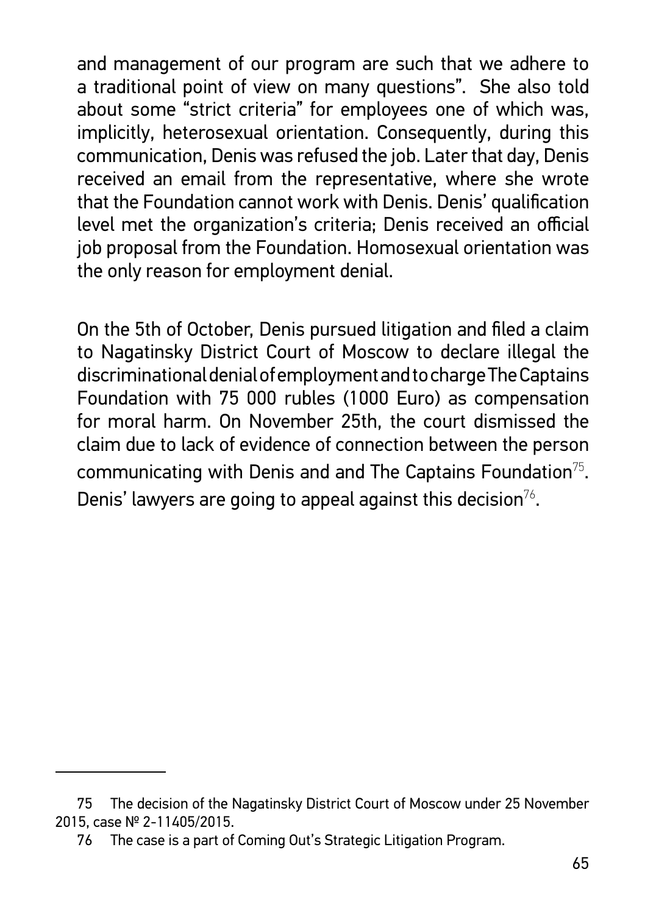and management of our program are such that we adhere to a traditional point of view on many questions". She also told about some "strict criteria" for employees one of which was, implicitly, heterosexual orientation. Consequently, during this communication, Denis was refused the job. Later that day, Denis received an email from the representative, where she wrote that the Foundation cannot work with Denis. Denis' qualification level met the organization's criteria; Denis received an official job proposal from the Foundation. Homosexual orientation was the only reason for employment denial.

On the 5th of October, Denis pursued litigation and filed a claim to Nagatinsky District Court of Moscow to declare illegal the discriminational denial of employment and to charge The Captains Foundation with 75 000 rubles (1000 Euro) as compensation for moral harm. On November 25th, the court dismissed the claim due to lack of evidence of connection between the person communicating with Denis and and The Captains Foundation[75]. Denis' lawyers are going to appeal against this decision[76].

---

75 The decision of the Nagatinsky District Court of Moscow under 25 November 2015, case № 2-11405/2015.

76 The case is a part of Coming Out's Strategic Litigation Program.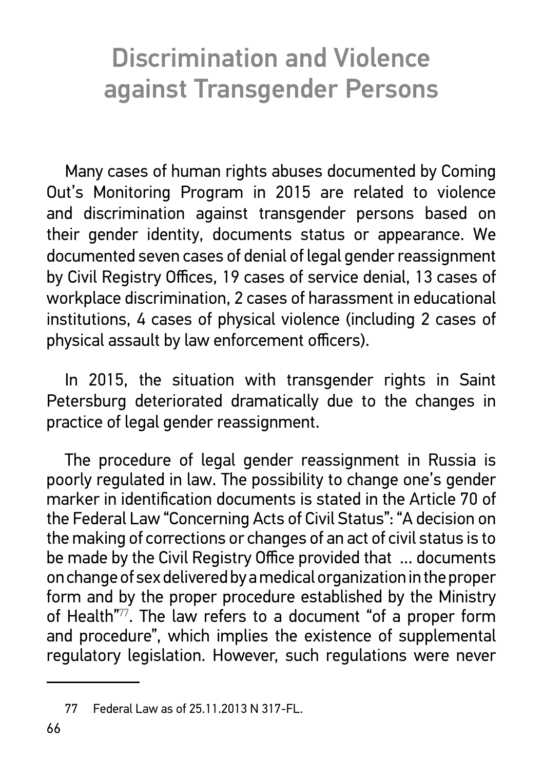# Discrimination and Violence against Transgender Persons

Many cases of human rights abuses documented by Coming Out's Monitoring Program in 2015 are related to violence and discrimination against transgender persons based on their gender identity, documents status or appearance. We documented seven cases of denial of legal gender reassignment by Civil Registry Offices, 19 cases of service denial, 13 cases of workplace discrimination, 2 cases of harassment in educational institutions, 4 cases of physical violence (including 2 cases of physical assault by law enforcement officers).

In 2015, the situation with transgender rights in Saint Petersburg deteriorated dramatically due to the changes in practice of legal gender reassignment.

The procedure of legal gender reassignment in Russia is poorly regulated in law. The possibility to change one's gender marker in identification documents is stated in the Article 70 of the Federal Law "Concerning Acts of Civil Status": "A decision on the making of corrections or changes of an act of civil status is to be made by the Civil Registry Office provided that ... documents on change of sex delivered by a medical organization in the proper form and by the proper procedure established by the Ministry of Health"[77]. The law refers to a document "of a proper form and procedure", which implies the existence of supplemental regulatory legislation. However, such regulations were never

---

77 Federal Law as of 25.11.2013 N 317-FL.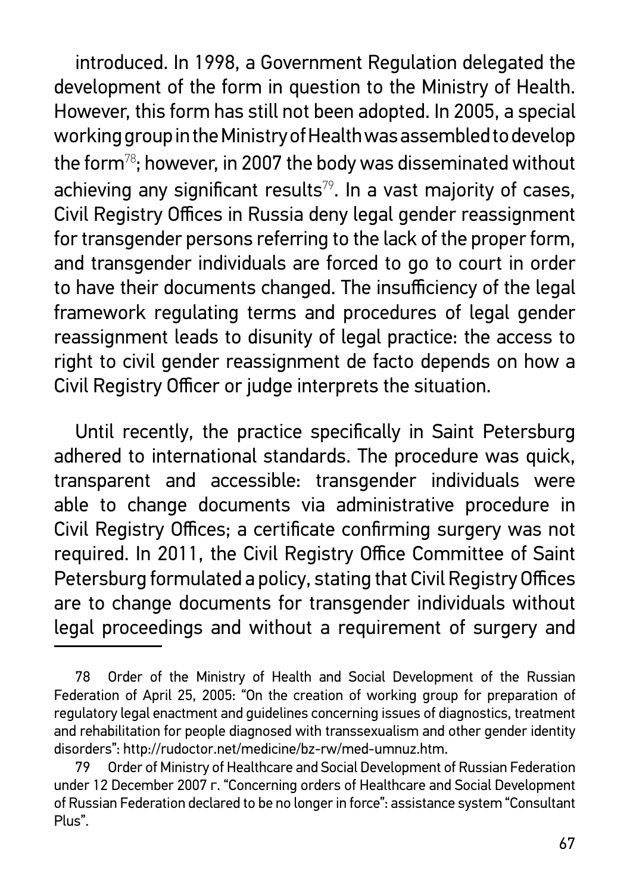introduced. In 1998, a Government Regulation delegated the development of the form in question to the Ministry of Health. However, this form has still not been adopted. In 2005, a special working group in the Ministry of Health was assembled to develop the form[78]; however, in 2007 the body was disseminated without achieving any significant results[79]. In a vast majority of cases, Civil Registry Offices in Russia deny legal gender reassignment for transgender persons referring to the lack of the proper form, and transgender individuals are forced to go to court in order to have their documents changed. The insufficiency of the legal framework regulating terms and procedures of legal gender reassignment leads to disunity of legal practice: the access to right to civil gender reassignment de facto depends on how a Civil Registry Officer or judge interprets the situation.

Until recently, the practice specifically in Saint Petersburg adhered to international standards. The procedure was quick, transparent and accessible: transgender individuals were able to change documents via administrative procedure in Civil Registry Offices; a certificate confirming surgery was not required. In 2011, the Civil Registry Office Committee of Saint Petersburg formulated a policy, stating that Civil Registry Offices are to change documents for transgender individuals without legal proceedings and without a requirement of surgery and

---

78 Order of the Ministry of Health and Social Development of the Russian Federation of April 25, 2005: "On the creation of working group for preparation of regulatory legal enactment and guidelines concerning issues of diagnostics, treatment and rehabilitation for people diagnosed with transsexualism and other gender identity disorders": http://rudoctor.net/medicine/bz-rw/med-umnuz.htm.

79 Order of Ministry of Healthcare and Social Development of Russian Federation under 12 December 2007 г. "Concerning orders of Healthcare and Social Development of Russian Federation declared to be no longer in force": assistance system "Consultant Plus".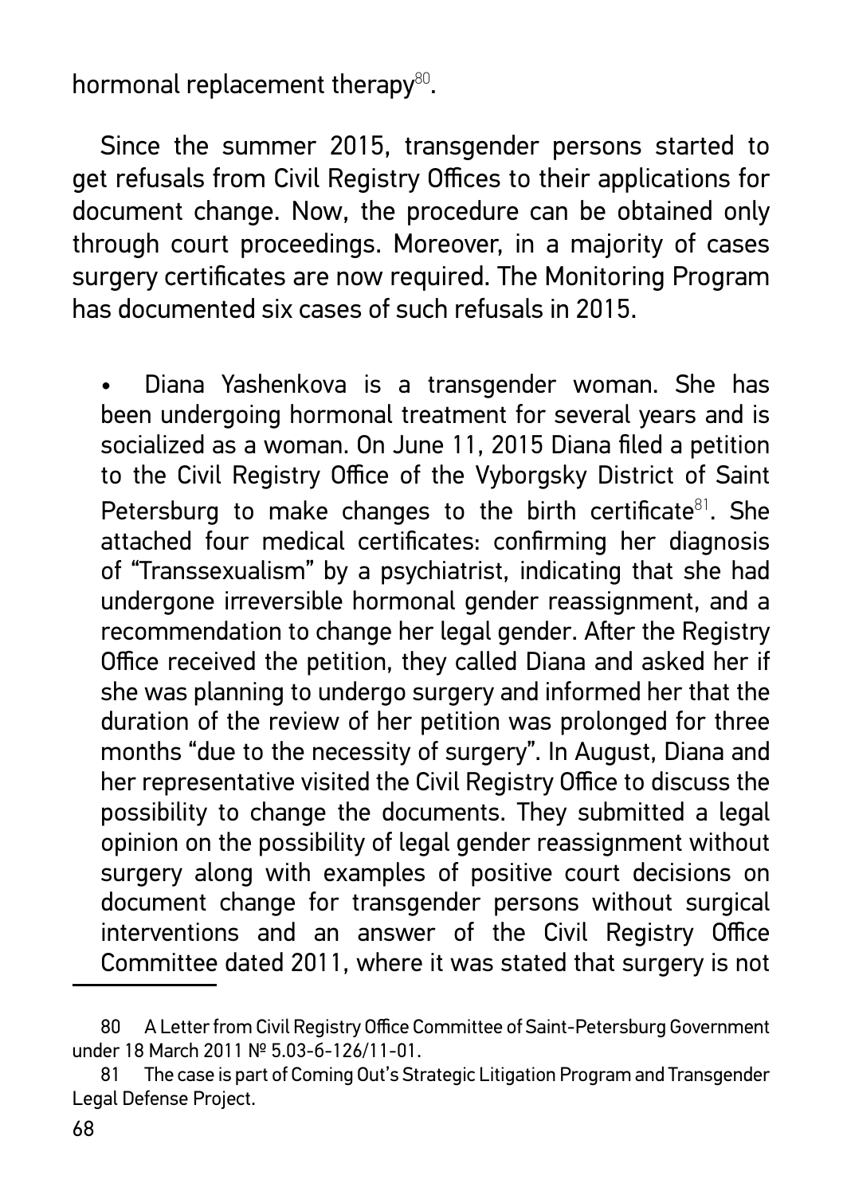hormonal replacement therapy[80].

Since the summer 2015, transgender persons started to get refusals from Civil Registry Offices to their applications for document change. Now, the procedure can be obtained only through court proceedings. Moreover, in a majority of cases surgery certificates are now required. The Monitoring Program has documented six cases of such refusals in 2015.

- Diana Yashenkova is a transgender woman. She has been undergoing hormonal treatment for several years and is socialized as a woman. On June 11, 2015 Diana filed a petition to the Civil Registry Office of the Vyborgsky District of Saint Petersburg to make changes to the birth certificate[81]. She attached four medical certificates: confirming her diagnosis of "Transsexualism" by a psychiatrist, indicating that she had undergone irreversible hormonal gender reassignment, and a recommendation to change her legal gender. After the Registry Office received the petition, they called Diana and asked her if she was planning to undergo surgery and informed her that the duration of the review of her petition was prolonged for three months "due to the necessity of surgery". In August, Diana and her representative visited the Civil Registry Office to discuss the possibility to change the documents. They submitted a legal opinion on the possibility of legal gender reassignment without surgery along with examples of positive court decisions on document change for transgender persons without surgical interventions and an answer of the Civil Registry Office Committee dated 2011, where it was stated that surgery is not

---

80 A Letter from Civil Registry Office Committee of Saint-Petersburg Government under 18 March 2011 № 5.03-6-126/11-01.

81 The case is part of Coming Out's Strategic Litigation Program and Transgender Legal Defense Project.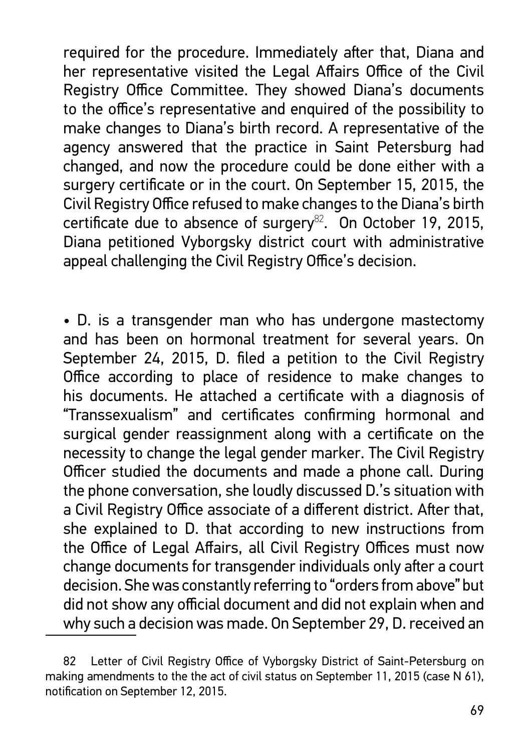required for the procedure. Immediately after that, Diana and her representative visited the Legal Affairs Office of the Civil Registry Office Committee. They showed Diana's documents to the office's representative and enquired of the possibility to make changes to Diana's birth record. A representative of the agency answered that the practice in Saint Petersburg had changed, and now the procedure could be done either with a surgery certificate or in the court. On September 15, 2015, the Civil Registry Office refused to make changes to the Diana's birth certificate due to absence of surgery[82]. On October 19, 2015, Diana petitioned Vyborgsky district court with administrative appeal challenging the Civil Registry Office's decision.

• D. is a transgender man who has undergone mastectomy and has been on hormonal treatment for several years. On September 24, 2015, D. filed a petition to the Civil Registry Office according to place of residence to make changes to his documents. He attached a certificate with a diagnosis of "Transsexualism" and certificates confirming hormonal and surgical gender reassignment along with a certificate on the necessity to change the legal gender marker. The Civil Registry Officer studied the documents and made a phone call. During the phone conversation, she loudly discussed D.'s situation with a Civil Registry Office associate of a different district. After that, she explained to D. that according to new instructions from the Office of Legal Affairs, all Civil Registry Offices must now change documents for transgender individuals only after a court decision. She was constantly referring to "orders from above" but did not show any official document and did not explain when and why such a decision was made. On September 29, D. received an

---

82 Letter of Civil Registry Office of Vyborgsky District of Saint-Petersburg on making amendments to the the act of civil status on September 11, 2015 (case N 61), notification on September 12, 2015.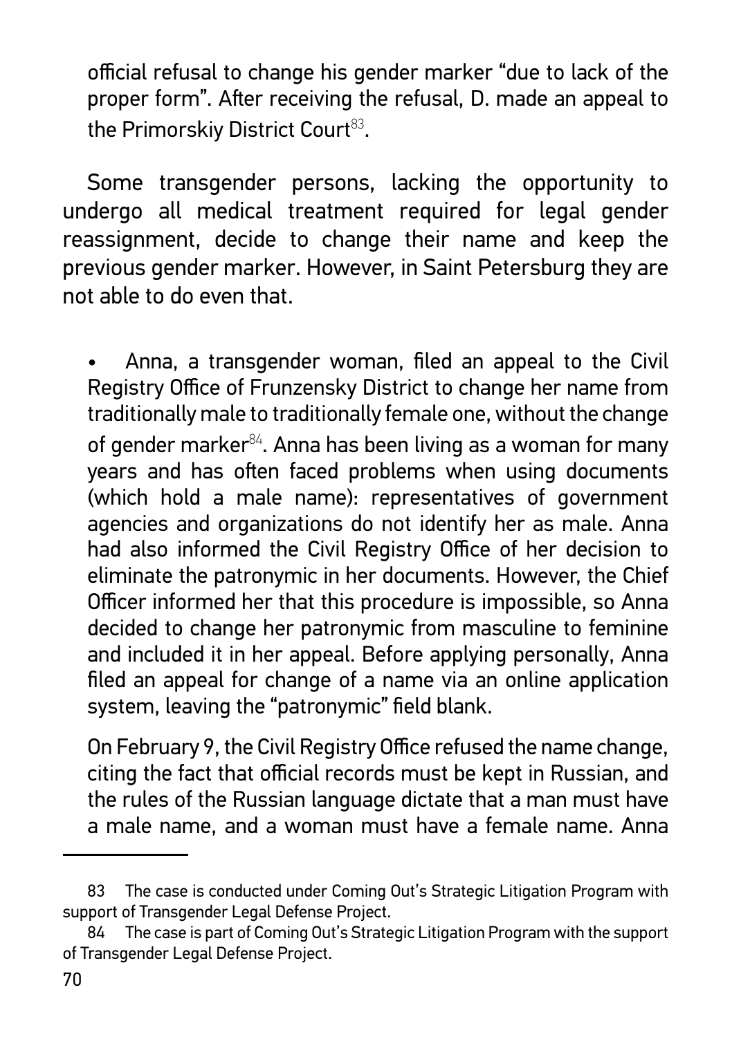official refusal to change his gender marker "due to lack of the proper form". After receiving the refusal, D. made an appeal to the Primorskiy District Court[83].

Some transgender persons, lacking the opportunity to undergo all medical treatment required for legal gender reassignment, decide to change their name and keep the previous gender marker. However, in Saint Petersburg they are not able to do even that.

- Anna, a transgender woman, filed an appeal to the Civil Registry Office of Frunzensky District to change her name from traditionally male to traditionally female one, without the change of gender marker[84]. Anna has been living as a woman for many years and has often faced problems when using documents (which hold a male name): representatives of government agencies and organizations do not identify her as male. Anna had also informed the Civil Registry Office of her decision to eliminate the patronymic in her documents. However, the Chief Officer informed her that this procedure is impossible, so Anna decided to change her patronymic from masculine to feminine and included it in her appeal. Before applying personally, Anna filed an appeal for change of a name via an online application system, leaving the "patronymic" field blank.

  On February 9, the Civil Registry Office refused the name change, citing the fact that official records must be kept in Russian, and the rules of the Russian language dictate that a man must have a male name, and a woman must have a female name. Anna

---

83 The case is conducted under Coming Out's Strategic Litigation Program with support of Transgender Legal Defense Project.

84 The case is part of Coming Out's Strategic Litigation Program with the support of Transgender Legal Defense Project.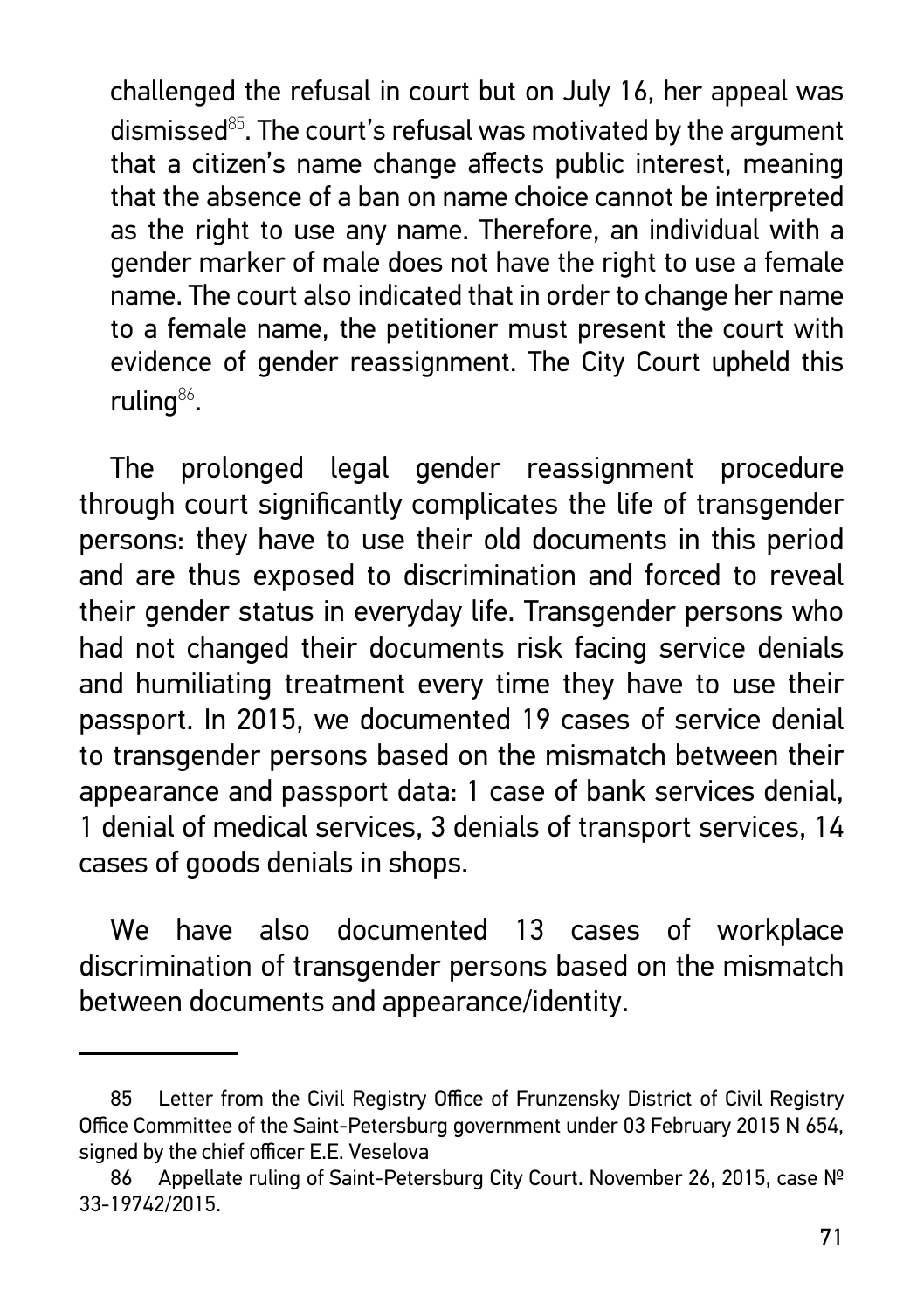challenged the refusal in court but on July 16, her appeal was dismissed[85]. The court's refusal was motivated by the argument that a citizen's name change affects public interest, meaning that the absence of a ban on name choice cannot be interpreted as the right to use any name. Therefore, an individual with a gender marker of male does not have the right to use a female name. The court also indicated that in order to change her name to a female name, the petitioner must present the court with evidence of gender reassignment. The City Court upheld this ruling[86].

The prolonged legal gender reassignment procedure through court significantly complicates the life of transgender persons: they have to use their old documents in this period and are thus exposed to discrimination and forced to reveal their gender status in everyday life. Transgender persons who had not changed their documents risk facing service denials and humiliating treatment every time they have to use their passport. In 2015, we documented 19 cases of service denial to transgender persons based on the mismatch between their appearance and passport data: 1 case of bank services denial, 1 denial of medical services, 3 denials of transport services, 14 cases of goods denials in shops.

We have also documented 13 cases of workplace discrimination of transgender persons based on the mismatch between documents and appearance/identity.

---

85 Letter from the Civil Registry Office of Frunzensky District of Civil Registry Office Committee of the Saint-Petersburg government under 03 February 2015 N 654, signed by the chief officer E.E. Veselova

86 Appellate ruling of Saint-Petersburg City Court. November 26, 2015, case № 33-19742/2015.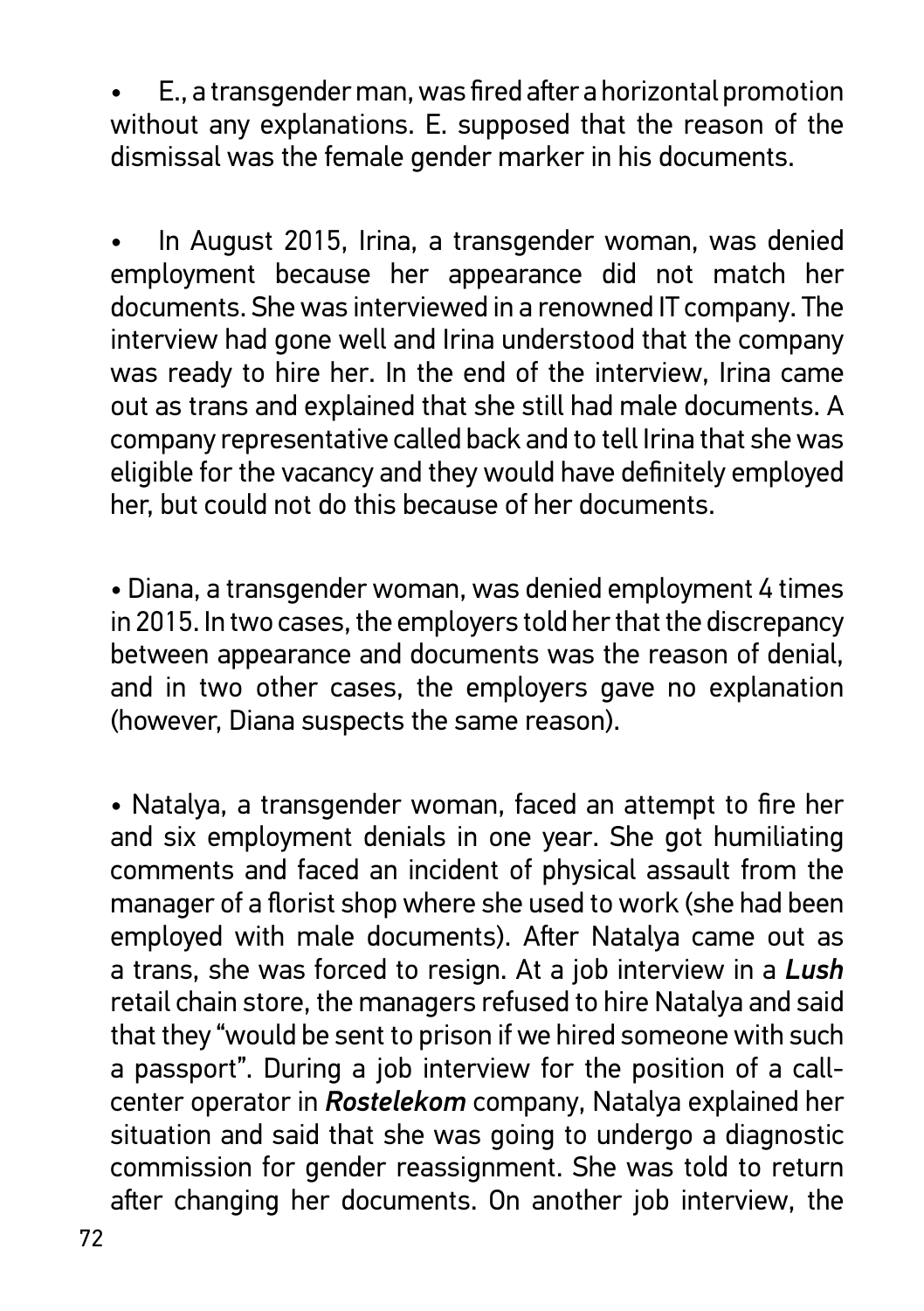- E., a transgender man, was fired after a horizontal promotion without any explanations. E. supposed that the reason of the dismissal was the female gender marker in his documents.

- In August 2015, Irina, a transgender woman, was denied employment because her appearance did not match her documents. She was interviewed in a renowned IT company. The interview had gone well and Irina understood that the company was ready to hire her. In the end of the interview, Irina came out as trans and explained that she still had male documents. A company representative called back and to tell Irina that she was eligible for the vacancy and they would have definitely employed her, but could not do this because of her documents.

- Diana, a transgender woman, was denied employment 4 times in 2015. In two cases, the employers told her that the discrepancy between appearance and documents was the reason of denial, and in two other cases, the employers gave no explanation (however, Diana suspects the same reason).

- Natalya, a transgender woman, faced an attempt to fire her and six employment denials in one year. She got humiliating comments and faced an incident of physical assault from the manager of a florist shop where she used to work (she had been employed with male documents). After Natalya came out as a trans, she was forced to resign. At a job interview in a ***Lush*** retail chain store, the managers refused to hire Natalya and said that they "would be sent to prison if we hired someone with such a passport". During a job interview for the position of a call-center operator in ***Rostelekom*** company, Natalya explained her situation and said that she was going to undergo a diagnostic commission for gender reassignment. She was told to return after changing her documents. On another job interview, the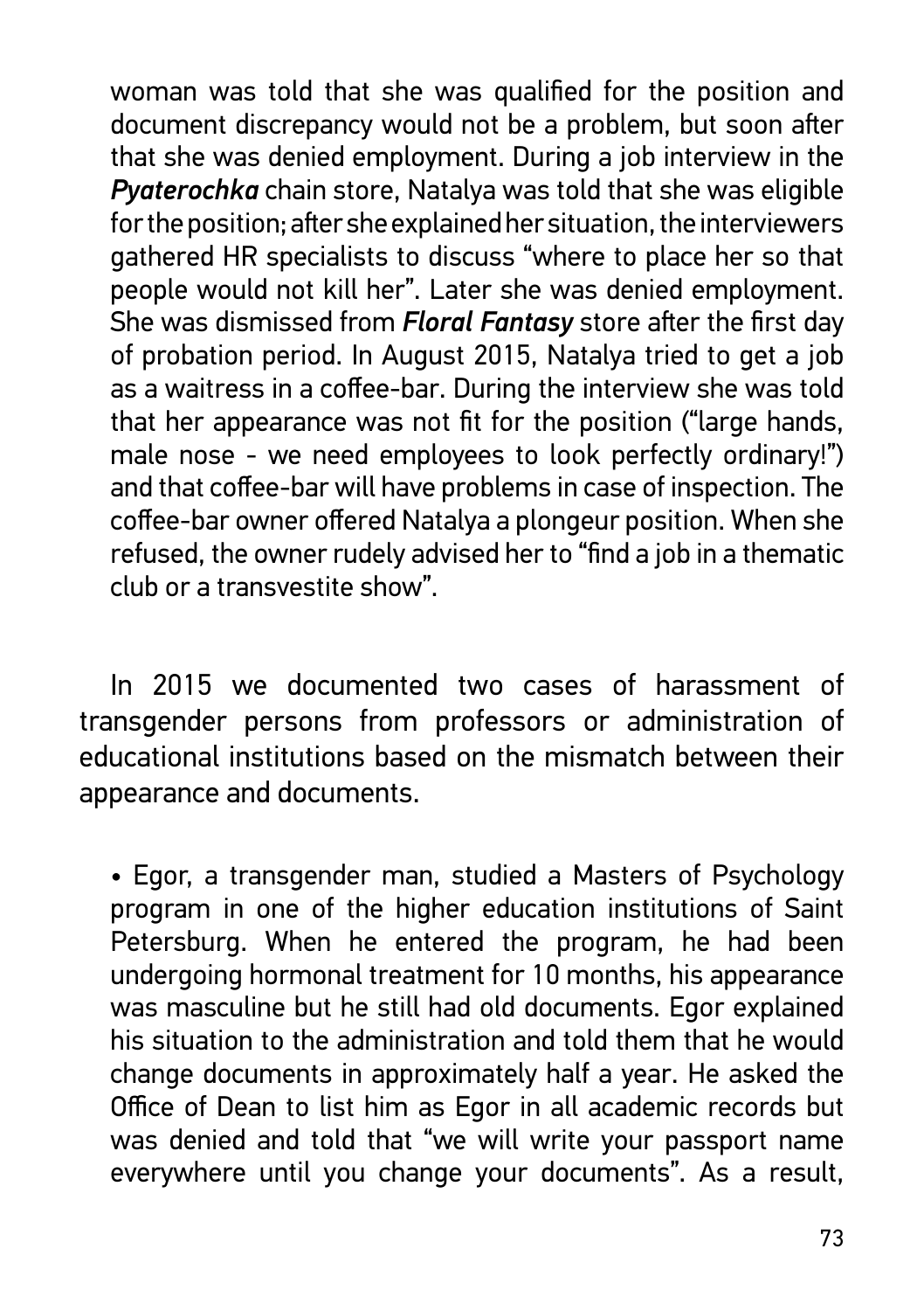woman was told that she was qualified for the position and document discrepancy would not be a problem, but soon after that she was denied employment. During a job interview in the ***Pyaterochka*** chain store, Natalya was told that she was eligible for the position; after she explained her situation, the interviewers gathered HR specialists to discuss "where to place her so that people would not kill her". Later she was denied employment. She was dismissed from ***Floral Fantasy*** store after the first day of probation period. In August 2015, Natalya tried to get a job as a waitress in a coffee-bar. During the interview she was told that her appearance was not fit for the position ("large hands, male nose - we need employees to look perfectly ordinary!") and that coffee-bar will have problems in case of inspection. The coffee-bar owner offered Natalya a plongeur position. When she refused, the owner rudely advised her to "find a job in a thematic club or a transvestite show".

In 2015 we documented two cases of harassment of transgender persons from professors or administration of educational institutions based on the mismatch between their appearance and documents.

- Egor, a transgender man, studied a Masters of Psychology program in one of the higher education institutions of Saint Petersburg. When he entered the program, he had been undergoing hormonal treatment for 10 months, his appearance was masculine but he still had old documents. Egor explained his situation to the administration and told them that he would change documents in approximately half a year. He asked the Office of Dean to list him as Egor in all academic records but was denied and told that "we will write your passport name everywhere until you change your documents". As a result,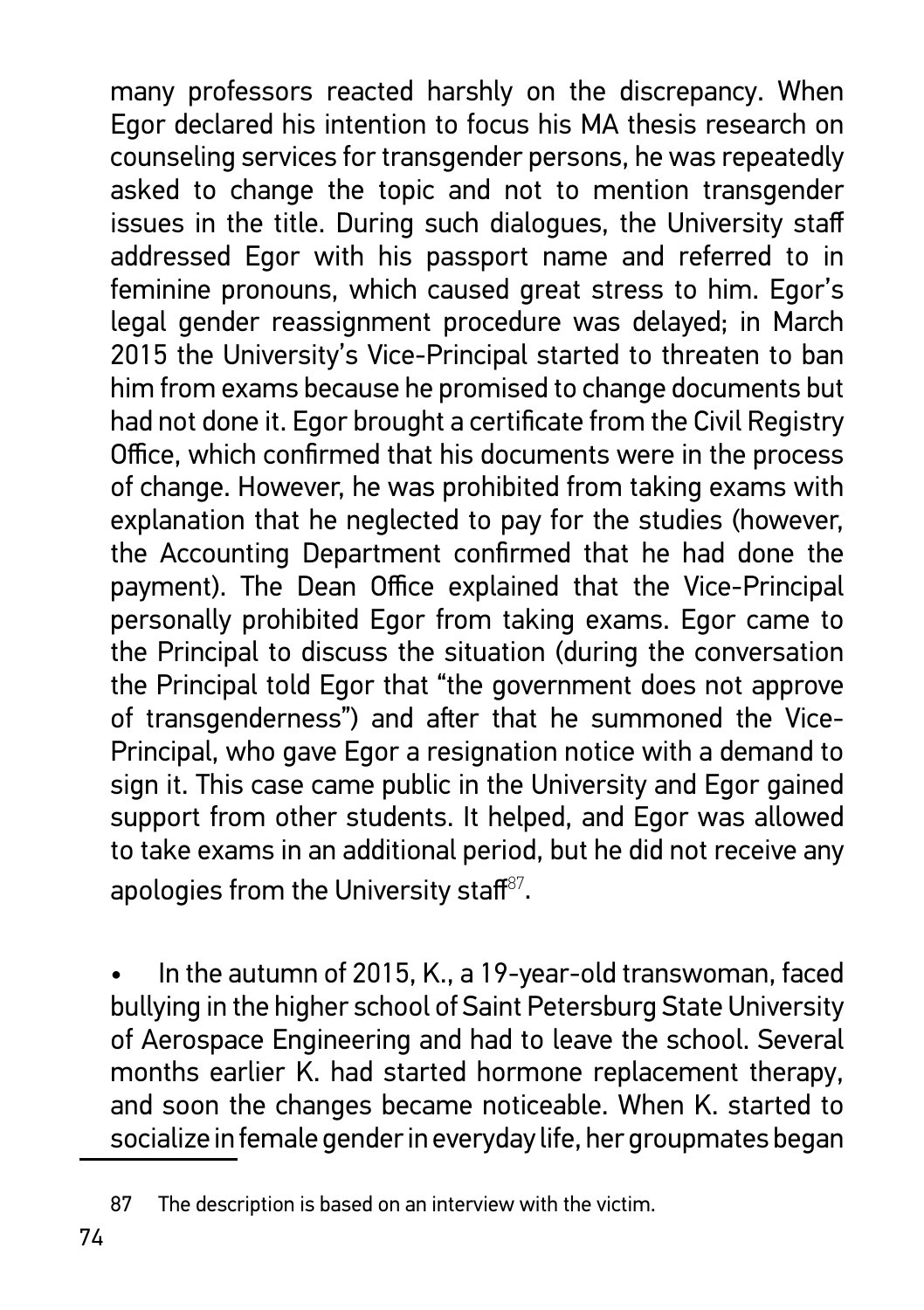many professors reacted harshly on the discrepancy. When Egor declared his intention to focus his MA thesis research on counseling services for transgender persons, he was repeatedly asked to change the topic and not to mention transgender issues in the title. During such dialogues, the University staff addressed Egor with his passport name and referred to in feminine pronouns, which caused great stress to him. Egor's legal gender reassignment procedure was delayed; in March 2015 the University's Vice-Principal started to threaten to ban him from exams because he promised to change documents but had not done it. Egor brought a certificate from the Civil Registry Office, which confirmed that his documents were in the process of change. However, he was prohibited from taking exams with explanation that he neglected to pay for the studies (however, the Accounting Department confirmed that he had done the payment). The Dean Office explained that the Vice-Principal personally prohibited Egor from taking exams. Egor came to the Principal to discuss the situation (during the conversation the Principal told Egor that "the government does not approve of transgenderness") and after that he summoned the Vice-Principal, who gave Egor a resignation notice with a demand to sign it. This case came public in the University and Egor gained support from other students. It helped, and Egor was allowed to take exams in an additional period, but he did not receive any apologies from the University staff[87].

- In the autumn of 2015, K., a 19-year-old transwoman, faced bullying in the higher school of Saint Petersburg State University of Aerospace Engineering and had to leave the school. Several months earlier K. had started hormone replacement therapy, and soon the changes became noticeable. When K. started to socialize in female gender in everyday life, her groupmates began

---

87 The description is based on an interview with the victim.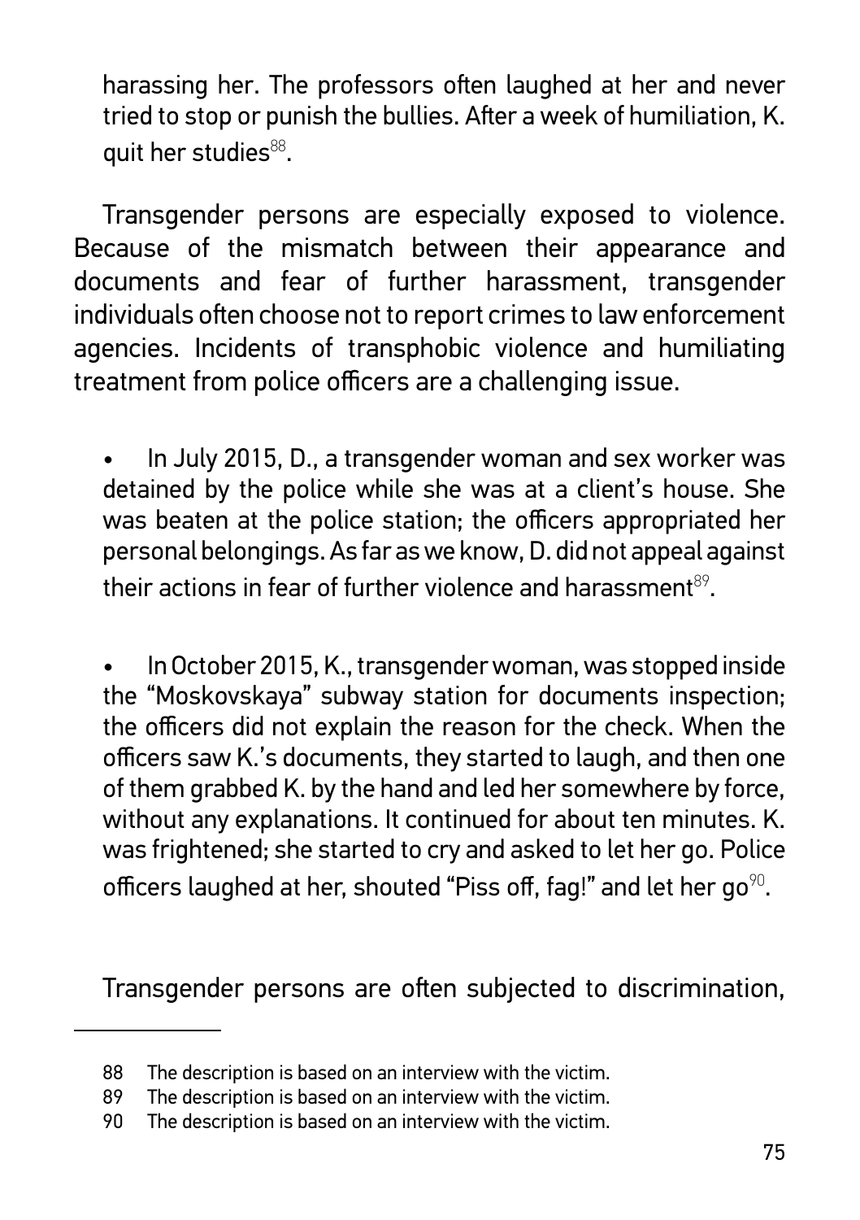harassing her. The professors often laughed at her and never tried to stop or punish the bullies. After a week of humiliation, K. quit her studies[88].

Transgender persons are especially exposed to violence. Because of the mismatch between their appearance and documents and fear of further harassment, transgender individuals often choose not to report crimes to law enforcement agencies. Incidents of transphobic violence and humiliating treatment from police officers are a challenging issue.

- In July 2015, D., a transgender woman and sex worker was detained by the police while she was at a client's house. She was beaten at the police station; the officers appropriated her personal belongings. As far as we know, D. did not appeal against their actions in fear of further violence and harassment[89].

- In October 2015, K., transgender woman, was stopped inside the "Moskovskaya" subway station for documents inspection; the officers did not explain the reason for the check. When the officers saw K.'s documents, they started to laugh, and then one of them grabbed K. by the hand and led her somewhere by force, without any explanations. It continued for about ten minutes. K. was frightened; she started to cry and asked to let her go. Police officers laughed at her, shouted "Piss off, fag!" and let her go[90].

Transgender persons are often subjected to discrimination,

---

88 The description is based on an interview with the victim.

89 The description is based on an interview with the victim.

90 The description is based on an interview with the victim.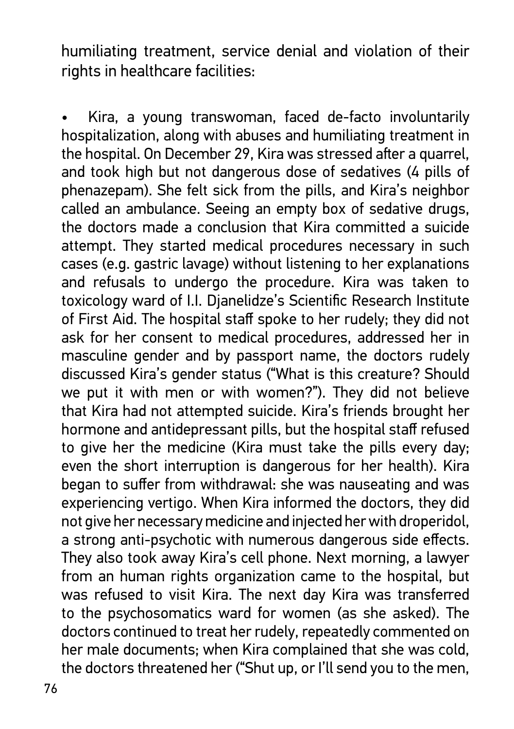humiliating treatment, service denial and violation of their rights in healthcare facilities:

- Kira, a young transwoman, faced de-facto involuntarily hospitalization, along with abuses and humiliating treatment in the hospital. On December 29, Kira was stressed after a quarrel, and took high but not dangerous dose of sedatives (4 pills of phenazepam). She felt sick from the pills, and Kira's neighbor called an ambulance. Seeing an empty box of sedative drugs, the doctors made a conclusion that Kira committed a suicide attempt. They started medical procedures necessary in such cases (e.g. gastric lavage) without listening to her explanations and refusals to undergo the procedure. Kira was taken to toxicology ward of I.I. Djanelidze's Scientific Research Institute of First Aid. The hospital staff spoke to her rudely; they did not ask for her consent to medical procedures, addressed her in masculine gender and by passport name, the doctors rudely discussed Kira's gender status ("What is this creature? Should we put it with men or with women?"). They did not believe that Kira had not attempted suicide. Kira's friends brought her hormone and antidepressant pills, but the hospital staff refused to give her the medicine (Kira must take the pills every day; even the short interruption is dangerous for her health). Kira began to suffer from withdrawal: she was nauseating and was experiencing vertigo. When Kira informed the doctors, they did not give her necessary medicine and injected her with droperidol, a strong anti-psychotic with numerous dangerous side effects. They also took away Kira's cell phone. Next morning, a lawyer from an human rights organization came to the hospital, but was refused to visit Kira. The next day Kira was transferred to the psychosomatics ward for women (as she asked). The doctors continued to treat her rudely, repeatedly commented on her male documents; when Kira complained that she was cold, the doctors threatened her ("Shut up, or I'll send you to the men,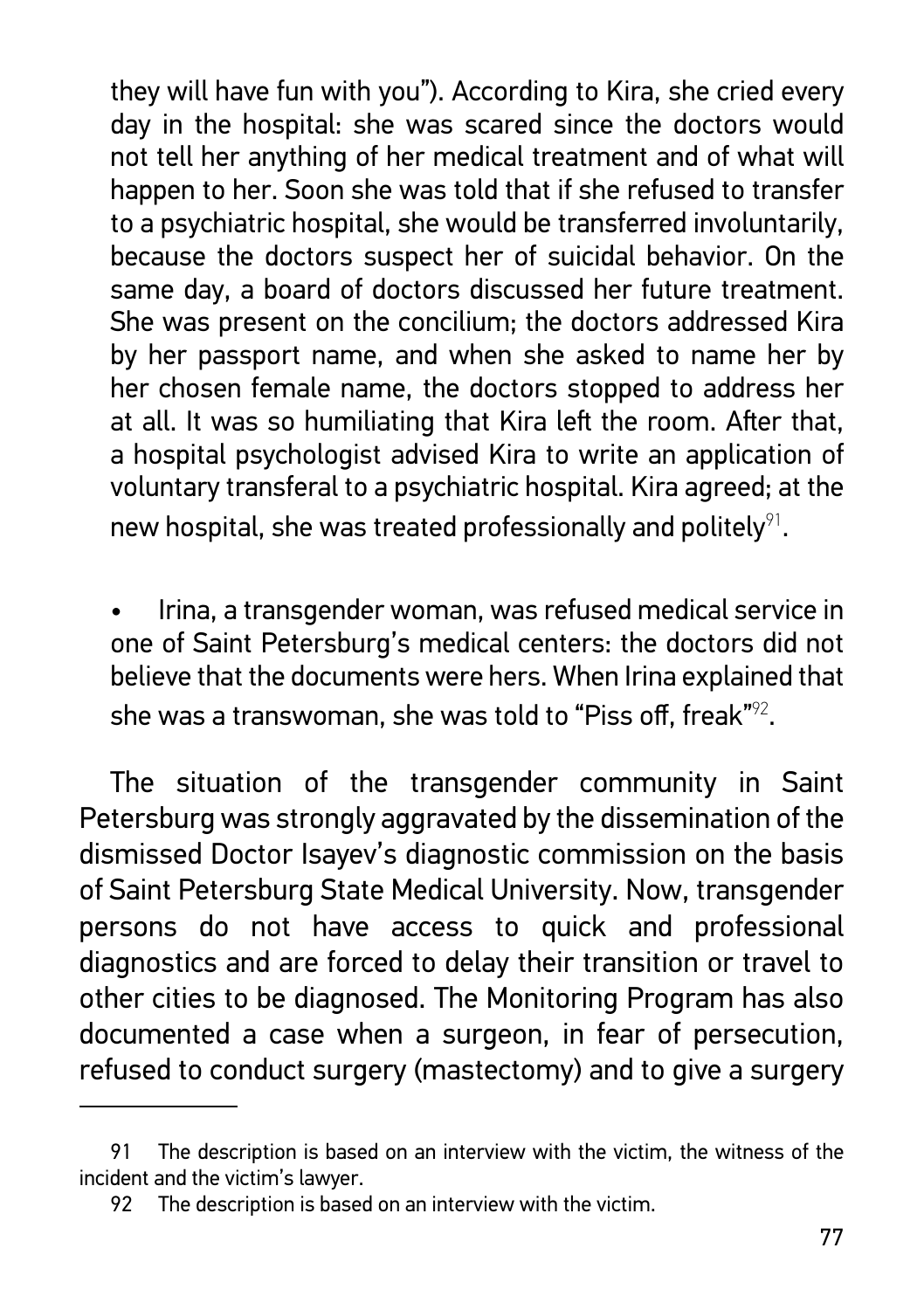they will have fun with you"). According to Kira, she cried every day in the hospital: she was scared since the doctors would not tell her anything of her medical treatment and of what will happen to her. Soon she was told that if she refused to transfer to a psychiatric hospital, she would be transferred involuntarily, because the doctors suspect her of suicidal behavior. On the same day, a board of doctors discussed her future treatment. She was present on the concilium; the doctors addressed Kira by her passport name, and when she asked to name her by her chosen female name, the doctors stopped to address her at all. It was so humiliating that Kira left the room. After that, a hospital psychologist advised Kira to write an application of voluntary transferal to a psychiatric hospital. Kira agreed; at the new hospital, she was treated professionally and politely[91].

- Irina, a transgender woman, was refused medical service in one of Saint Petersburg's medical centers: the doctors did not believe that the documents were hers. When Irina explained that she was a transwoman, she was told to "Piss off, freak"[92].

The situation of the transgender community in Saint Petersburg was strongly aggravated by the dissemination of the dismissed Doctor Isayev's diagnostic commission on the basis of Saint Petersburg State Medical University. Now, transgender persons do not have access to quick and professional diagnostics and are forced to delay their transition or travel to other cities to be diagnosed. The Monitoring Program has also documented a case when a surgeon, in fear of persecution, refused to conduct surgery (mastectomy) and to give a surgery

---

91 The description is based on an interview with the victim, the witness of the incident and the victim's lawyer.

92 The description is based on an interview with the victim.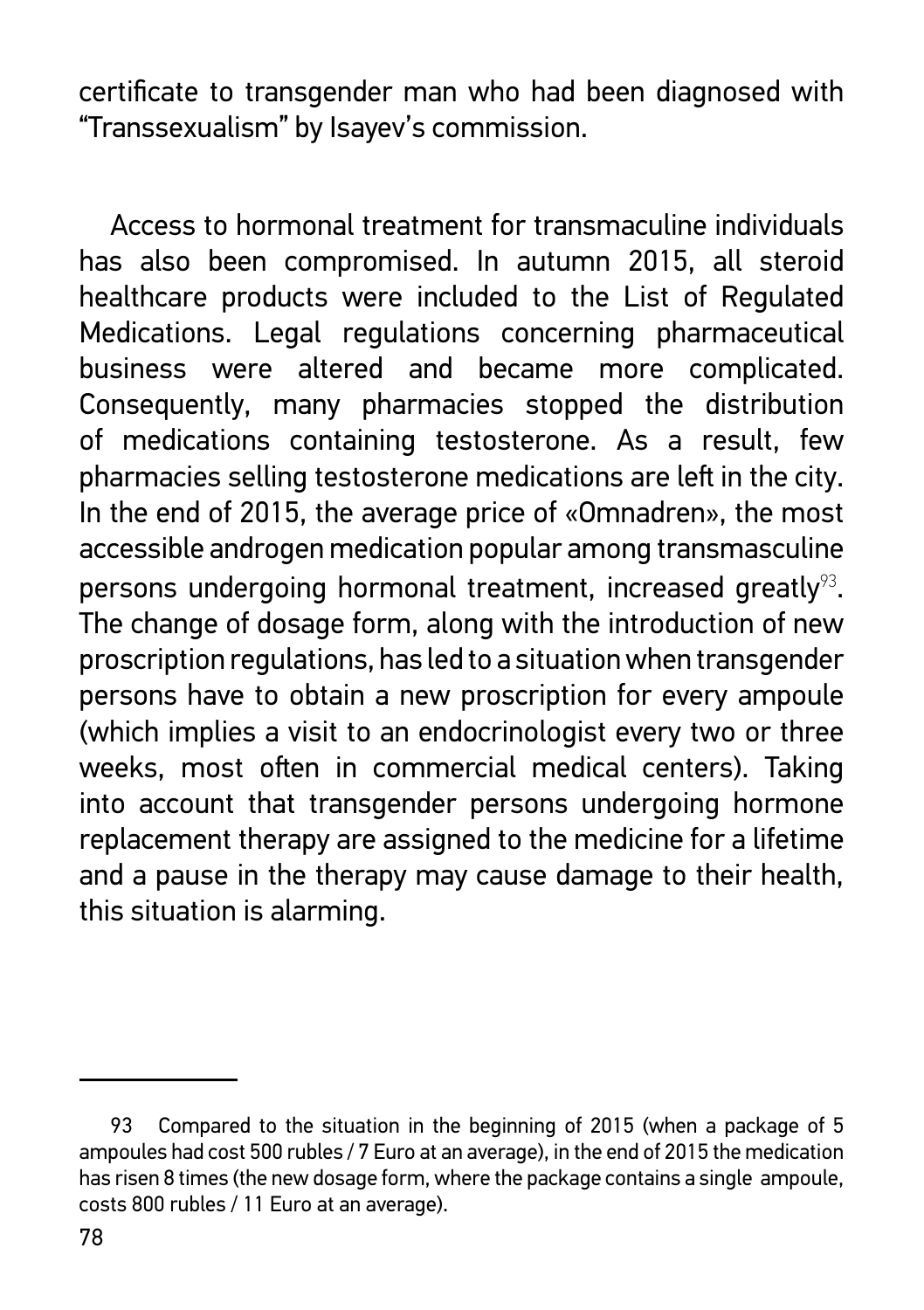certificate to transgender man who had been diagnosed with "Transsexualism" by Isayev's commission.

Access to hormonal treatment for transmaculine individuals has also been compromised. In autumn 2015, all steroid healthcare products were included to the List of Regulated Medications. Legal regulations concerning pharmaceutical business were altered and became more complicated. Consequently, many pharmacies stopped the distribution of medications containing testosterone. As a result, few pharmacies selling testosterone medications are left in the city. In the end of 2015, the average price of «Omnadren», the most accessible androgen medication popular among transmasculine persons undergoing hormonal treatment, increased greatly[93]. The change of dosage form, along with the introduction of new proscription regulations, has led to a situation when transgender persons have to obtain a new proscription for every ampoule (which implies a visit to an endocrinologist every two or three weeks, most often in commercial medical centers). Taking into account that transgender persons undergoing hormone replacement therapy are assigned to the medicine for a lifetime and a pause in the therapy may cause damage to their health, this situation is alarming.

---

93 Compared to the situation in the beginning of 2015 (when a package of 5 ampoules had cost 500 rubles / 7 Euro at an average), in the end of 2015 the medication has risen 8 times (the new dosage form, where the package contains a single ampoule, costs 800 rubles / 11 Euro at an average).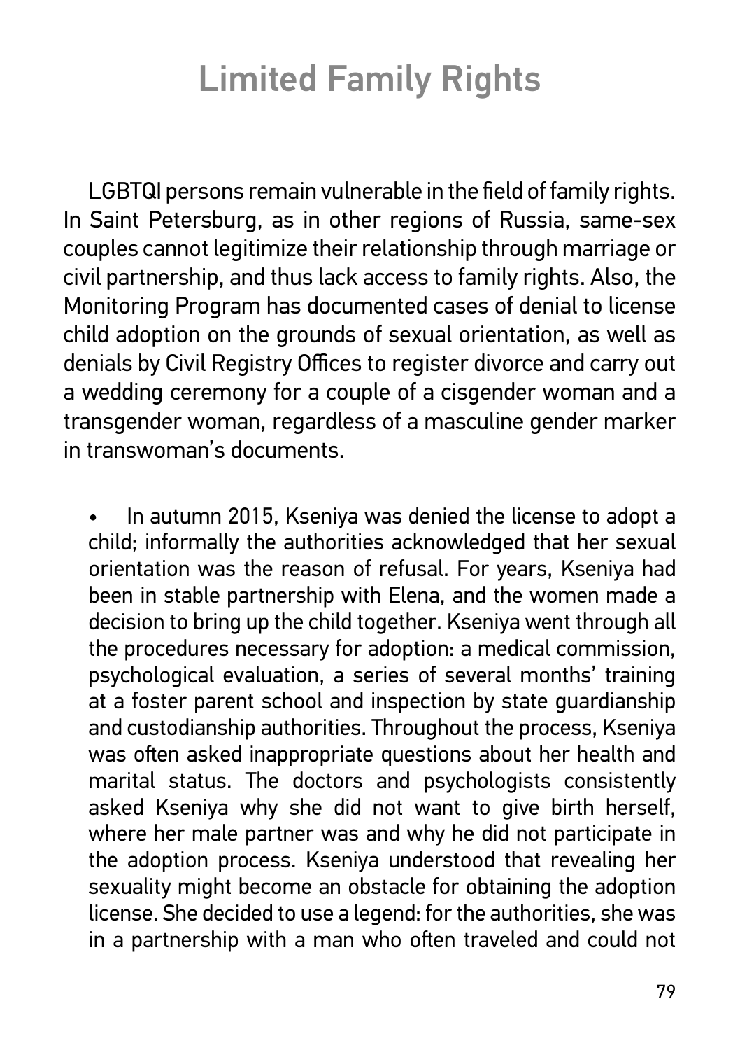# Limited Family Rights

LGBTQI persons remain vulnerable in the field of family rights. In Saint Petersburg, as in other regions of Russia, same-sex couples cannot legitimize their relationship through marriage or civil partnership, and thus lack access to family rights. Also, the Monitoring Program has documented cases of denial to license child adoption on the grounds of sexual orientation, as well as denials by Civil Registry Offices to register divorce and carry out a wedding ceremony for a couple of a cisgender woman and a transgender woman, regardless of a masculine gender marker in transwoman's documents.

- In autumn 2015, Kseniya was denied the license to adopt a child; informally the authorities acknowledged that her sexual orientation was the reason of refusal. For years, Kseniya had been in stable partnership with Elena, and the women made a decision to bring up the child together. Kseniya went through all the procedures necessary for adoption: a medical commission, psychological evaluation, a series of several months' training at a foster parent school and inspection by state guardianship and custodianship authorities. Throughout the process, Kseniya was often asked inappropriate questions about her health and marital status. The doctors and psychologists consistently asked Kseniya why she did not want to give birth herself, where her male partner was and why he did not participate in the adoption process. Kseniya understood that revealing her sexuality might become an obstacle for obtaining the adoption license. She decided to use a legend: for the authorities, she was in a partnership with a man who often traveled and could not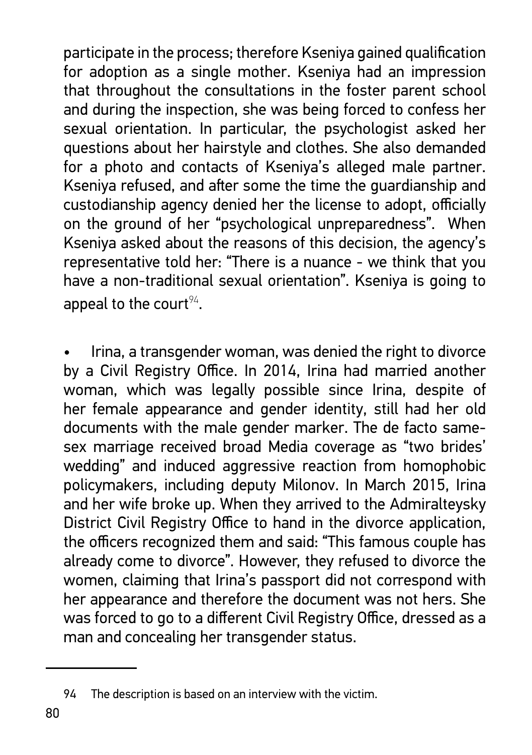participate in the process; therefore Kseniya gained qualification for adoption as a single mother. Kseniya had an impression that throughout the consultations in the foster parent school and during the inspection, she was being forced to confess her sexual orientation. In particular, the psychologist asked her questions about her hairstyle and clothes. She also demanded for a photo and contacts of Kseniya's alleged male partner. Kseniya refused, and after some the time the guardianship and custodianship agency denied her the license to adopt, officially on the ground of her "psychological unpreparedness". When Kseniya asked about the reasons of this decision, the agency's representative told her: "There is a nuance - we think that you have a non-traditional sexual orientation". Kseniya is going to appeal to the court[94].

- Irina, a transgender woman, was denied the right to divorce by a Civil Registry Office. In 2014, Irina had married another woman, which was legally possible since Irina, despite of her female appearance and gender identity, still had her old documents with the male gender marker. The de facto same-sex marriage received broad Media coverage as "two brides' wedding" and induced aggressive reaction from homophobic policymakers, including deputy Milonov. In March 2015, Irina and her wife broke up. When they arrived to the Admiralteysky District Civil Registry Office to hand in the divorce application, the officers recognized them and said: "This famous couple has already come to divorce". However, they refused to divorce the women, claiming that Irina's passport did not correspond with her appearance and therefore the document was not hers. She was forced to go to a different Civil Registry Office, dressed as a man and concealing her transgender status.

---

94 The description is based on an interview with the victim.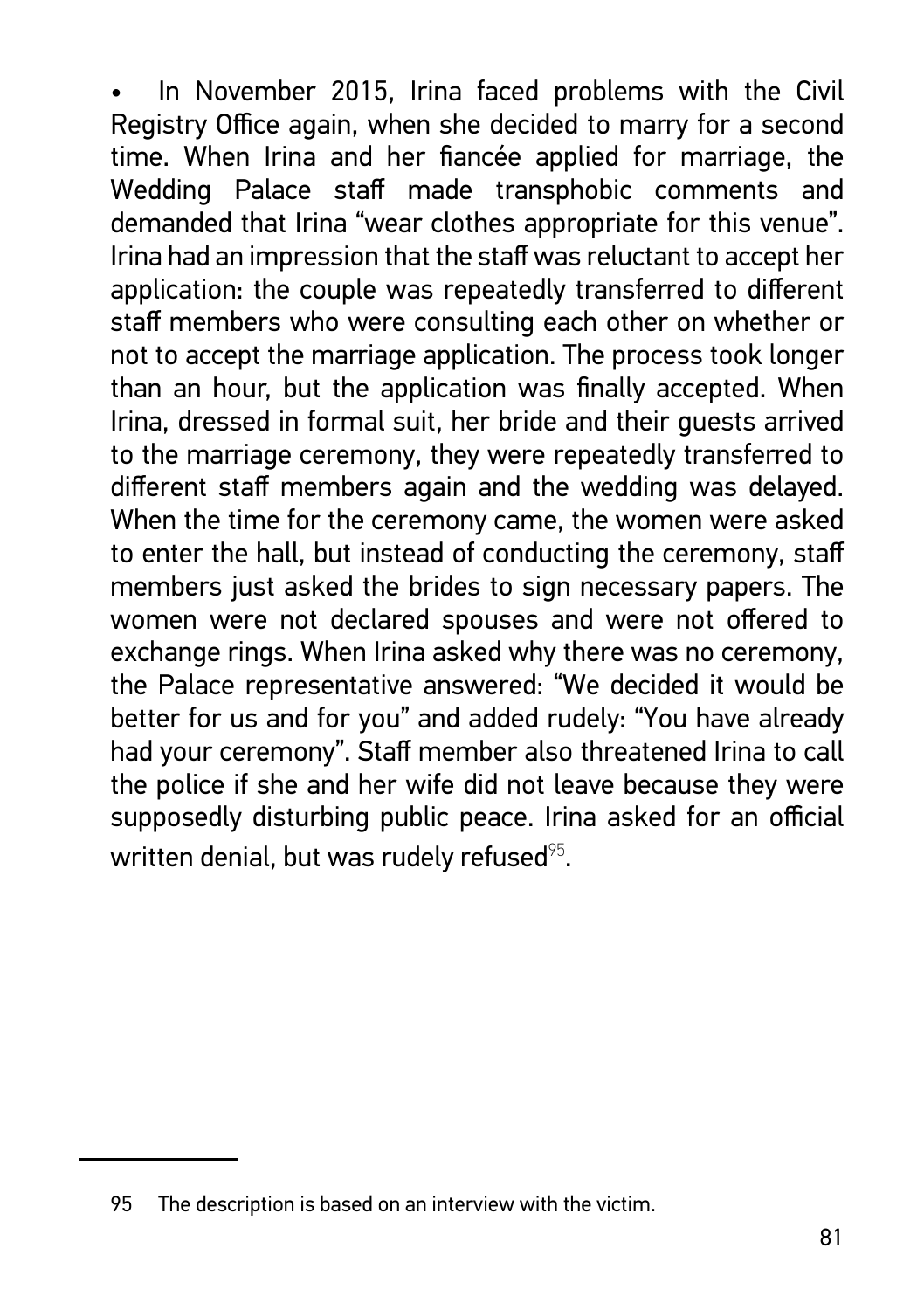- In November 2015, Irina faced problems with the Civil Registry Office again, when she decided to marry for a second time. When Irina and her fiancée applied for marriage, the Wedding Palace staff made transphobic comments and demanded that Irina "wear clothes appropriate for this venue". Irina had an impression that the staff was reluctant to accept her application: the couple was repeatedly transferred to different staff members who were consulting each other on whether or not to accept the marriage application. The process took longer than an hour, but the application was finally accepted. When Irina, dressed in formal suit, her bride and their guests arrived to the marriage ceremony, they were repeatedly transferred to different staff members again and the wedding was delayed. When the time for the ceremony came, the women were asked to enter the hall, but instead of conducting the ceremony, staff members just asked the brides to sign necessary papers. The women were not declared spouses and were not offered to exchange rings. When Irina asked why there was no ceremony, the Palace representative answered: "We decided it would be better for us and for you" and added rudely: "You have already had your ceremony". Staff member also threatened Irina to call the police if she and her wife did not leave because they were supposedly disturbing public peace. Irina asked for an official written denial, but was rudely refused[95].

---

95 The description is based on an interview with the victim.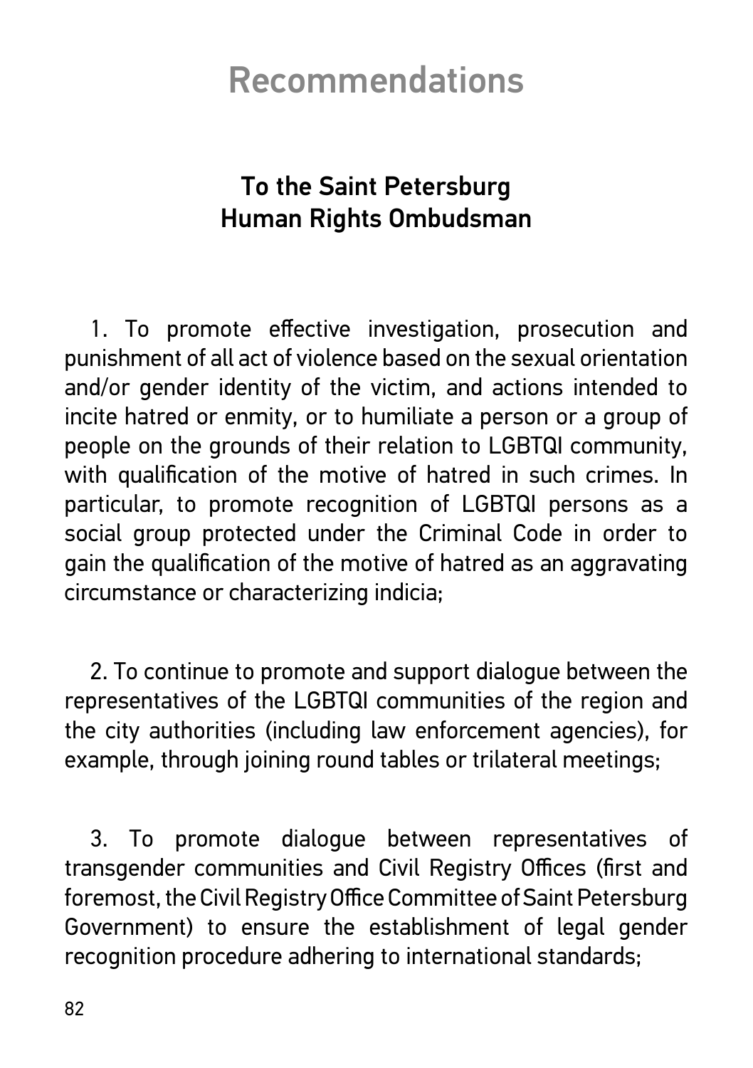# Recommendations

## To the Saint Petersburg Human Rights Ombudsman

1. To promote effective investigation, prosecution and punishment of all act of violence based on the sexual orientation and/or gender identity of the victim, and actions intended to incite hatred or enmity, or to humiliate a person or a group of people on the grounds of their relation to LGBTQI community, with qualification of the motive of hatred in such crimes. In particular, to promote recognition of LGBTQI persons as a social group protected under the Criminal Code in order to gain the qualification of the motive of hatred as an aggravating circumstance or characterizing indicia;

2. To continue to promote and support dialogue between the representatives of the LGBTQI communities of the region and the city authorities (including law enforcement agencies), for example, through joining round tables or trilateral meetings;

3. To promote dialogue between representatives of transgender communities and Civil Registry Offices (first and foremost, the Civil Registry Office Committee of Saint Petersburg Government) to ensure the establishment of legal gender recognition procedure adhering to international standards;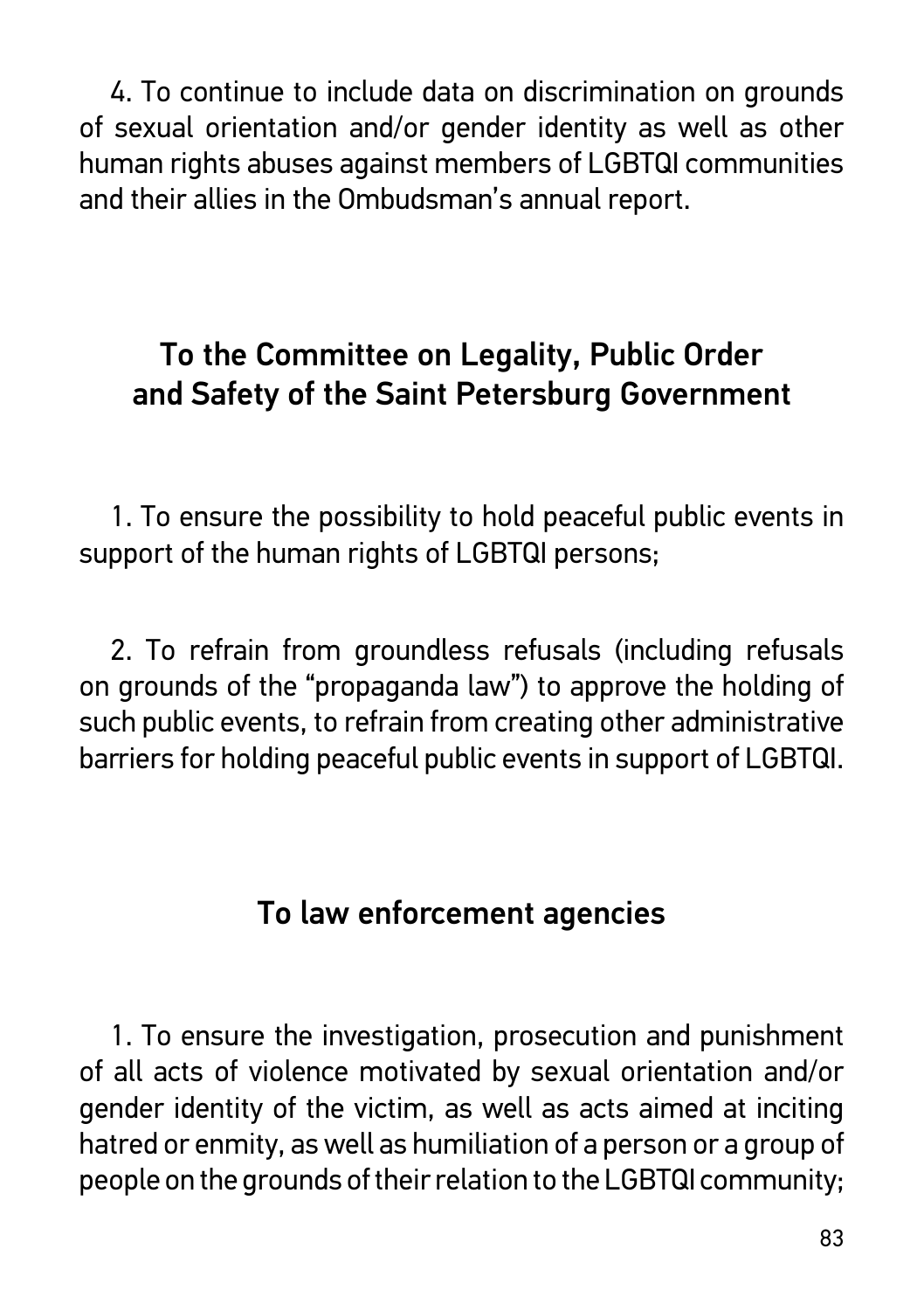4. To continue to include data on discrimination on grounds of sexual orientation and/or gender identity as well as other human rights abuses against members of LGBTQI communities and their allies in the Ombudsman's annual report.

## To the Committee on Legality, Public Order and Safety of the Saint Petersburg Government

1. To ensure the possibility to hold peaceful public events in support of the human rights of LGBTQI persons;

2. To refrain from groundless refusals (including refusals on grounds of the "propaganda law") to approve the holding of such public events, to refrain from creating other administrative barriers for holding peaceful public events in support of LGBTQI.

## To law enforcement agencies

1. To ensure the investigation, prosecution and punishment of all acts of violence motivated by sexual orientation and/or gender identity of the victim, as well as acts aimed at inciting hatred or enmity, as well as humiliation of a person or a group of people on the grounds of their relation to the LGBTQI community;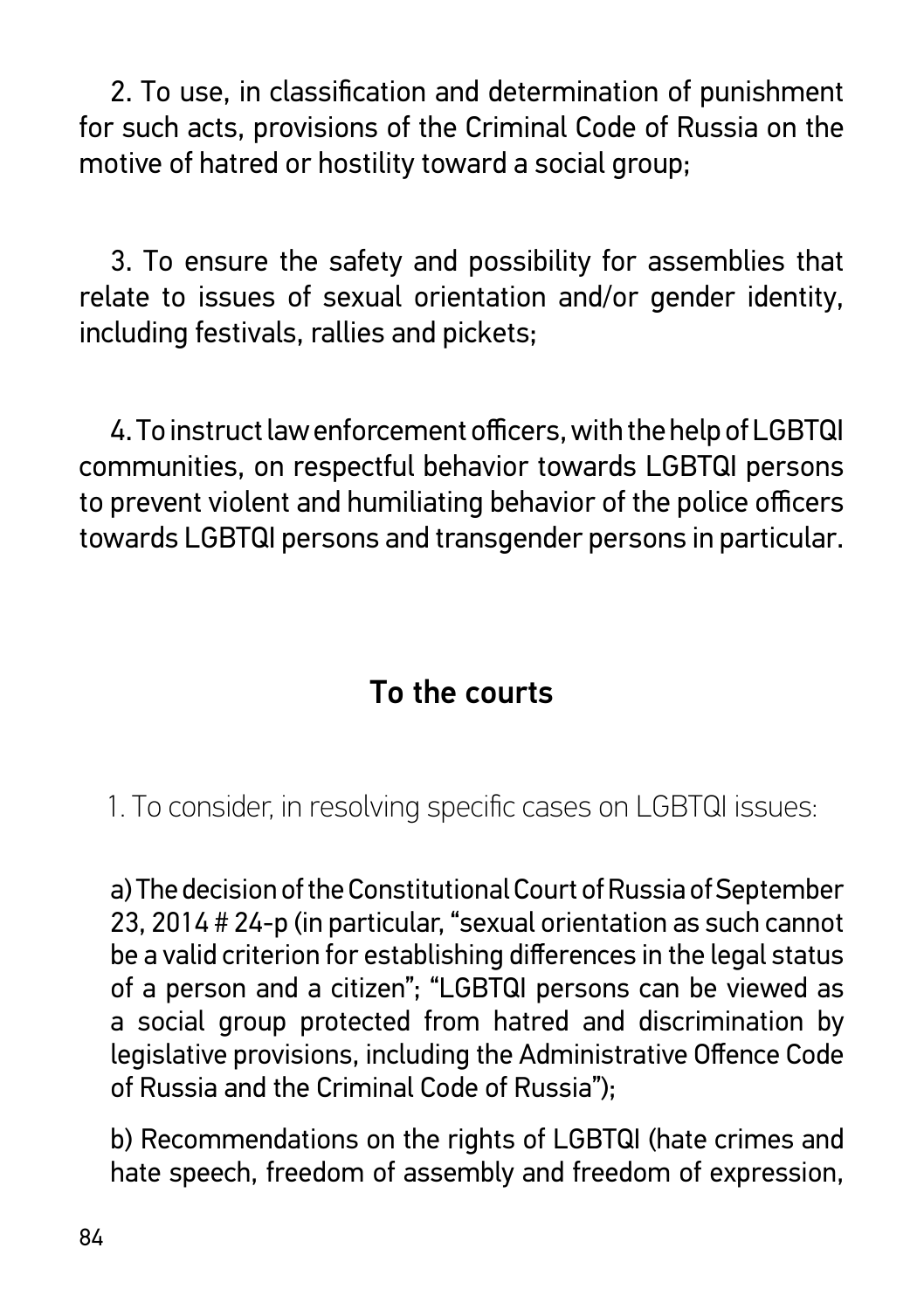2. To use, in classification and determination of punishment for such acts, provisions of the Criminal Code of Russia on the motive of hatred or hostility toward a social group;

3. To ensure the safety and possibility for assemblies that relate to issues of sexual orientation and/or gender identity, including festivals, rallies and pickets;

4. To instruct law enforcement officers, with the help of LGBTQI communities, on respectful behavior towards LGBTQI persons to prevent violent and humiliating behavior of the police officers towards LGBTQI persons and transgender persons in particular.

## To the courts

1. To consider, in resolving specific cases on LGBTQI issues:

a) The decision of the Constitutional Court of Russia of September 23, 2014 # 24-p (in particular, "sexual orientation as such cannot be a valid criterion for establishing differences in the legal status of a person and a citizen"; "LGBTQI persons can be viewed as a social group protected from hatred and discrimination by legislative provisions, including the Administrative Offence Code of Russia and the Criminal Code of Russia");

b) Recommendations on the rights of LGBTQI (hate crimes and hate speech, freedom of assembly and freedom of expression,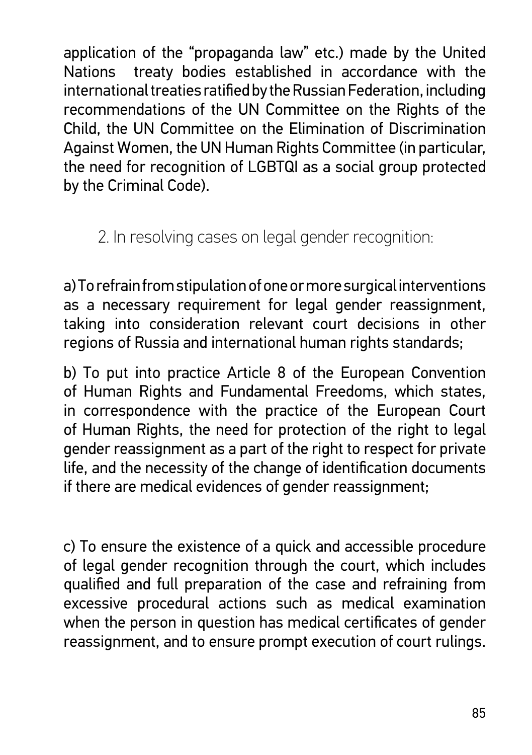application of the "propaganda law" etc.) made by the United Nations treaty bodies established in accordance with the international treaties ratified by the Russian Federation, including recommendations of the UN Committee on the Rights of the Child, the UN Committee on the Elimination of Discrimination Against Women, the UN Human Rights Committee (in particular, the need for recognition of LGBTQI as a social group protected by the Criminal Code).

2. In resolving cases on legal gender recognition:

a) To refrain from stipulation of one or more surgical interventions as a necessary requirement for legal gender reassignment, taking into consideration relevant court decisions in other regions of Russia and international human rights standards;

b) To put into practice Article 8 of the European Convention of Human Rights and Fundamental Freedoms, which states, in correspondence with the practice of the European Court of Human Rights, the need for protection of the right to legal gender reassignment as a part of the right to respect for private life, and the necessity of the change of identification documents if there are medical evidences of gender reassignment;

c) To ensure the existence of a quick and accessible procedure of legal gender recognition through the court, which includes qualified and full preparation of the case and refraining from excessive procedural actions such as medical examination when the person in question has medical certificates of gender reassignment, and to ensure prompt execution of court rulings.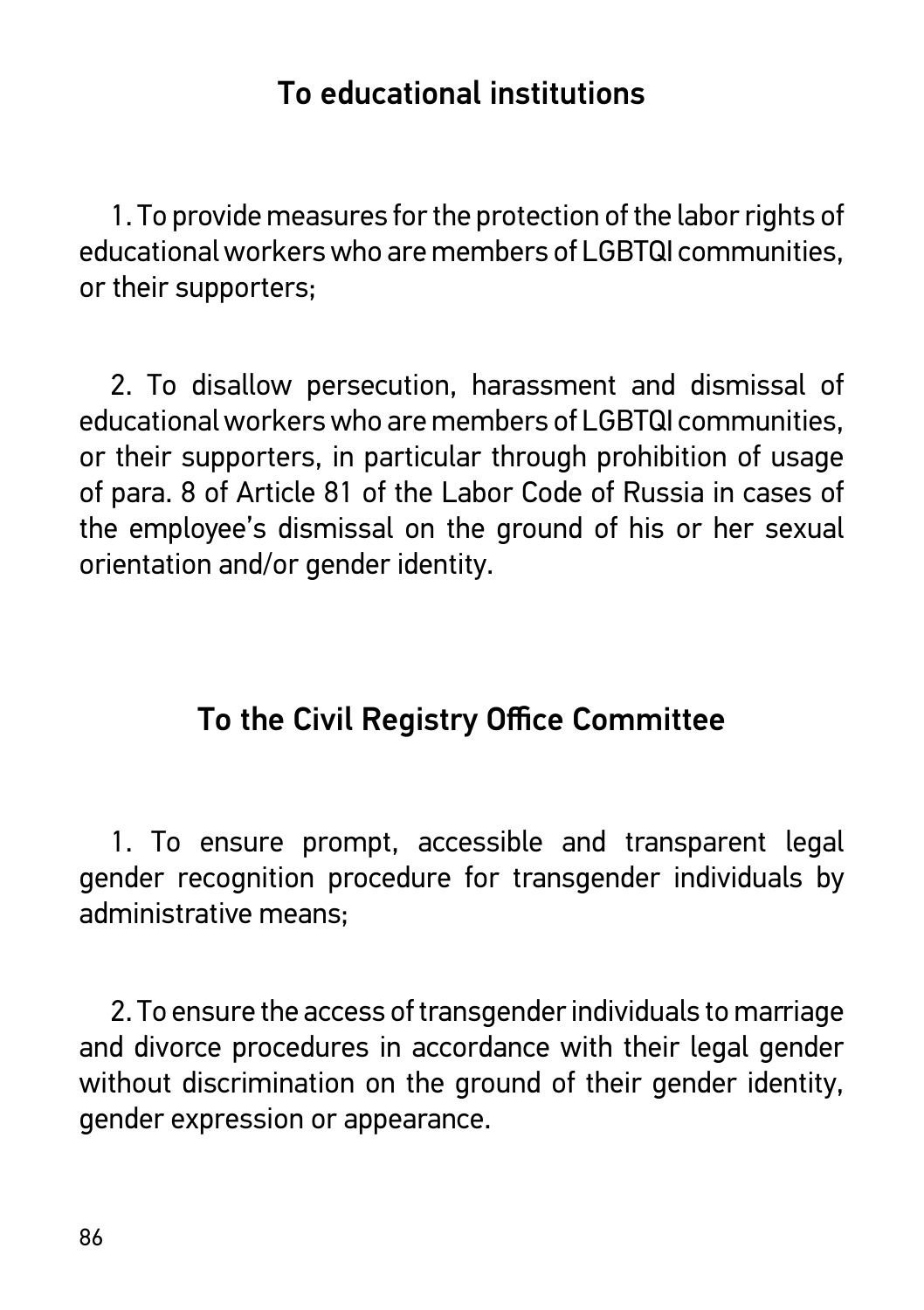## To educational institutions

1. To provide measures for the protection of the labor rights of educational workers who are members of LGBTQI communities, or their supporters;

2. To disallow persecution, harassment and dismissal of educational workers who are members of LGBTQI communities, or their supporters, in particular through prohibition of usage of para. 8 of Article 81 of the Labor Code of Russia in cases of the employee's dismissal on the ground of his or her sexual orientation and/or gender identity.

## To the Civil Registry Office Committee

1. To ensure prompt, accessible and transparent legal gender recognition procedure for transgender individuals by administrative means;

2. To ensure the access of transgender individuals to marriage and divorce procedures in accordance with their legal gender without discrimination on the ground of their gender identity, gender expression or appearance.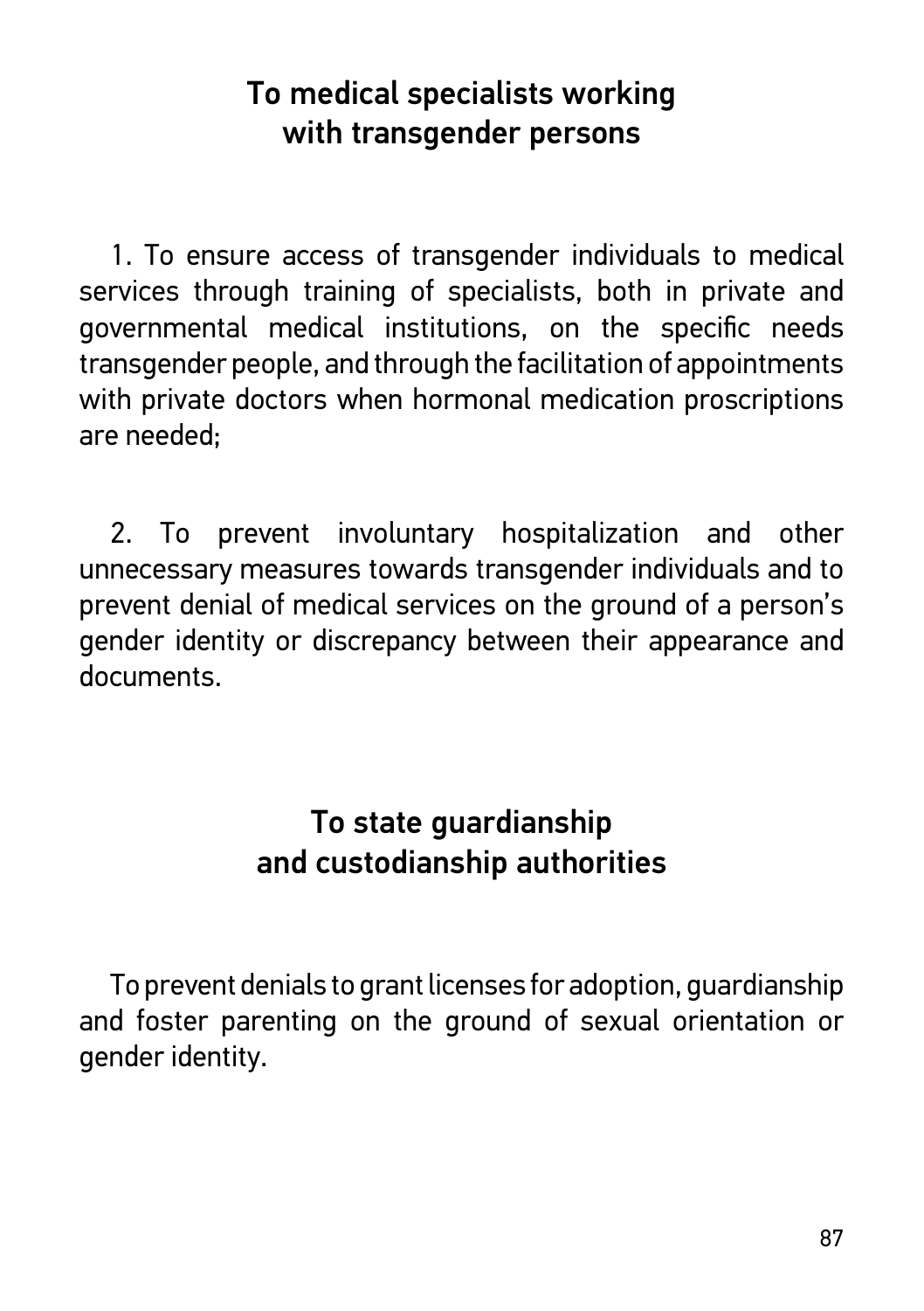## To medical specialists working with transgender persons

1. To ensure access of transgender individuals to medical services through training of specialists, both in private and governmental medical institutions, on the specific needs transgender people, and through the facilitation of appointments with private doctors when hormonal medication proscriptions are needed;

2. To prevent involuntary hospitalization and other unnecessary measures towards transgender individuals and to prevent denial of medical services on the ground of a person's gender identity or discrepancy between their appearance and documents.

## To state guardianship and custodianship authorities

To prevent denials to grant licenses for adoption, guardianship and foster parenting on the ground of sexual orientation or gender identity.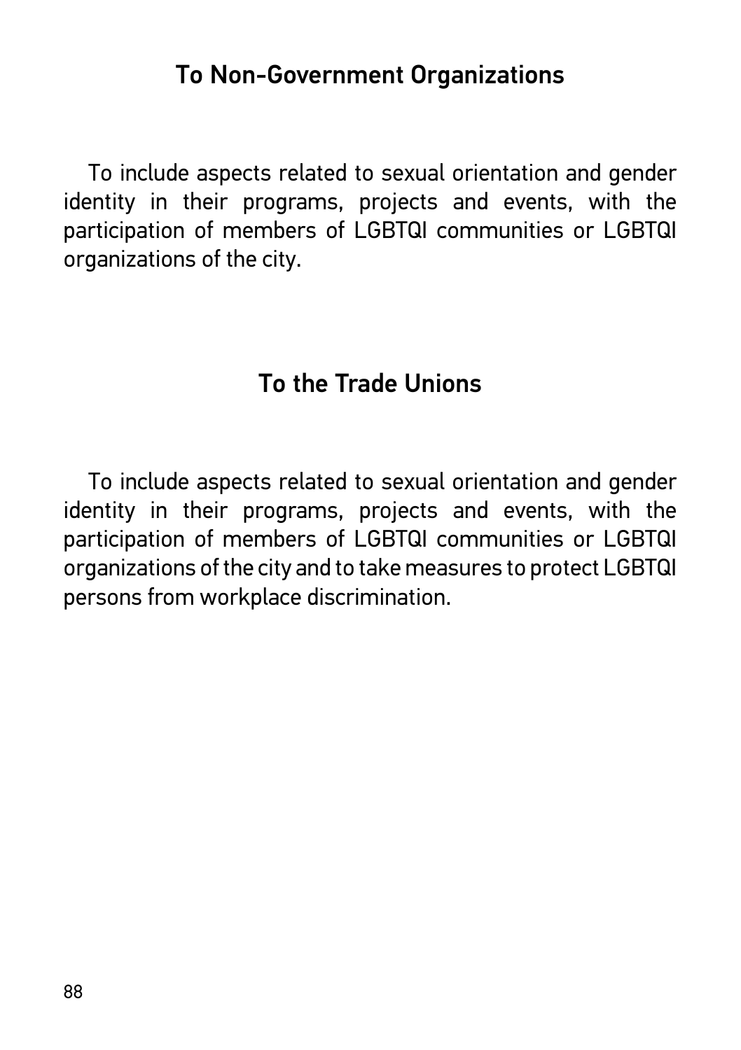## To Non-Government Organizations

To include aspects related to sexual orientation and gender identity in their programs, projects and events, with the participation of members of LGBTQI communities or LGBTQI organizations of the city.

## To the Trade Unions

To include aspects related to sexual orientation and gender identity in their programs, projects and events, with the participation of members of LGBTQI communities or LGBTQI organizations of the city and to take measures to protect LGBTQI persons from workplace discrimination.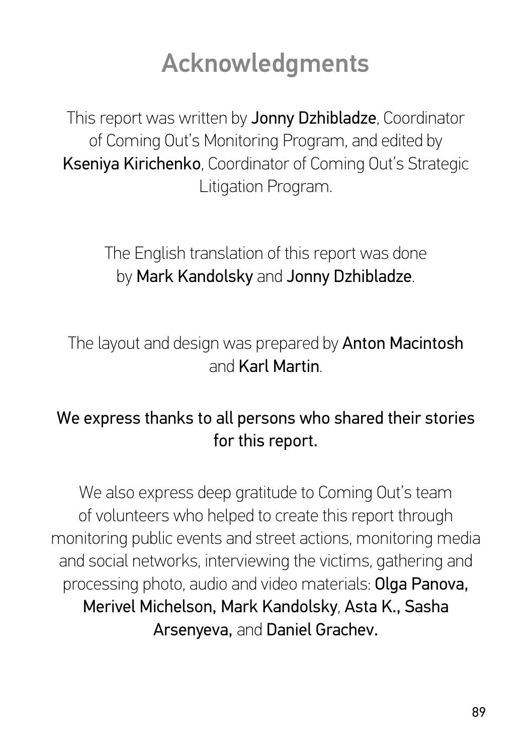# Acknowledgments

This report was written by **Jonny Dzhibladze**, Coordinator of Coming Out's Monitoring Program, and edited by **Kseniya Kirichenko**, Coordinator of Coming Out's Strategic Litigation Program.

The English translation of this report was done by **Mark Kandolsky** and **Jonny Dzhibladze**.

The layout and design was prepared by **Anton Macintosh** and **Karl Martin**.

**We express thanks to all persons who shared their stories for this report.**

We also express deep gratitude to Coming Out's team of volunteers who helped to create this report through monitoring public events and street actions, monitoring media and social networks, interviewing the victims, gathering and processing photo, audio and video materials: **Olga Panova, Merivel Michelson, Mark Kandolsky**, **Asta K., Sasha Arsenyeva,** and **Daniel Grachev.**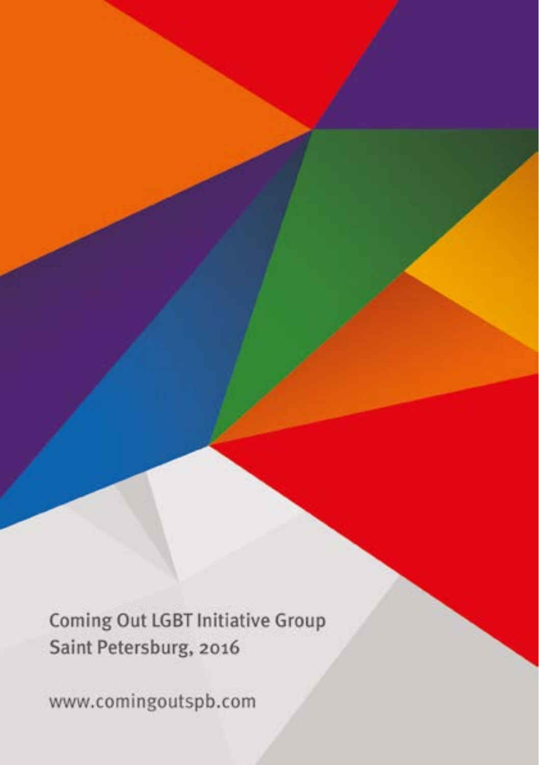Coming Out LGBT Initiative Group
Saint Petersburg, 2016

www.comingoutspb.com